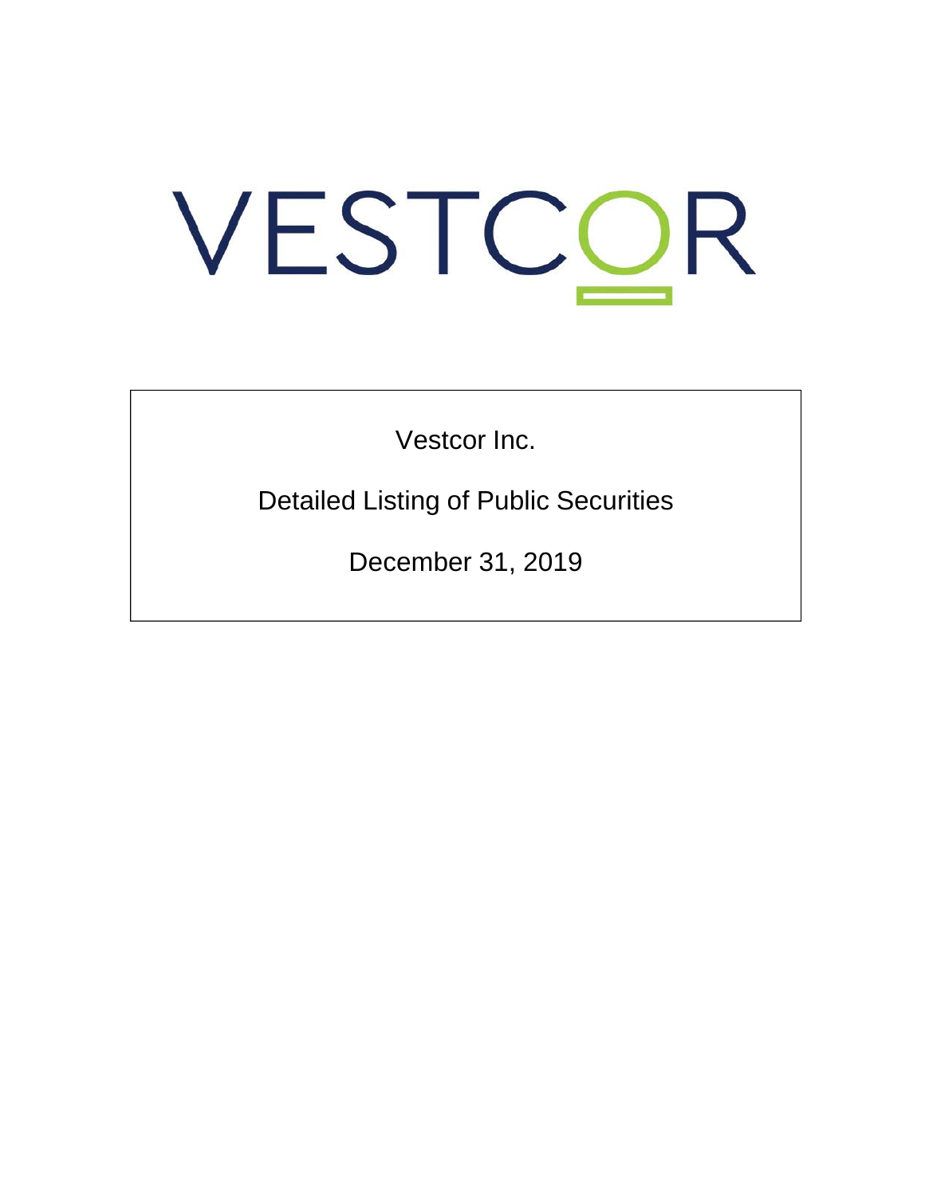# VESTCOR

Vestcor Inc.

Detailed Listing of Public Securities

December 31, 2019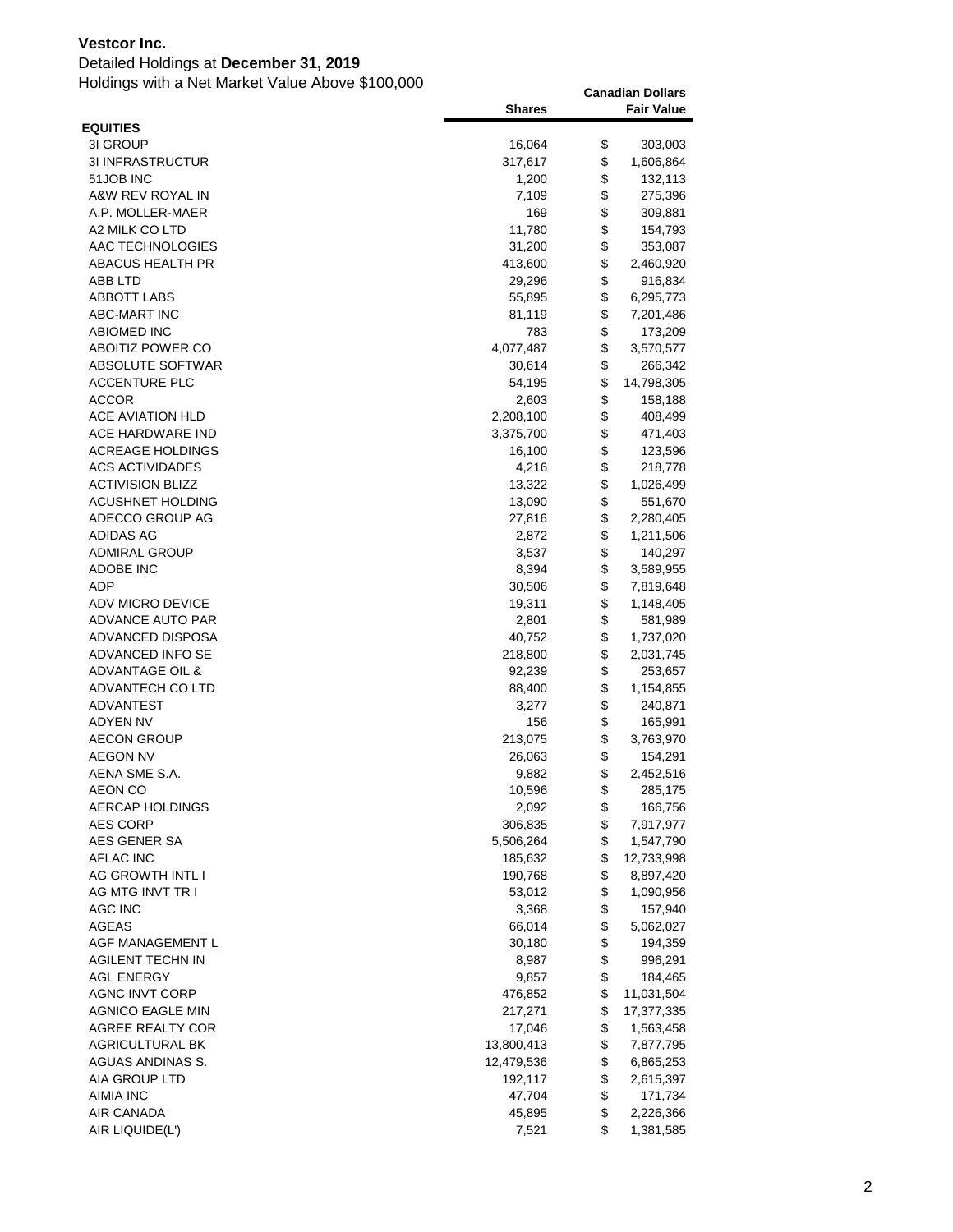**Vestcor Inc.**

Detailed Holdings at **December 31, 2019**

Holdings with a Net Market Value Above $100,000

| | Shares | Canadian Dollars Fair Value |
|---|---|---|
| **EQUITIES** | | |
| 3I GROUP | 16,064 | $ 303,003 |
| 3I INFRASTRUCTUR | 317,617 | $ 1,606,864 |
| 51JOB INC | 1,200 | $ 132,113 |
| A&W REV ROYAL IN | 7,109 | $ 275,396 |
| A.P. MOLLER-MAER | 169 | $ 309,881 |
| A2 MILK CO LTD | 11,780 | $ 154,793 |
| AAC TECHNOLOGIES | 31,200 | $ 353,087 |
| ABACUS HEALTH PR | 413,600 | $ 2,460,920 |
| ABB LTD | 29,296 | $ 916,834 |
| ABBOTT LABS | 55,895 | $ 6,295,773 |
| ABC-MART INC | 81,119 | $ 7,201,486 |
| ABIOMED INC | 783 | $ 173,209 |
| ABOITIZ POWER CO | 4,077,487 | $ 3,570,577 |
| ABSOLUTE SOFTWAR | 30,614 | $ 266,342 |
| ACCENTURE PLC | 54,195 | $ 14,798,305 |
| ACCOR | 2,603 | $ 158,188 |
| ACE AVIATION HLD | 2,208,100 | $ 408,499 |
| ACE HARDWARE IND | 3,375,700 | $ 471,403 |
| ACREAGE HOLDINGS | 16,100 | $ 123,596 |
| ACS ACTIVIDADES | 4,216 | $ 218,778 |
| ACTIVISION BLIZZ | 13,322 | $ 1,026,499 |
| ACUSHNET HOLDING | 13,090 | $ 551,670 |
| ADECCO GROUP AG | 27,816 | $ 2,280,405 |
| ADIDAS AG | 2,872 | $ 1,211,506 |
| ADMIRAL GROUP | 3,537 | $ 140,297 |
| ADOBE INC | 8,394 | $ 3,589,955 |
| ADP | 30,506 | $ 7,819,648 |
| ADV MICRO DEVICE | 19,311 | $ 1,148,405 |
| ADVANCE AUTO PAR | 2,801 | $ 581,989 |
| ADVANCED DISPOSA | 40,752 | $ 1,737,020 |
| ADVANCED INFO SE | 218,800 | $ 2,031,745 |
| ADVANTAGE OIL & | 92,239 | $ 253,657 |
| ADVANTECH CO LTD | 88,400 | $ 1,154,855 |
| ADVANTEST | 3,277 | $ 240,871 |
| ADYEN NV | 156 | $ 165,991 |
| AECON GROUP | 213,075 | $ 3,763,970 |
| AEGON NV | 26,063 | $ 154,291 |
| AENA SME S.A. | 9,882 | $ 2,452,516 |
| AEON CO | 10,596 | $ 285,175 |
| AERCAP HOLDINGS | 2,092 | $ 166,756 |
| AES CORP | 306,835 | $ 7,917,977 |
| AES GENER SA | 5,506,264 | $ 1,547,790 |
| AFLAC INC | 185,632 | $ 12,733,998 |
| AG GROWTH INTL I | 190,768 | $ 8,897,420 |
| AG MTG INVT TR I | 53,012 | $ 1,090,956 |
| AGC INC | 3,368 | $ 157,940 |
| AGEAS | 66,014 | $ 5,062,027 |
| AGF MANAGEMENT L | 30,180 | $ 194,359 |
| AGILENT TECHN IN | 8,987 | $ 996,291 |
| AGL ENERGY | 9,857 | $ 184,465 |
| AGNC INVT CORP | 476,852 | $ 11,031,504 |
| AGNICO EAGLE MIN | 217,271 | $ 17,377,335 |
| AGREE REALTY COR | 17,046 | $ 1,563,458 |
| AGRICULTURAL BK | 13,800,413 | $ 7,877,795 |
| AGUAS ANDINAS S. | 12,479,536 | $ 6,865,253 |
| AIA GROUP LTD | 192,117 | $ 2,615,397 |
| AIMIA INC | 47,704 | $ 171,734 |
| AIR CANADA | 45,895 | $ 2,226,366 |
| AIR LIQUIDE(L') | 7,521 | $ 1,381,585 |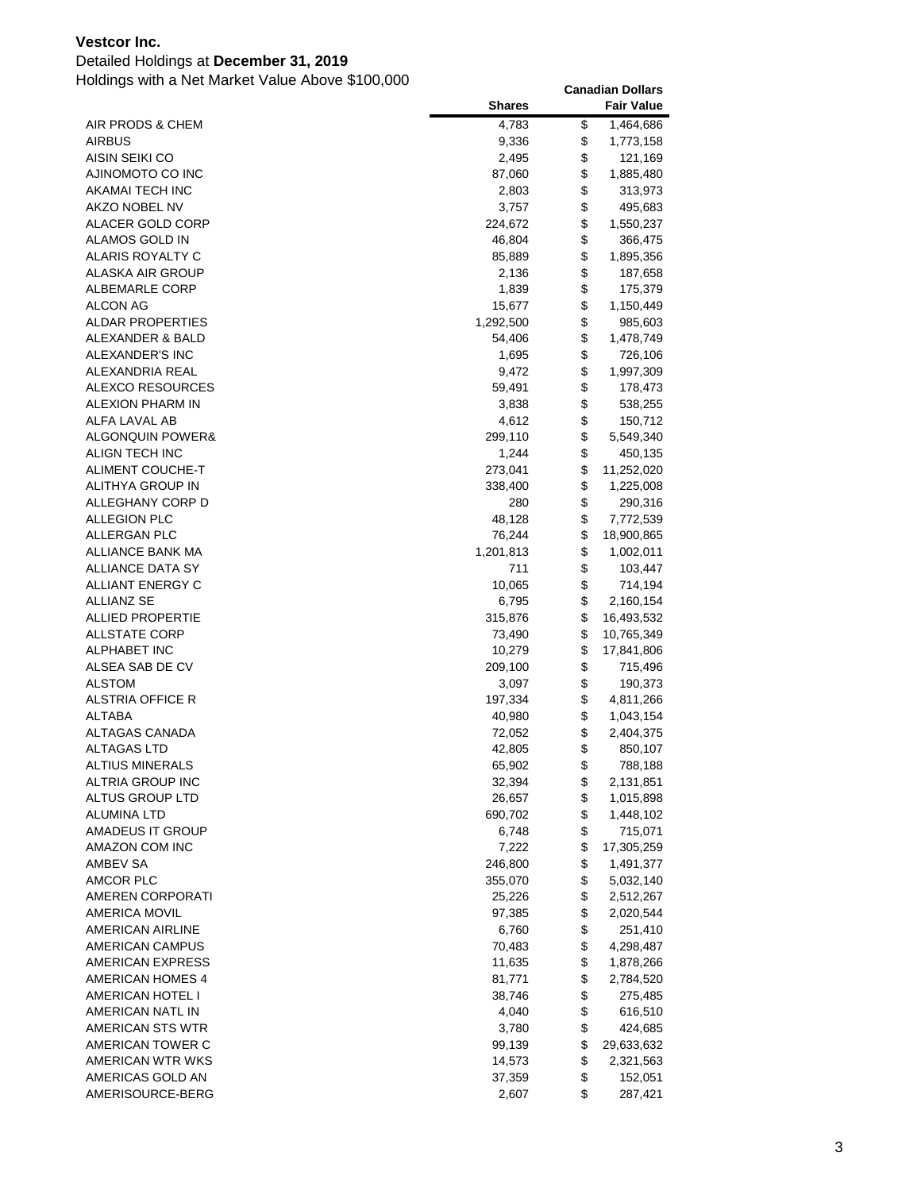**Vestcor Inc.**

Detailed Holdings at **December 31, 2019**

Holdings with a Net Market Value Above $100,000

| | Shares | Canadian Dollars Fair Value |
|---|---|---|
| AIR PRODS & CHEM | 4,783 | $ 1,464,686 |
| AIRBUS | 9,336 | $ 1,773,158 |
| AISIN SEIKI CO | 2,495 | $ 121,169 |
| AJINOMOTO CO INC | 87,060 | $ 1,885,480 |
| AKAMAI TECH INC | 2,803 | $ 313,973 |
| AKZO NOBEL NV | 3,757 | $ 495,683 |
| ALACER GOLD CORP | 224,672 | $ 1,550,237 |
| ALAMOS GOLD IN | 46,804 | $ 366,475 |
| ALARIS ROYALTY C | 85,889 | $ 1,895,356 |
| ALASKA AIR GROUP | 2,136 | $ 187,658 |
| ALBEMARLE CORP | 1,839 | $ 175,379 |
| ALCON AG | 15,677 | $ 1,150,449 |
| ALDAR PROPERTIES | 1,292,500 | $ 985,603 |
| ALEXANDER & BALD | 54,406 | $ 1,478,749 |
| ALEXANDER'S INC | 1,695 | $ 726,106 |
| ALEXANDRIA REAL | 9,472 | $ 1,997,309 |
| ALEXCO RESOURCES | 59,491 | $ 178,473 |
| ALEXION PHARM IN | 3,838 | $ 538,255 |
| ALFA LAVAL AB | 4,612 | $ 150,712 |
| ALGONQUIN POWER& | 299,110 | $ 5,549,340 |
| ALIGN TECH INC | 1,244 | $ 450,135 |
| ALIMENT COUCHE-T | 273,041 | $ 11,252,020 |
| ALITHYA GROUP IN | 338,400 | $ 1,225,008 |
| ALLEGHANY CORP D | 280 | $ 290,316 |
| ALLEGION PLC | 48,128 | $ 7,772,539 |
| ALLERGAN PLC | 76,244 | $ 18,900,865 |
| ALLIANCE BANK MA | 1,201,813 | $ 1,002,011 |
| ALLIANCE DATA SY | 711 | $ 103,447 |
| ALLIANT ENERGY C | 10,065 | $ 714,194 |
| ALLIANZ SE | 6,795 | $ 2,160,154 |
| ALLIED PROPERTIE | 315,876 | $ 16,493,532 |
| ALLSTATE CORP | 73,490 | $ 10,765,349 |
| ALPHABET INC | 10,279 | $ 17,841,806 |
| ALSEA SAB DE CV | 209,100 | $ 715,496 |
| ALSTOM | 3,097 | $ 190,373 |
| ALSTRIA OFFICE R | 197,334 | $ 4,811,266 |
| ALTABA | 40,980 | $ 1,043,154 |
| ALTAGAS CANADA | 72,052 | $ 2,404,375 |
| ALTAGAS LTD | 42,805 | $ 850,107 |
| ALTIUS MINERALS | 65,902 | $ 788,188 |
| ALTRIA GROUP INC | 32,394 | $ 2,131,851 |
| ALTUS GROUP LTD | 26,657 | $ 1,015,898 |
| ALUMINA LTD | 690,702 | $ 1,448,102 |
| AMADEUS IT GROUP | 6,748 | $ 715,071 |
| AMAZON COM INC | 7,222 | $ 17,305,259 |
| AMBEV SA | 246,800 | $ 1,491,377 |
| AMCOR PLC | 355,070 | $ 5,032,140 |
| AMEREN CORPORATI | 25,226 | $ 2,512,267 |
| AMERICA MOVIL | 97,385 | $ 2,020,544 |
| AMERICAN AIRLINE | 6,760 | $ 251,410 |
| AMERICAN CAMPUS | 70,483 | $ 4,298,487 |
| AMERICAN EXPRESS | 11,635 | $ 1,878,266 |
| AMERICAN HOMES 4 | 81,771 | $ 2,784,520 |
| AMERICAN HOTEL I | 38,746 | $ 275,485 |
| AMERICAN NATL IN | 4,040 | $ 616,510 |
| AMERICAN STS WTR | 3,780 | $ 424,685 |
| AMERICAN TOWER C | 99,139 | $ 29,633,632 |
| AMERICAN WTR WKS | 14,573 | $ 2,321,563 |
| AMERICAS GOLD AN | 37,359 | $ 152,051 |
| AMERISOURCE-BERG | 2,607 | $ 287,421 |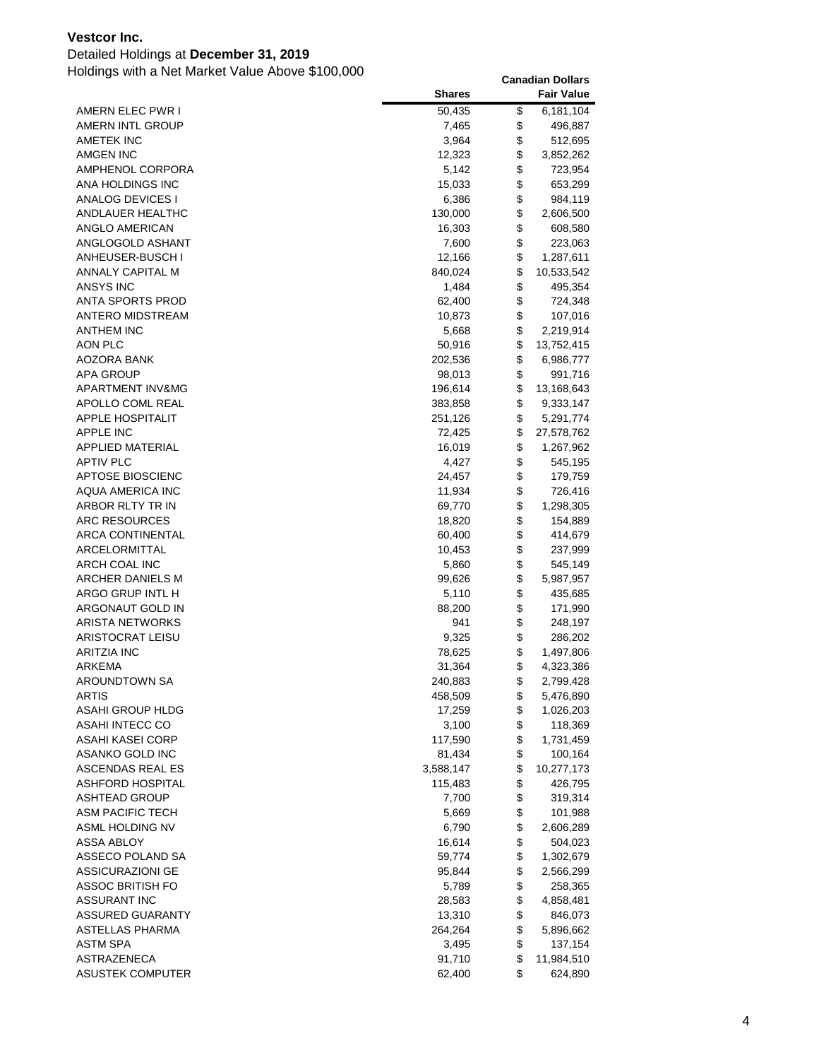**Vestcor Inc.**

Detailed Holdings at **December 31, 2019**

Holdings with a Net Market Value Above $100,000

| | Shares | Canadian Dollars Fair Value |
|---|---|---|
| AMERN ELEC PWR I | 50,435 | $ 6,181,104 |
| AMERN INTL GROUP | 7,465 | $ 496,887 |
| AMETEK INC | 3,964 | $ 512,695 |
| AMGEN INC | 12,323 | $ 3,852,262 |
| AMPHENOL CORPORA | 5,142 | $ 723,954 |
| ANA HOLDINGS INC | 15,033 | $ 653,299 |
| ANALOG DEVICES I | 6,386 | $ 984,119 |
| ANDLAUER HEALTHC | 130,000 | $ 2,606,500 |
| ANGLO AMERICAN | 16,303 | $ 608,580 |
| ANGLOGOLD ASHANT | 7,600 | $ 223,063 |
| ANHEUSER-BUSCH I | 12,166 | $ 1,287,611 |
| ANNALY CAPITAL M | 840,024 | $ 10,533,542 |
| ANSYS INC | 1,484 | $ 495,354 |
| ANTA SPORTS PROD | 62,400 | $ 724,348 |
| ANTERO MIDSTREAM | 10,873 | $ 107,016 |
| ANTHEM INC | 5,668 | $ 2,219,914 |
| AON PLC | 50,916 | $ 13,752,415 |
| AOZORA BANK | 202,536 | $ 6,986,777 |
| APA GROUP | 98,013 | $ 991,716 |
| APARTMENT INV&MG | 196,614 | $ 13,168,643 |
| APOLLO COML REAL | 383,858 | $ 9,333,147 |
| APPLE HOSPITALIT | 251,126 | $ 5,291,774 |
| APPLE INC | 72,425 | $ 27,578,762 |
| APPLIED MATERIAL | 16,019 | $ 1,267,962 |
| APTIV PLC | 4,427 | $ 545,195 |
| APTOSE BIOSCIENC | 24,457 | $ 179,759 |
| AQUA AMERICA INC | 11,934 | $ 726,416 |
| ARBOR RLTY TR IN | 69,770 | $ 1,298,305 |
| ARC RESOURCES | 18,820 | $ 154,889 |
| ARCA CONTINENTAL | 60,400 | $ 414,679 |
| ARCELORMITTAL | 10,453 | $ 237,999 |
| ARCH COAL INC | 5,860 | $ 545,149 |
| ARCHER DANIELS M | 99,626 | $ 5,987,957 |
| ARGO GRUP INTL H | 5,110 | $ 435,685 |
| ARGONAUT GOLD IN | 88,200 | $ 171,990 |
| ARISTA NETWORKS | 941 | $ 248,197 |
| ARISTOCRAT LEISU | 9,325 | $ 286,202 |
| ARITZIA INC | 78,625 | $ 1,497,806 |
| ARKEMA | 31,364 | $ 4,323,386 |
| AROUNDTOWN SA | 240,883 | $ 2,799,428 |
| ARTIS | 458,509 | $ 5,476,890 |
| ASAHI GROUP HLDG | 17,259 | $ 1,026,203 |
| ASAHI INTECC CO | 3,100 | $ 118,369 |
| ASAHI KASEI CORP | 117,590 | $ 1,731,459 |
| ASANKO GOLD INC | 81,434 | $ 100,164 |
| ASCENDAS REAL ES | 3,588,147 | $ 10,277,173 |
| ASHFORD HOSPITAL | 115,483 | $ 426,795 |
| ASHTEAD GROUP | 7,700 | $ 319,314 |
| ASM PACIFIC TECH | 5,669 | $ 101,988 |
| ASML HOLDING NV | 6,790 | $ 2,606,289 |
| ASSA ABLOY | 16,614 | $ 504,023 |
| ASSECO POLAND SA | 59,774 | $ 1,302,679 |
| ASSICURAZIONI GE | 95,844 | $ 2,566,299 |
| ASSOC BRITISH FO | 5,789 | $ 258,365 |
| ASSURANT INC | 28,583 | $ 4,858,481 |
| ASSURED GUARANTY | 13,310 | $ 846,073 |
| ASTELLAS PHARMA | 264,264 | $ 5,896,662 |
| ASTM SPA | 3,495 | $ 137,154 |
| ASTRAZENECA | 91,710 | $ 11,984,510 |
| ASUSTEK COMPUTER | 62,400 | $ 624,890 |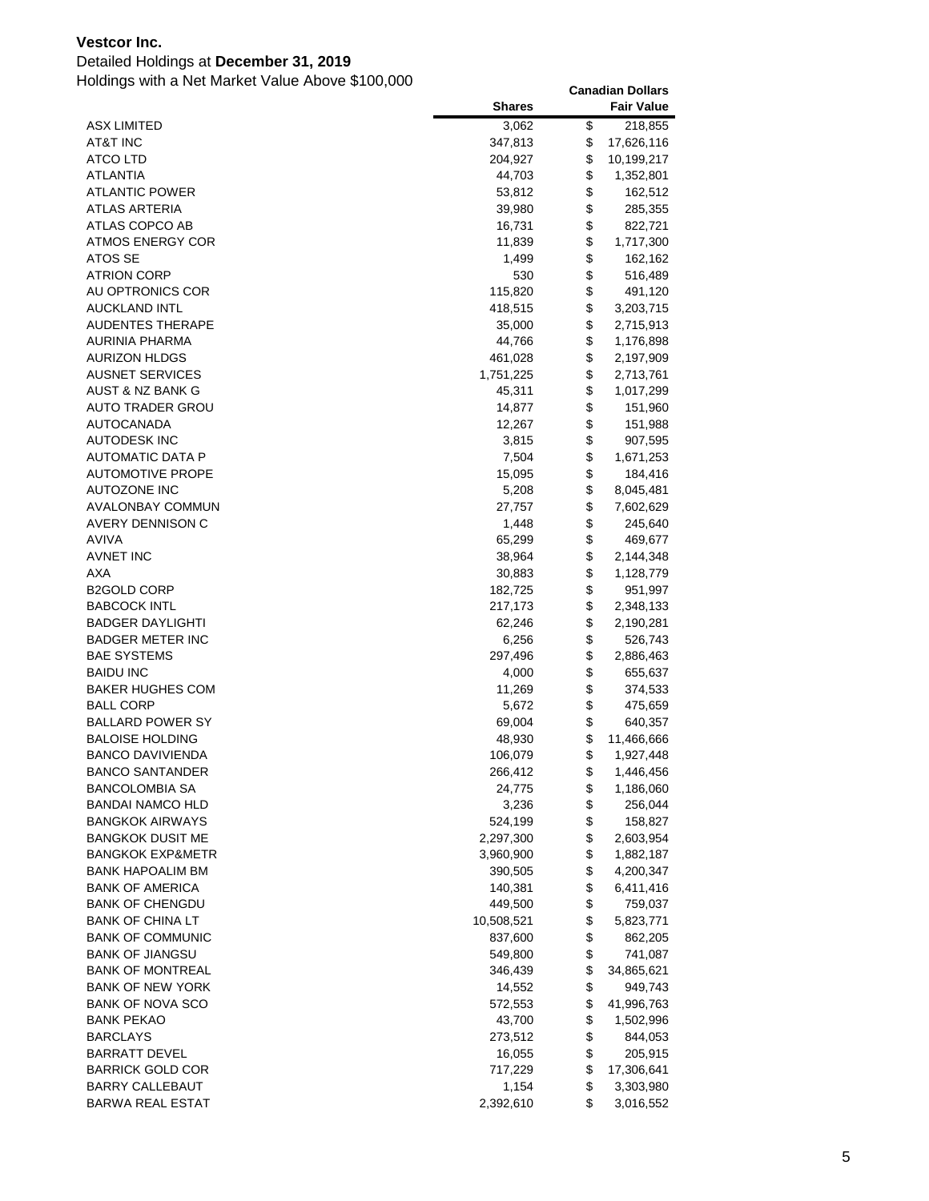**Vestcor Inc.**

Detailed Holdings at **December 31, 2019**

Holdings with a Net Market Value Above $100,000

| | Shares | Canadian Dollars Fair Value |
|---|---|---|
| ASX LIMITED | 3,062 | $ 218,855 |
| AT&T INC | 347,813 | $ 17,626,116 |
| ATCO LTD | 204,927 | $ 10,199,217 |
| ATLANTIA | 44,703 | $ 1,352,801 |
| ATLANTIC POWER | 53,812 | $ 162,512 |
| ATLAS ARTERIA | 39,980 | $ 285,355 |
| ATLAS COPCO AB | 16,731 | $ 822,721 |
| ATMOS ENERGY COR | 11,839 | $ 1,717,300 |
| ATOS SE | 1,499 | $ 162,162 |
| ATRION CORP | 530 | $ 516,489 |
| AU OPTRONICS COR | 115,820 | $ 491,120 |
| AUCKLAND INTL | 418,515 | $ 3,203,715 |
| AUDENTES THERAPE | 35,000 | $ 2,715,913 |
| AURINIA PHARMA | 44,766 | $ 1,176,898 |
| AURIZON HLDGS | 461,028 | $ 2,197,909 |
| AUSNET SERVICES | 1,751,225 | $ 2,713,761 |
| AUST & NZ BANK G | 45,311 | $ 1,017,299 |
| AUTO TRADER GROU | 14,877 | $ 151,960 |
| AUTOCANADA | 12,267 | $ 151,988 |
| AUTODESK INC | 3,815 | $ 907,595 |
| AUTOMATIC DATA P | 7,504 | $ 1,671,253 |
| AUTOMOTIVE PROPE | 15,095 | $ 184,416 |
| AUTOZONE INC | 5,208 | $ 8,045,481 |
| AVALONBAY COMMUN | 27,757 | $ 7,602,629 |
| AVERY DENNISON C | 1,448 | $ 245,640 |
| AVIVA | 65,299 | $ 469,677 |
| AVNET INC | 38,964 | $ 2,144,348 |
| AXA | 30,883 | $ 1,128,779 |
| B2GOLD CORP | 182,725 | $ 951,997 |
| BABCOCK INTL | 217,173 | $ 2,348,133 |
| BADGER DAYLIGHTI | 62,246 | $ 2,190,281 |
| BADGER METER INC | 6,256 | $ 526,743 |
| BAE SYSTEMS | 297,496 | $ 2,886,463 |
| BAIDU INC | 4,000 | $ 655,637 |
| BAKER HUGHES COM | 11,269 | $ 374,533 |
| BALL CORP | 5,672 | $ 475,659 |
| BALLARD POWER SY | 69,004 | $ 640,357 |
| BALOISE HOLDING | 48,930 | $ 11,466,666 |
| BANCO DAVIVIENDA | 106,079 | $ 1,927,448 |
| BANCO SANTANDER | 266,412 | $ 1,446,456 |
| BANCOLOMBIA SA | 24,775 | $ 1,186,060 |
| BANDAI NAMCO HLD | 3,236 | $ 256,044 |
| BANGKOK AIRWAYS | 524,199 | $ 158,827 |
| BANGKOK DUSIT ME | 2,297,300 | $ 2,603,954 |
| BANGKOK EXP&METR | 3,960,900 | $ 1,882,187 |
| BANK HAPOALIM BM | 390,505 | $ 4,200,347 |
| BANK OF AMERICA | 140,381 | $ 6,411,416 |
| BANK OF CHENGDU | 449,500 | $ 759,037 |
| BANK OF CHINA LT | 10,508,521 | $ 5,823,771 |
| BANK OF COMMUNIC | 837,600 | $ 862,205 |
| BANK OF JIANGSU | 549,800 | $ 741,087 |
| BANK OF MONTREAL | 346,439 | $ 34,865,621 |
| BANK OF NEW YORK | 14,552 | $ 949,743 |
| BANK OF NOVA SCO | 572,553 | $ 41,996,763 |
| BANK PEKAO | 43,700 | $ 1,502,996 |
| BARCLAYS | 273,512 | $ 844,053 |
| BARRATT DEVEL | 16,055 | $ 205,915 |
| BARRICK GOLD COR | 717,229 | $ 17,306,641 |
| BARRY CALLEBAUT | 1,154 | $ 3,303,980 |
| BARWA REAL ESTAT | 2,392,610 | $ 3,016,552 |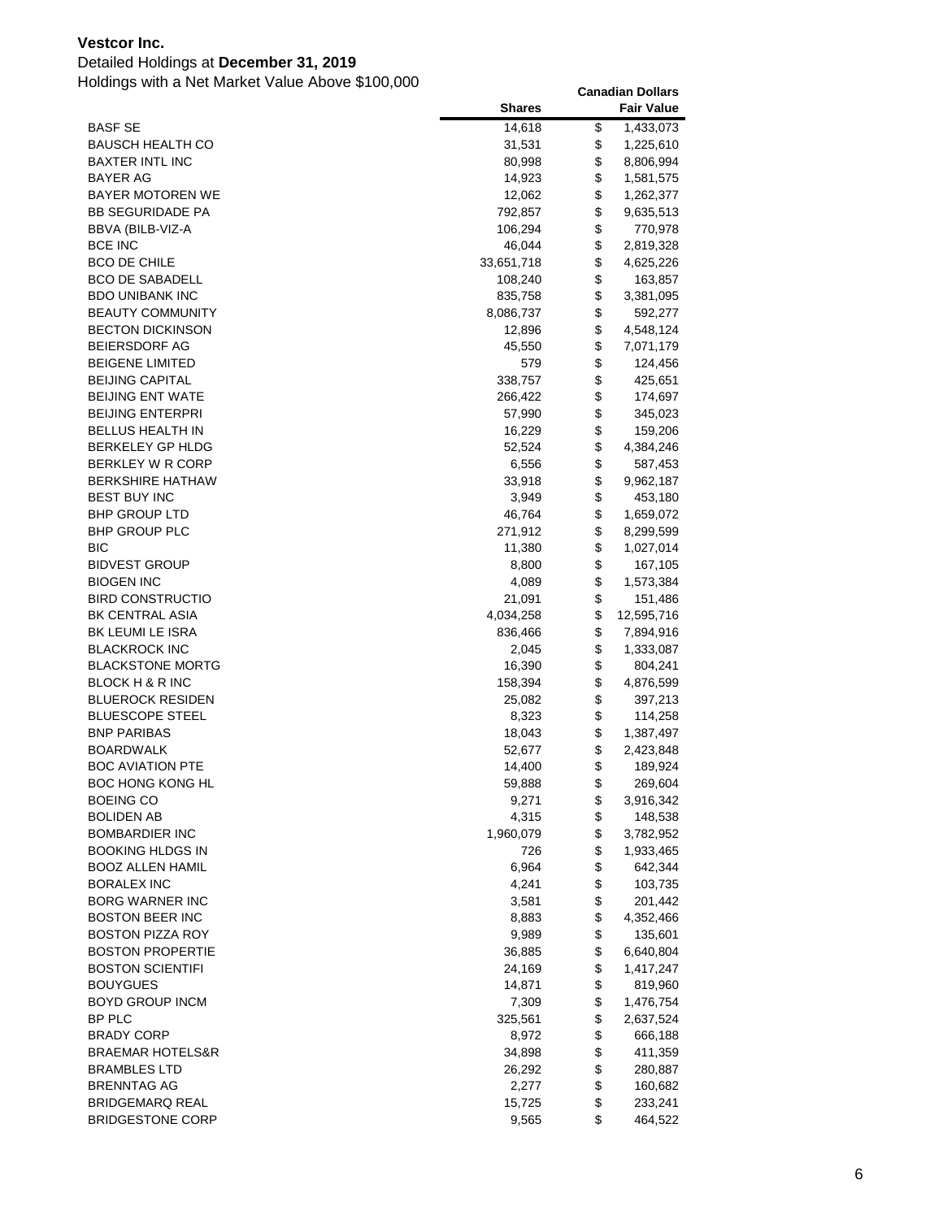**Vestcor Inc.**

Detailed Holdings at **December 31, 2019**

Holdings with a Net Market Value Above $100,000

| | Shares | Canadian Dollars Fair Value |
|---|---|---|
| BASF SE | 14,618 | $ 1,433,073 |
| BAUSCH HEALTH CO | 31,531 | $ 1,225,610 |
| BAXTER INTL INC | 80,998 | $ 8,806,994 |
| BAYER AG | 14,923 | $ 1,581,575 |
| BAYER MOTOREN WE | 12,062 | $ 1,262,377 |
| BB SEGURIDADE PA | 792,857 | $ 9,635,513 |
| BBVA (BILB-VIZ-A | 106,294 | $ 770,978 |
| BCE INC | 46,044 | $ 2,819,328 |
| BCO DE CHILE | 33,651,718 | $ 4,625,226 |
| BCO DE SABADELL | 108,240 | $ 163,857 |
| BDO UNIBANK INC | 835,758 | $ 3,381,095 |
| BEAUTY COMMUNITY | 8,086,737 | $ 592,277 |
| BECTON DICKINSON | 12,896 | $ 4,548,124 |
| BEIERSDORF AG | 45,550 | $ 7,071,179 |
| BEIGENE LIMITED | 579 | $ 124,456 |
| BEIJING CAPITAL | 338,757 | $ 425,651 |
| BEIJING ENT WATE | 266,422 | $ 174,697 |
| BEIJING ENTERPRI | 57,990 | $ 345,023 |
| BELLUS HEALTH IN | 16,229 | $ 159,206 |
| BERKELEY GP HLDG | 52,524 | $ 4,384,246 |
| BERKLEY W R CORP | 6,556 | $ 587,453 |
| BERKSHIRE HATHAW | 33,918 | $ 9,962,187 |
| BEST BUY INC | 3,949 | $ 453,180 |
| BHP GROUP LTD | 46,764 | $ 1,659,072 |
| BHP GROUP PLC | 271,912 | $ 8,299,599 |
| BIC | 11,380 | $ 1,027,014 |
| BIDVEST GROUP | 8,800 | $ 167,105 |
| BIOGEN INC | 4,089 | $ 1,573,384 |
| BIRD CONSTRUCTIO | 21,091 | $ 151,486 |
| BK CENTRAL ASIA | 4,034,258 | $ 12,595,716 |
| BK LEUMI LE ISRA | 836,466 | $ 7,894,916 |
| BLACKROCK INC | 2,045 | $ 1,333,087 |
| BLACKSTONE MORTG | 16,390 | $ 804,241 |
| BLOCK H & R INC | 158,394 | $ 4,876,599 |
| BLUEROCK RESIDEN | 25,082 | $ 397,213 |
| BLUESCOPE STEEL | 8,323 | $ 114,258 |
| BNP PARIBAS | 18,043 | $ 1,387,497 |
| BOARDWALK | 52,677 | $ 2,423,848 |
| BOC AVIATION PTE | 14,400 | $ 189,924 |
| BOC HONG KONG HL | 59,888 | $ 269,604 |
| BOEING CO | 9,271 | $ 3,916,342 |
| BOLIDEN AB | 4,315 | $ 148,538 |
| BOMBARDIER INC | 1,960,079 | $ 3,782,952 |
| BOOKING HLDGS IN | 726 | $ 1,933,465 |
| BOOZ ALLEN HAMIL | 6,964 | $ 642,344 |
| BORALEX INC | 4,241 | $ 103,735 |
| BORG WARNER INC | 3,581 | $ 201,442 |
| BOSTON BEER INC | 8,883 | $ 4,352,466 |
| BOSTON PIZZA ROY | 9,989 | $ 135,601 |
| BOSTON PROPERTIE | 36,885 | $ 6,640,804 |
| BOSTON SCIENTIFI | 24,169 | $ 1,417,247 |
| BOUYGUES | 14,871 | $ 819,960 |
| BOYD GROUP INCM | 7,309 | $ 1,476,754 |
| BP PLC | 325,561 | $ 2,637,524 |
| BRADY CORP | 8,972 | $ 666,188 |
| BRAEMAR HOTELS&R | 34,898 | $ 411,359 |
| BRAMBLES LTD | 26,292 | $ 280,887 |
| BRENNTAG AG | 2,277 | $ 160,682 |
| BRIDGEMARQ REAL | 15,725 | $ 233,241 |
| BRIDGESTONE CORP | 9,565 | $ 464,522 |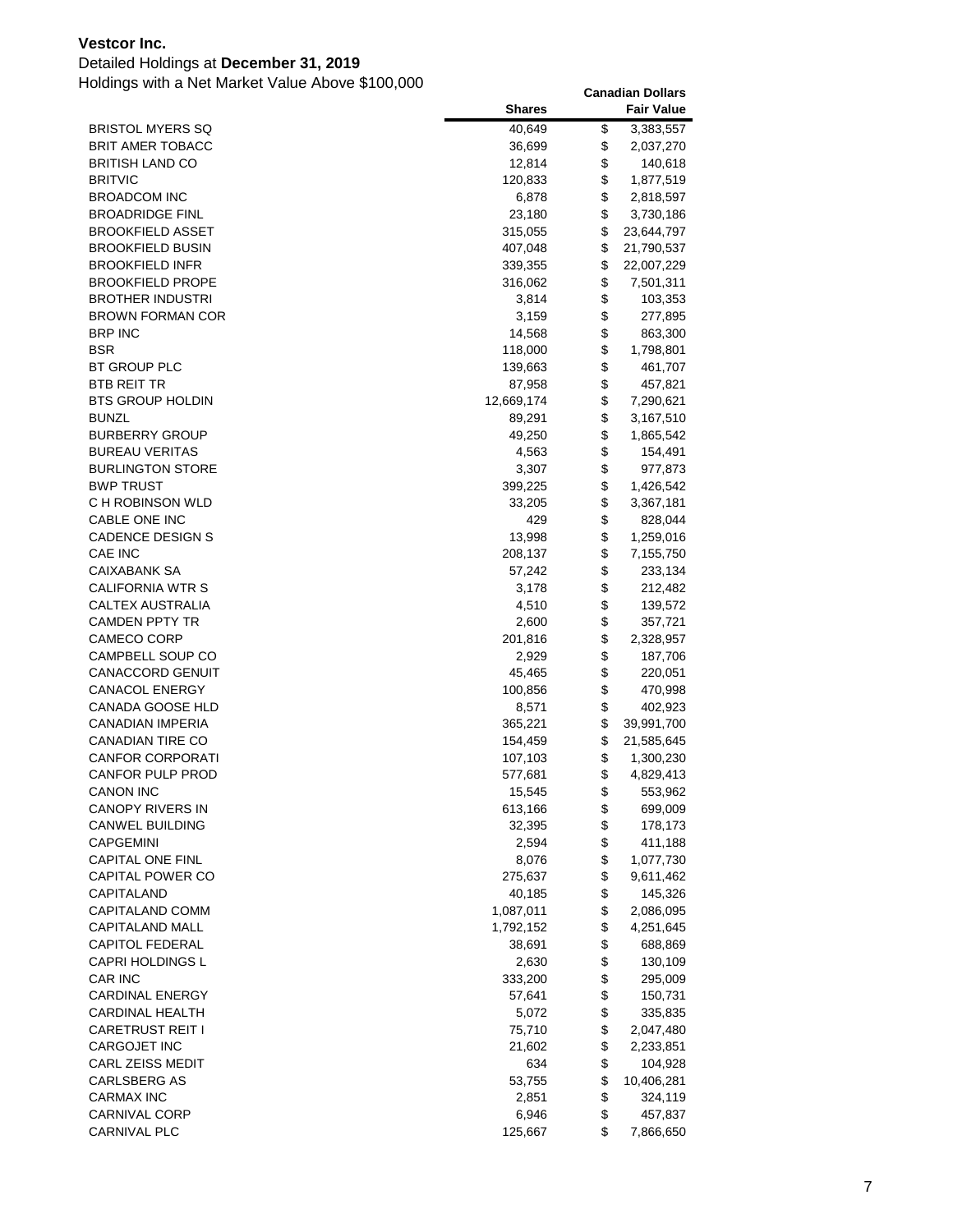**Vestcor Inc.**

Detailed Holdings at **December 31, 2019**

Holdings with a Net Market Value Above $100,000

| | Shares | Canadian Dollars Fair Value |
|---|---|---|
| BRISTOL MYERS SQ | 40,649 | $ 3,383,557 |
| BRIT AMER TOBACC | 36,699 | $ 2,037,270 |
| BRITISH LAND CO | 12,814 | $ 140,618 |
| BRITVIC | 120,833 | $ 1,877,519 |
| BROADCOM INC | 6,878 | $ 2,818,597 |
| BROADRIDGE FINL | 23,180 | $ 3,730,186 |
| BROOKFIELD ASSET | 315,055 | $ 23,644,797 |
| BROOKFIELD BUSIN | 407,048 | $ 21,790,537 |
| BROOKFIELD INFR | 339,355 | $ 22,007,229 |
| BROOKFIELD PROPE | 316,062 | $ 7,501,311 |
| BROTHER INDUSTRI | 3,814 | $ 103,353 |
| BROWN FORMAN COR | 3,159 | $ 277,895 |
| BRP INC | 14,568 | $ 863,300 |
| BSR | 118,000 | $ 1,798,801 |
| BT GROUP PLC | 139,663 | $ 461,707 |
| BTB REIT TR | 87,958 | $ 457,821 |
| BTS GROUP HOLDIN | 12,669,174 | $ 7,290,621 |
| BUNZL | 89,291 | $ 3,167,510 |
| BURBERRY GROUP | 49,250 | $ 1,865,542 |
| BUREAU VERITAS | 4,563 | $ 154,491 |
| BURLINGTON STORE | 3,307 | $ 977,873 |
| BWP TRUST | 399,225 | $ 1,426,542 |
| C H ROBINSON WLD | 33,205 | $ 3,367,181 |
| CABLE ONE INC | 429 | $ 828,044 |
| CADENCE DESIGN S | 13,998 | $ 1,259,016 |
| CAE INC | 208,137 | $ 7,155,750 |
| CAIXABANK SA | 57,242 | $ 233,134 |
| CALIFORNIA WTR S | 3,178 | $ 212,482 |
| CALTEX AUSTRALIA | 4,510 | $ 139,572 |
| CAMDEN PPTY TR | 2,600 | $ 357,721 |
| CAMECO CORP | 201,816 | $ 2,328,957 |
| CAMPBELL SOUP CO | 2,929 | $ 187,706 |
| CANACCORD GENUIT | 45,465 | $ 220,051 |
| CANACOL ENERGY | 100,856 | $ 470,998 |
| CANADA GOOSE HLD | 8,571 | $ 402,923 |
| CANADIAN IMPERIA | 365,221 | $ 39,991,700 |
| CANADIAN TIRE CO | 154,459 | $ 21,585,645 |
| CANFOR CORPORATI | 107,103 | $ 1,300,230 |
| CANFOR PULP PROD | 577,681 | $ 4,829,413 |
| CANON INC | 15,545 | $ 553,962 |
| CANOPY RIVERS IN | 613,166 | $ 699,009 |
| CANWEL BUILDING | 32,395 | $ 178,173 |
| CAPGEMINI | 2,594 | $ 411,188 |
| CAPITAL ONE FINL | 8,076 | $ 1,077,730 |
| CAPITAL POWER CO | 275,637 | $ 9,611,462 |
| CAPITALAND | 40,185 | $ 145,326 |
| CAPITALAND COMM | 1,087,011 | $ 2,086,095 |
| CAPITALAND MALL | 1,792,152 | $ 4,251,645 |
| CAPITOL FEDERAL | 38,691 | $ 688,869 |
| CAPRI HOLDINGS L | 2,630 | $ 130,109 |
| CAR INC | 333,200 | $ 295,009 |
| CARDINAL ENERGY | 57,641 | $ 150,731 |
| CARDINAL HEALTH | 5,072 | $ 335,835 |
| CARETRUST REIT I | 75,710 | $ 2,047,480 |
| CARGOJET INC | 21,602 | $ 2,233,851 |
| CARL ZEISS MEDIT | 634 | $ 104,928 |
| CARLSBERG AS | 53,755 | $ 10,406,281 |
| CARMAX INC | 2,851 | $ 324,119 |
| CARNIVAL CORP | 6,946 | $ 457,837 |
| CARNIVAL PLC | 125,667 | $ 7,866,650 |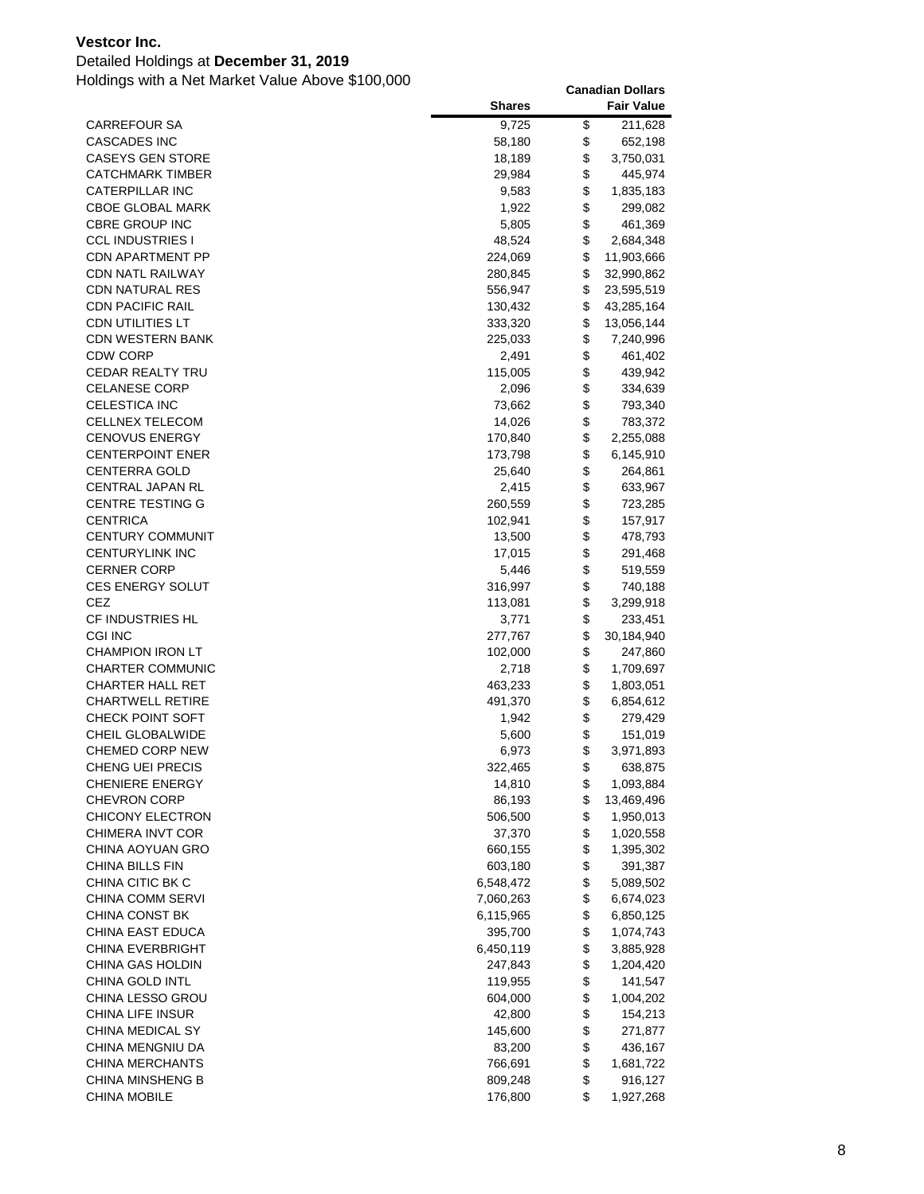**Vestcor Inc.**

Detailed Holdings at **December 31, 2019**

Holdings with a Net Market Value Above $100,000

| | Shares | Canadian Dollars Fair Value |
|---|---|---|
| CARREFOUR SA | 9,725 | $ 211,628 |
| CASCADES INC | 58,180 | $ 652,198 |
| CASEYS GEN STORE | 18,189 | $ 3,750,031 |
| CATCHMARK TIMBER | 29,984 | $ 445,974 |
| CATERPILLAR INC | 9,583 | $ 1,835,183 |
| CBOE GLOBAL MARK | 1,922 | $ 299,082 |
| CBRE GROUP INC | 5,805 | $ 461,369 |
| CCL INDUSTRIES I | 48,524 | $ 2,684,348 |
| CDN APARTMENT PP | 224,069 | $ 11,903,666 |
| CDN NATL RAILWAY | 280,845 | $ 32,990,862 |
| CDN NATURAL RES | 556,947 | $ 23,595,519 |
| CDN PACIFIC RAIL | 130,432 | $ 43,285,164 |
| CDN UTILITIES LT | 333,320 | $ 13,056,144 |
| CDN WESTERN BANK | 225,033 | $ 7,240,996 |
| CDW CORP | 2,491 | $ 461,402 |
| CEDAR REALTY TRU | 115,005 | $ 439,942 |
| CELANESE CORP | 2,096 | $ 334,639 |
| CELESTICA INC | 73,662 | $ 793,340 |
| CELLNEX TELECOM | 14,026 | $ 783,372 |
| CENOVUS ENERGY | 170,840 | $ 2,255,088 |
| CENTERPOINT ENER | 173,798 | $ 6,145,910 |
| CENTERRA GOLD | 25,640 | $ 264,861 |
| CENTRAL JAPAN RL | 2,415 | $ 633,967 |
| CENTRE TESTING G | 260,559 | $ 723,285 |
| CENTRICA | 102,941 | $ 157,917 |
| CENTURY COMMUNIT | 13,500 | $ 478,793 |
| CENTURYLINK INC | 17,015 | $ 291,468 |
| CERNER CORP | 5,446 | $ 519,559 |
| CES ENERGY SOLUT | 316,997 | $ 740,188 |
| CEZ | 113,081 | $ 3,299,918 |
| CF INDUSTRIES HL | 3,771 | $ 233,451 |
| CGI INC | 277,767 | $ 30,184,940 |
| CHAMPION IRON LT | 102,000 | $ 247,860 |
| CHARTER COMMUNIC | 2,718 | $ 1,709,697 |
| CHARTER HALL RET | 463,233 | $ 1,803,051 |
| CHARTWELL RETIRE | 491,370 | $ 6,854,612 |
| CHECK POINT SOFT | 1,942 | $ 279,429 |
| CHEIL GLOBALWIDE | 5,600 | $ 151,019 |
| CHEMED CORP NEW | 6,973 | $ 3,971,893 |
| CHENG UEI PRECIS | 322,465 | $ 638,875 |
| CHENIERE ENERGY | 14,810 | $ 1,093,884 |
| CHEVRON CORP | 86,193 | $ 13,469,496 |
| CHICONY ELECTRON | 506,500 | $ 1,950,013 |
| CHIMERA INVT COR | 37,370 | $ 1,020,558 |
| CHINA AOYUAN GRO | 660,155 | $ 1,395,302 |
| CHINA BILLS FIN | 603,180 | $ 391,387 |
| CHINA CITIC BK C | 6,548,472 | $ 5,089,502 |
| CHINA COMM SERVI | 7,060,263 | $ 6,674,023 |
| CHINA CONST BK | 6,115,965 | $ 6,850,125 |
| CHINA EAST EDUCA | 395,700 | $ 1,074,743 |
| CHINA EVERBRIGHT | 6,450,119 | $ 3,885,928 |
| CHINA GAS HOLDIN | 247,843 | $ 1,204,420 |
| CHINA GOLD INTL | 119,955 | $ 141,547 |
| CHINA LESSO GROU | 604,000 | $ 1,004,202 |
| CHINA LIFE INSUR | 42,800 | $ 154,213 |
| CHINA MEDICAL SY | 145,600 | $ 271,877 |
| CHINA MENGNIU DA | 83,200 | $ 436,167 |
| CHINA MERCHANTS | 766,691 | $ 1,681,722 |
| CHINA MINSHENG B | 809,248 | $ 916,127 |
| CHINA MOBILE | 176,800 | $ 1,927,268 |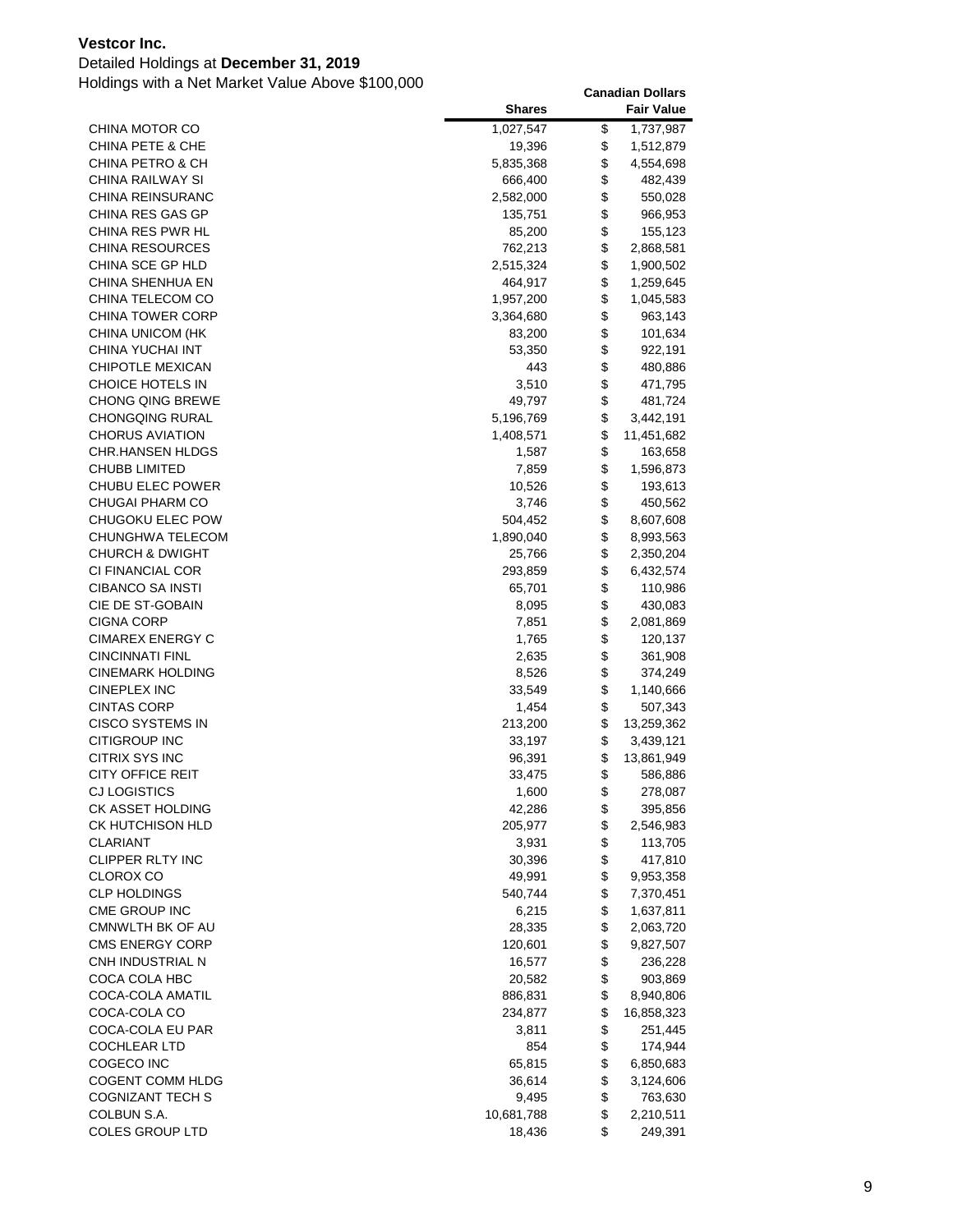**Vestcor Inc.**

Detailed Holdings at **December 31, 2019**

Holdings with a Net Market Value Above $100,000

| | Shares | Canadian Dollars Fair Value |
|---|---|---|
| CHINA MOTOR CO | 1,027,547 | $ 1,737,987 |
| CHINA PETE & CHE | 19,396 | $ 1,512,879 |
| CHINA PETRO & CH | 5,835,368 | $ 4,554,698 |
| CHINA RAILWAY SI | 666,400 | $ 482,439 |
| CHINA REINSURANC | 2,582,000 | $ 550,028 |
| CHINA RES GAS GP | 135,751 | $ 966,953 |
| CHINA RES PWR HL | 85,200 | $ 155,123 |
| CHINA RESOURCES | 762,213 | $ 2,868,581 |
| CHINA SCE GP HLD | 2,515,324 | $ 1,900,502 |
| CHINA SHENHUA EN | 464,917 | $ 1,259,645 |
| CHINA TELECOM CO | 1,957,200 | $ 1,045,583 |
| CHINA TOWER CORP | 3,364,680 | $ 963,143 |
| CHINA UNICOM (HK | 83,200 | $ 101,634 |
| CHINA YUCHAI INT | 53,350 | $ 922,191 |
| CHIPOTLE MEXICAN | 443 | $ 480,886 |
| CHOICE HOTELS IN | 3,510 | $ 471,795 |
| CHONG QING BREWE | 49,797 | $ 481,724 |
| CHONGQING RURAL | 5,196,769 | $ 3,442,191 |
| CHORUS AVIATION | 1,408,571 | $ 11,451,682 |
| CHR.HANSEN HLDGS | 1,587 | $ 163,658 |
| CHUBB LIMITED | 7,859 | $ 1,596,873 |
| CHUBU ELEC POWER | 10,526 | $ 193,613 |
| CHUGAI PHARM CO | 3,746 | $ 450,562 |
| CHUGOKU ELEC POW | 504,452 | $ 8,607,608 |
| CHUNGHWA TELECOM | 1,890,040 | $ 8,993,563 |
| CHURCH & DWIGHT | 25,766 | $ 2,350,204 |
| CI FINANCIAL COR | 293,859 | $ 6,432,574 |
| CIBANCO SA INSTI | 65,701 | $ 110,986 |
| CIE DE ST-GOBAIN | 8,095 | $ 430,083 |
| CIGNA CORP | 7,851 | $ 2,081,869 |
| CIMAREX ENERGY C | 1,765 | $ 120,137 |
| CINCINNATI FINL | 2,635 | $ 361,908 |
| CINEMARK HOLDING | 8,526 | $ 374,249 |
| CINEPLEX INC | 33,549 | $ 1,140,666 |
| CINTAS CORP | 1,454 | $ 507,343 |
| CISCO SYSTEMS IN | 213,200 | $ 13,259,362 |
| CITIGROUP INC | 33,197 | $ 3,439,121 |
| CITRIX SYS INC | 96,391 | $ 13,861,949 |
| CITY OFFICE REIT | 33,475 | $ 586,886 |
| CJ LOGISTICS | 1,600 | $ 278,087 |
| CK ASSET HOLDING | 42,286 | $ 395,856 |
| CK HUTCHISON HLD | 205,977 | $ 2,546,983 |
| CLARIANT | 3,931 | $ 113,705 |
| CLIPPER RLTY INC | 30,396 | $ 417,810 |
| CLOROX CO | 49,991 | $ 9,953,358 |
| CLP HOLDINGS | 540,744 | $ 7,370,451 |
| CME GROUP INC | 6,215 | $ 1,637,811 |
| CMNWLTH BK OF AU | 28,335 | $ 2,063,720 |
| CMS ENERGY CORP | 120,601 | $ 9,827,507 |
| CNH INDUSTRIAL N | 16,577 | $ 236,228 |
| COCA COLA HBC | 20,582 | $ 903,869 |
| COCA-COLA AMATIL | 886,831 | $ 8,940,806 |
| COCA-COLA CO | 234,877 | $ 16,858,323 |
| COCA-COLA EU PAR | 3,811 | $ 251,445 |
| COCHLEAR LTD | 854 | $ 174,944 |
| COGECO INC | 65,815 | $ 6,850,683 |
| COGENT COMM HLDG | 36,614 | $ 3,124,606 |
| COGNIZANT TECH S | 9,495 | $ 763,630 |
| COLBUN S.A. | 10,681,788 | $ 2,210,511 |
| COLES GROUP LTD | 18,436 | $ 249,391 |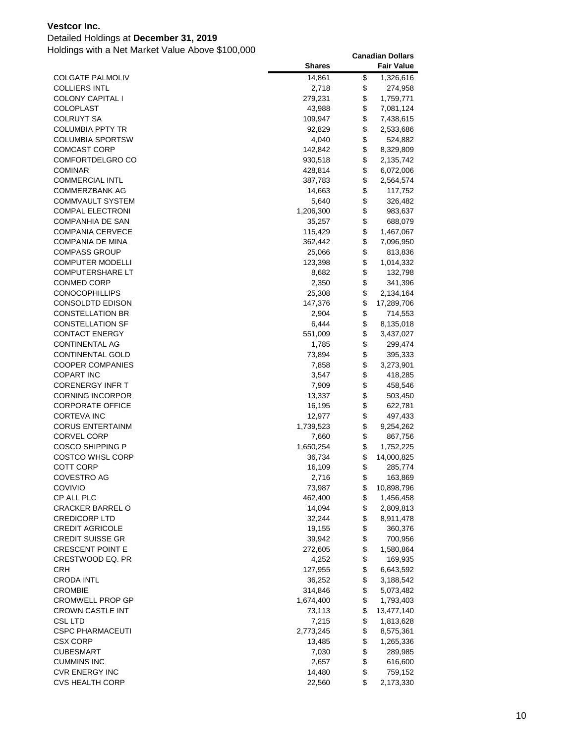**Vestcor Inc.**

Detailed Holdings at **December 31, 2019**

Holdings with a Net Market Value Above $100,000

| | Shares | Canadian Dollars Fair Value |
|---|---|---|
| COLGATE PALMOLIV | 14,861 | $ 1,326,616 |
| COLLIERS INTL | 2,718 | $ 274,958 |
| COLONY CAPITAL I | 279,231 | $ 1,759,771 |
| COLOPLAST | 43,988 | $ 7,081,124 |
| COLRUYT SA | 109,947 | $ 7,438,615 |
| COLUMBIA PPTY TR | 92,829 | $ 2,533,686 |
| COLUMBIA SPORTSW | 4,040 | $ 524,882 |
| COMCAST CORP | 142,842 | $ 8,329,809 |
| COMFORTDELGRO CO | 930,518 | $ 2,135,742 |
| COMINAR | 428,814 | $ 6,072,006 |
| COMMERCIAL INTL | 387,783 | $ 2,564,574 |
| COMMERZBANK AG | 14,663 | $ 117,752 |
| COMMVAULT SYSTEM | 5,640 | $ 326,482 |
| COMPAL ELECTRONI | 1,206,300 | $ 983,637 |
| COMPANHIA DE SAN | 35,257 | $ 688,079 |
| COMPANIA CERVECE | 115,429 | $ 1,467,067 |
| COMPANIA DE MINA | 362,442 | $ 7,096,950 |
| COMPASS GROUP | 25,066 | $ 813,836 |
| COMPUTER MODELLI | 123,398 | $ 1,014,332 |
| COMPUTERSHARE LT | 8,682 | $ 132,798 |
| CONMED CORP | 2,350 | $ 341,396 |
| CONOCOPHILLIPS | 25,308 | $ 2,134,164 |
| CONSOLDTD EDISON | 147,376 | $ 17,289,706 |
| CONSTELLATION BR | 2,904 | $ 714,553 |
| CONSTELLATION SF | 6,444 | $ 8,135,018 |
| CONTACT ENERGY | 551,009 | $ 3,437,027 |
| CONTINENTAL AG | 1,785 | $ 299,474 |
| CONTINENTAL GOLD | 73,894 | $ 395,333 |
| COOPER COMPANIES | 7,858 | $ 3,273,901 |
| COPART INC | 3,547 | $ 418,285 |
| CORENERGY INFR T | 7,909 | $ 458,546 |
| CORNING INCORPOR | 13,337 | $ 503,450 |
| CORPORATE OFFICE | 16,195 | $ 622,781 |
| CORTEVA INC | 12,977 | $ 497,433 |
| CORUS ENTERTAINM | 1,739,523 | $ 9,254,262 |
| CORVEL CORP | 7,660 | $ 867,756 |
| COSCO SHIPPING P | 1,650,254 | $ 1,752,225 |
| COSTCO WHSL CORP | 36,734 | $ 14,000,825 |
| COTT CORP | 16,109 | $ 285,774 |
| COVESTRO AG | 2,716 | $ 163,869 |
| COVIVIO | 73,987 | $ 10,898,796 |
| CP ALL PLC | 462,400 | $ 1,456,458 |
| CRACKER BARREL O | 14,094 | $ 2,809,813 |
| CREDICORP LTD | 32,244 | $ 8,911,478 |
| CREDIT AGRICOLE | 19,155 | $ 360,376 |
| CREDIT SUISSE GR | 39,942 | $ 700,956 |
| CRESCENT POINT E | 272,605 | $ 1,580,864 |
| CRESTWOOD EQ. PR | 4,252 | $ 169,935 |
| CRH | 127,955 | $ 6,643,592 |
| CRODA INTL | 36,252 | $ 3,188,542 |
| CROMBIE | 314,846 | $ 5,073,482 |
| CROMWELL PROP GP | 1,674,400 | $ 1,793,403 |
| CROWN CASTLE INT | 73,113 | $ 13,477,140 |
| CSL LTD | 7,215 | $ 1,813,628 |
| CSPC PHARMACEUTI | 2,773,245 | $ 8,575,361 |
| CSX CORP | 13,485 | $ 1,265,336 |
| CUBESMART | 7,030 | $ 289,985 |
| CUMMINS INC | 2,657 | $ 616,600 |
| CVR ENERGY INC | 14,480 | $ 759,152 |
| CVS HEALTH CORP | 22,560 | $ 2,173,330 |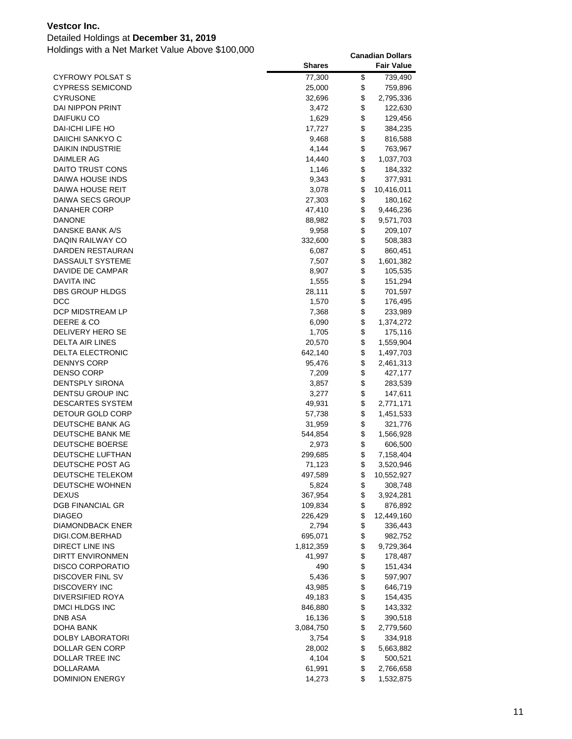**Vestcor Inc.**

Detailed Holdings at **December 31, 2019**

Holdings with a Net Market Value Above $100,000

| | Shares | Canadian Dollars Fair Value |
|---|---|---|
| CYFROWY POLSAT S | 77,300 | $ 739,490 |
| CYPRESS SEMICOND | 25,000 | $ 759,896 |
| CYRUSONE | 32,696 | $ 2,795,336 |
| DAI NIPPON PRINT | 3,472 | $ 122,630 |
| DAIFUKU CO | 1,629 | $ 129,456 |
| DAI-ICHI LIFE HO | 17,727 | $ 384,235 |
| DAIICHI SANKYO C | 9,468 | $ 816,588 |
| DAIKIN INDUSTRIE | 4,144 | $ 763,967 |
| DAIMLER AG | 14,440 | $ 1,037,703 |
| DAITO TRUST CONS | 1,146 | $ 184,332 |
| DAIWA HOUSE INDS | 9,343 | $ 377,931 |
| DAIWA HOUSE REIT | 3,078 | $ 10,416,011 |
| DAIWA SECS GROUP | 27,303 | $ 180,162 |
| DANAHER CORP | 47,410 | $ 9,446,236 |
| DANONE | 88,982 | $ 9,571,703 |
| DANSKE BANK A/S | 9,958 | $ 209,107 |
| DAQIN RAILWAY CO | 332,600 | $ 508,383 |
| DARDEN RESTAURAN | 6,087 | $ 860,451 |
| DASSAULT SYSTEME | 7,507 | $ 1,601,382 |
| DAVIDE DE CAMPAR | 8,907 | $ 105,535 |
| DAVITA INC | 1,555 | $ 151,294 |
| DBS GROUP HLDGS | 28,111 | $ 701,597 |
| DCC | 1,570 | $ 176,495 |
| DCP MIDSTREAM LP | 7,368 | $ 233,989 |
| DEERE & CO | 6,090 | $ 1,374,272 |
| DELIVERY HERO SE | 1,705 | $ 175,116 |
| DELTA AIR LINES | 20,570 | $ 1,559,904 |
| DELTA ELECTRONIC | 642,140 | $ 1,497,703 |
| DENNYS CORP | 95,476 | $ 2,461,313 |
| DENSO CORP | 7,209 | $ 427,177 |
| DENTSPLY SIRONA | 3,857 | $ 283,539 |
| DENTSU GROUP INC | 3,277 | $ 147,611 |
| DESCARTES SYSTEM | 49,931 | $ 2,771,171 |
| DETOUR GOLD CORP | 57,738 | $ 1,451,533 |
| DEUTSCHE BANK AG | 31,959 | $ 321,776 |
| DEUTSCHE BANK ME | 544,854 | $ 1,566,928 |
| DEUTSCHE BOERSE | 2,973 | $ 606,500 |
| DEUTSCHE LUFTHAN | 299,685 | $ 7,158,404 |
| DEUTSCHE POST AG | 71,123 | $ 3,520,946 |
| DEUTSCHE TELEKOM | 497,589 | $ 10,552,927 |
| DEUTSCHE WOHNEN | 5,824 | $ 308,748 |
| DEXUS | 367,954 | $ 3,924,281 |
| DGB FINANCIAL GR | 109,834 | $ 876,892 |
| DIAGEO | 226,429 | $ 12,449,160 |
| DIAMONDBACK ENER | 2,794 | $ 336,443 |
| DIGI.COM.BERHAD | 695,071 | $ 982,752 |
| DIRECT LINE INS | 1,812,359 | $ 9,729,364 |
| DIRTT ENVIRONMEN | 41,997 | $ 178,487 |
| DISCO CORPORATIO | 490 | $ 151,434 |
| DISCOVER FINL SV | 5,436 | $ 597,907 |
| DISCOVERY INC | 43,985 | $ 646,719 |
| DIVERSIFIED ROYA | 49,183 | $ 154,435 |
| DMCI HLDGS INC | 846,880 | $ 143,332 |
| DNB ASA | 16,136 | $ 390,518 |
| DOHA BANK | 3,084,750 | $ 2,779,560 |
| DOLBY LABORATORI | 3,754 | $ 334,918 |
| DOLLAR GEN CORP | 28,002 | $ 5,663,882 |
| DOLLAR TREE INC | 4,104 | $ 500,521 |
| DOLLARAMA | 61,991 | $ 2,766,658 |
| DOMINION ENERGY | 14,273 | $ 1,532,875 |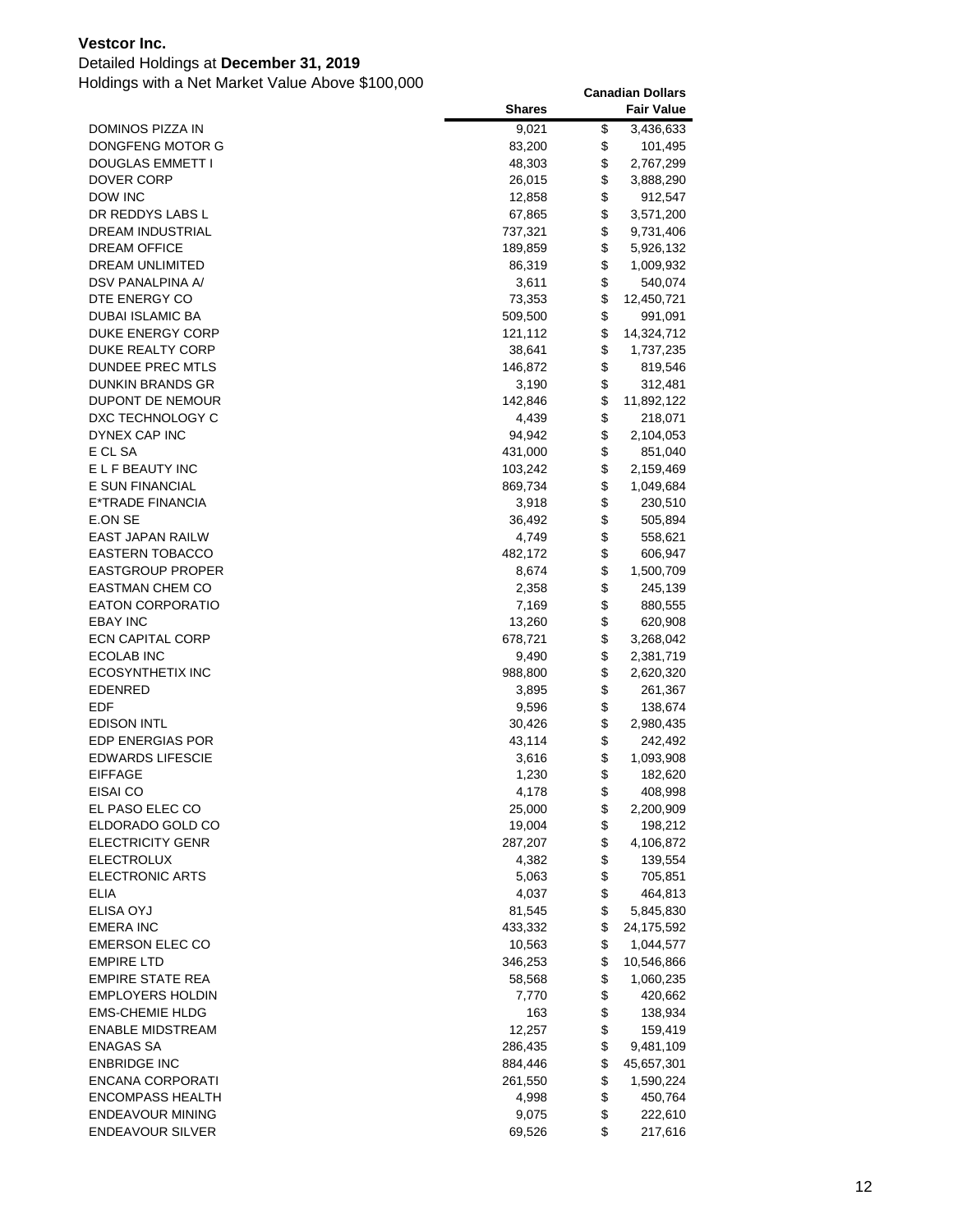**Vestcor Inc.**

Detailed Holdings at **December 31, 2019**

Holdings with a Net Market Value Above $100,000

| | Shares | Canadian Dollars Fair Value |
|---|---|---|
| DOMINOS PIZZA IN | 9,021 | $ 3,436,633 |
| DONGFENG MOTOR G | 83,200 | $ 101,495 |
| DOUGLAS EMMETT I | 48,303 | $ 2,767,299 |
| DOVER CORP | 26,015 | $ 3,888,290 |
| DOW INC | 12,858 | $ 912,547 |
| DR REDDYS LABS L | 67,865 | $ 3,571,200 |
| DREAM INDUSTRIAL | 737,321 | $ 9,731,406 |
| DREAM OFFICE | 189,859 | $ 5,926,132 |
| DREAM UNLIMITED | 86,319 | $ 1,009,932 |
| DSV PANALPINA A/ | 3,611 | $ 540,074 |
| DTE ENERGY CO | 73,353 | $ 12,450,721 |
| DUBAI ISLAMIC BA | 509,500 | $ 991,091 |
| DUKE ENERGY CORP | 121,112 | $ 14,324,712 |
| DUKE REALTY CORP | 38,641 | $ 1,737,235 |
| DUNDEE PREC MTLS | 146,872 | $ 819,546 |
| DUNKIN BRANDS GR | 3,190 | $ 312,481 |
| DUPONT DE NEMOUR | 142,846 | $ 11,892,122 |
| DXC TECHNOLOGY C | 4,439 | $ 218,071 |
| DYNEX CAP INC | 94,942 | $ 2,104,053 |
| E CL SA | 431,000 | $ 851,040 |
| E L F BEAUTY INC | 103,242 | $ 2,159,469 |
| E SUN FINANCIAL | 869,734 | $ 1,049,684 |
| E*TRADE FINANCIA | 3,918 | $ 230,510 |
| E.ON SE | 36,492 | $ 505,894 |
| EAST JAPAN RAILW | 4,749 | $ 558,621 |
| EASTERN TOBACCO | 482,172 | $ 606,947 |
| EASTGROUP PROPER | 8,674 | $ 1,500,709 |
| EASTMAN CHEM CO | 2,358 | $ 245,139 |
| EATON CORPORATIO | 7,169 | $ 880,555 |
| EBAY INC | 13,260 | $ 620,908 |
| ECN CAPITAL CORP | 678,721 | $ 3,268,042 |
| ECOLAB INC | 9,490 | $ 2,381,719 |
| ECOSYNTHETIX INC | 988,800 | $ 2,620,320 |
| EDENRED | 3,895 | $ 261,367 |
| EDF | 9,596 | $ 138,674 |
| EDISON INTL | 30,426 | $ 2,980,435 |
| EDP ENERGIAS POR | 43,114 | $ 242,492 |
| EDWARDS LIFESCIE | 3,616 | $ 1,093,908 |
| EIFFAGE | 1,230 | $ 182,620 |
| EISAI CO | 4,178 | $ 408,998 |
| EL PASO ELEC CO | 25,000 | $ 2,200,909 |
| ELDORADO GOLD CO | 19,004 | $ 198,212 |
| ELECTRICITY GENR | 287,207 | $ 4,106,872 |
| ELECTROLUX | 4,382 | $ 139,554 |
| ELECTRONIC ARTS | 5,063 | $ 705,851 |
| ELIA | 4,037 | $ 464,813 |
| ELISA OYJ | 81,545 | $ 5,845,830 |
| EMERA INC | 433,332 | $ 24,175,592 |
| EMERSON ELEC CO | 10,563 | $ 1,044,577 |
| EMPIRE LTD | 346,253 | $ 10,546,866 |
| EMPIRE STATE REA | 58,568 | $ 1,060,235 |
| EMPLOYERS HOLDIN | 7,770 | $ 420,662 |
| EMS-CHEMIE HLDG | 163 | $ 138,934 |
| ENABLE MIDSTREAM | 12,257 | $ 159,419 |
| ENAGAS SA | 286,435 | $ 9,481,109 |
| ENBRIDGE INC | 884,446 | $ 45,657,301 |
| ENCANA CORPORATI | 261,550 | $ 1,590,224 |
| ENCOMPASS HEALTH | 4,998 | $ 450,764 |
| ENDEAVOUR MINING | 9,075 | $ 222,610 |
| ENDEAVOUR SILVER | 69,526 | $ 217,616 |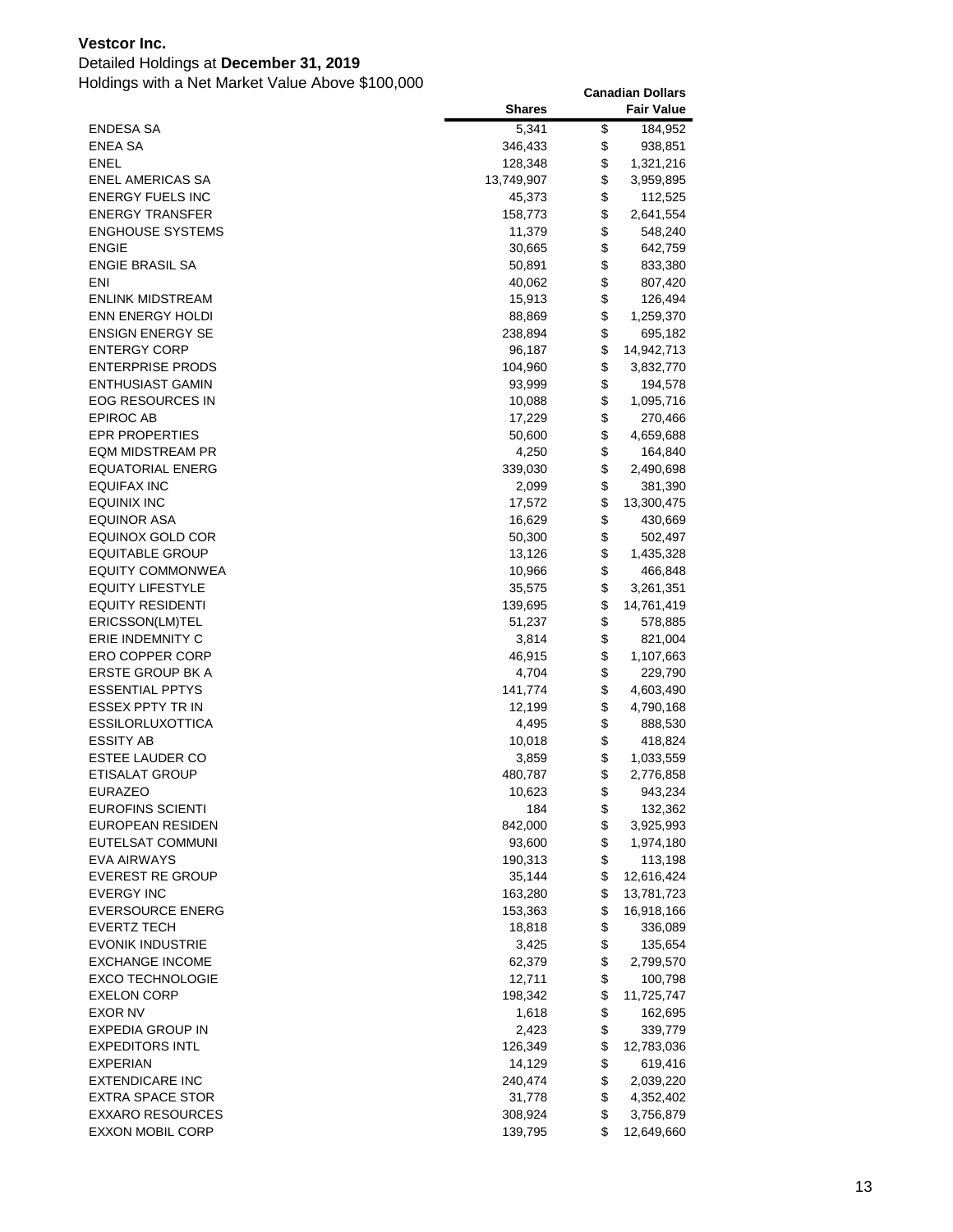**Vestcor Inc.**

Detailed Holdings at **December 31, 2019**

Holdings with a Net Market Value Above $100,000

| | Shares | Canadian Dollars Fair Value |
|---|---|---|
| ENDESA SA | 5,341 | $ 184,952 |
| ENEA SA | 346,433 | $ 938,851 |
| ENEL | 128,348 | $ 1,321,216 |
| ENEL AMERICAS SA | 13,749,907 | $ 3,959,895 |
| ENERGY FUELS INC | 45,373 | $ 112,525 |
| ENERGY TRANSFER | 158,773 | $ 2,641,554 |
| ENGHOUSE SYSTEMS | 11,379 | $ 548,240 |
| ENGIE | 30,665 | $ 642,759 |
| ENGIE BRASIL SA | 50,891 | $ 833,380 |
| ENI | 40,062 | $ 807,420 |
| ENLINK MIDSTREAM | 15,913 | $ 126,494 |
| ENN ENERGY HOLDI | 88,869 | $ 1,259,370 |
| ENSIGN ENERGY SE | 238,894 | $ 695,182 |
| ENTERGY CORP | 96,187 | $ 14,942,713 |
| ENTERPRISE PRODS | 104,960 | $ 3,832,770 |
| ENTHUSIAST GAMIN | 93,999 | $ 194,578 |
| EOG RESOURCES IN | 10,088 | $ 1,095,716 |
| EPIROC AB | 17,229 | $ 270,466 |
| EPR PROPERTIES | 50,600 | $ 4,659,688 |
| EQM MIDSTREAM PR | 4,250 | $ 164,840 |
| EQUATORIAL ENERG | 339,030 | $ 2,490,698 |
| EQUIFAX INC | 2,099 | $ 381,390 |
| EQUINIX INC | 17,572 | $ 13,300,475 |
| EQUINOR ASA | 16,629 | $ 430,669 |
| EQUINOX GOLD COR | 50,300 | $ 502,497 |
| EQUITABLE GROUP | 13,126 | $ 1,435,328 |
| EQUITY COMMONWEA | 10,966 | $ 466,848 |
| EQUITY LIFESTYLE | 35,575 | $ 3,261,351 |
| EQUITY RESIDENTI | 139,695 | $ 14,761,419 |
| ERICSSON(LM)TEL | 51,237 | $ 578,885 |
| ERIE INDEMNITY C | 3,814 | $ 821,004 |
| ERO COPPER CORP | 46,915 | $ 1,107,663 |
| ERSTE GROUP BK A | 4,704 | $ 229,790 |
| ESSENTIAL PPTYS | 141,774 | $ 4,603,490 |
| ESSEX PPTY TR IN | 12,199 | $ 4,790,168 |
| ESSILORLUXOTTICA | 4,495 | $ 888,530 |
| ESSITY AB | 10,018 | $ 418,824 |
| ESTEE LAUDER CO | 3,859 | $ 1,033,559 |
| ETISALAT GROUP | 480,787 | $ 2,776,858 |
| EURAZEO | 10,623 | $ 943,234 |
| EUROFINS SCIENTI | 184 | $ 132,362 |
| EUROPEAN RESIDEN | 842,000 | $ 3,925,993 |
| EUTELSAT COMMUNI | 93,600 | $ 1,974,180 |
| EVA AIRWAYS | 190,313 | $ 113,198 |
| EVEREST RE GROUP | 35,144 | $ 12,616,424 |
| EVERGY INC | 163,280 | $ 13,781,723 |
| EVERSOURCE ENERG | 153,363 | $ 16,918,166 |
| EVERTZ TECH | 18,818 | $ 336,089 |
| EVONIK INDUSTRIE | 3,425 | $ 135,654 |
| EXCHANGE INCOME | 62,379 | $ 2,799,570 |
| EXCO TECHNOLOGIE | 12,711 | $ 100,798 |
| EXELON CORP | 198,342 | $ 11,725,747 |
| EXOR NV | 1,618 | $ 162,695 |
| EXPEDIA GROUP IN | 2,423 | $ 339,779 |
| EXPEDITORS INTL | 126,349 | $ 12,783,036 |
| EXPERIAN | 14,129 | $ 619,416 |
| EXTENDICARE INC | 240,474 | $ 2,039,220 |
| EXTRA SPACE STOR | 31,778 | $ 4,352,402 |
| EXXARO RESOURCES | 308,924 | $ 3,756,879 |
| EXXON MOBIL CORP | 139,795 | $ 12,649,660 |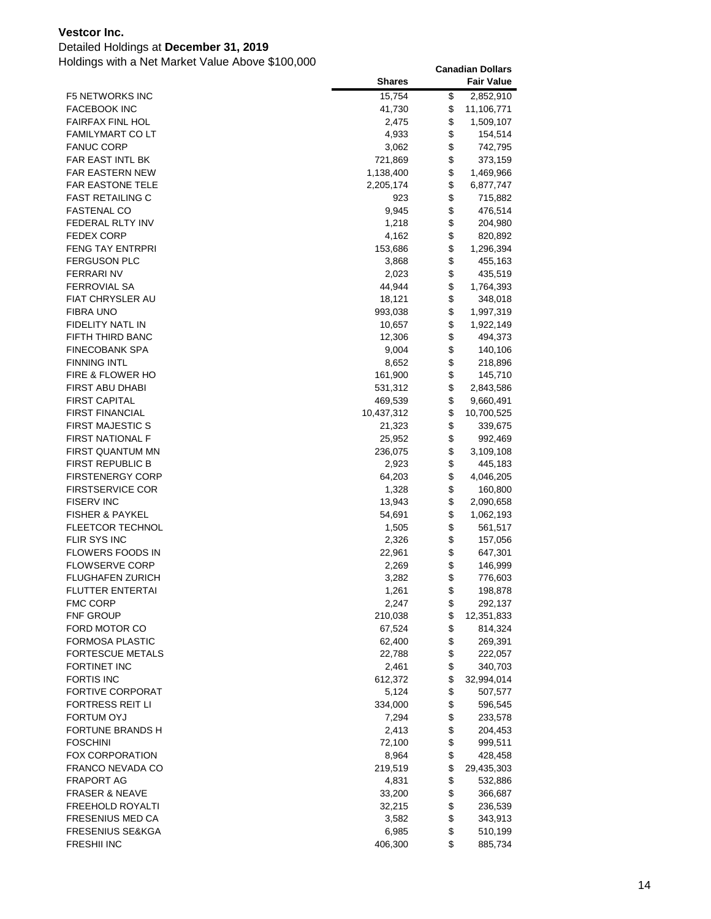**Vestcor Inc.**

Detailed Holdings at **December 31, 2019**

Holdings with a Net Market Value Above $100,000

| | Shares | Canadian Dollars Fair Value |
|---|---|---|
| F5 NETWORKS INC | 15,754 | $ 2,852,910 |
| FACEBOOK INC | 41,730 | $ 11,106,771 |
| FAIRFAX FINL HOL | 2,475 | $ 1,509,107 |
| FAMILYMART CO LT | 4,933 | $ 154,514 |
| FANUC CORP | 3,062 | $ 742,795 |
| FAR EAST INTL BK | 721,869 | $ 373,159 |
| FAR EASTERN NEW | 1,138,400 | $ 1,469,966 |
| FAR EASTONE TELE | 2,205,174 | $ 6,877,747 |
| FAST RETAILING C | 923 | $ 715,882 |
| FASTENAL CO | 9,945 | $ 476,514 |
| FEDERAL RLTY INV | 1,218 | $ 204,980 |
| FEDEX CORP | 4,162 | $ 820,892 |
| FENG TAY ENTRPRI | 153,686 | $ 1,296,394 |
| FERGUSON PLC | 3,868 | $ 455,163 |
| FERRARI NV | 2,023 | $ 435,519 |
| FERROVIAL SA | 44,944 | $ 1,764,393 |
| FIAT CHRYSLER AU | 18,121 | $ 348,018 |
| FIBRA UNO | 993,038 | $ 1,997,319 |
| FIDELITY NATL IN | 10,657 | $ 1,922,149 |
| FIFTH THIRD BANC | 12,306 | $ 494,373 |
| FINECOBANK SPA | 9,004 | $ 140,106 |
| FINNING INTL | 8,652 | $ 218,896 |
| FIRE & FLOWER HO | 161,900 | $ 145,710 |
| FIRST ABU DHABI | 531,312 | $ 2,843,586 |
| FIRST CAPITAL | 469,539 | $ 9,660,491 |
| FIRST FINANCIAL | 10,437,312 | $ 10,700,525 |
| FIRST MAJESTIC S | 21,323 | $ 339,675 |
| FIRST NATIONAL F | 25,952 | $ 992,469 |
| FIRST QUANTUM MN | 236,075 | $ 3,109,108 |
| FIRST REPUBLIC B | 2,923 | $ 445,183 |
| FIRSTENERGY CORP | 64,203 | $ 4,046,205 |
| FIRSTSERVICE COR | 1,328 | $ 160,800 |
| FISERV INC | 13,943 | $ 2,090,658 |
| FISHER & PAYKEL | 54,691 | $ 1,062,193 |
| FLEETCOR TECHNOL | 1,505 | $ 561,517 |
| FLIR SYS INC | 2,326 | $ 157,056 |
| FLOWERS FOODS IN | 22,961 | $ 647,301 |
| FLOWSERVE CORP | 2,269 | $ 146,999 |
| FLUGHAFEN ZURICH | 3,282 | $ 776,603 |
| FLUTTER ENTERTAI | 1,261 | $ 198,878 |
| FMC CORP | 2,247 | $ 292,137 |
| FNF GROUP | 210,038 | $ 12,351,833 |
| FORD MOTOR CO | 67,524 | $ 814,324 |
| FORMOSA PLASTIC | 62,400 | $ 269,391 |
| FORTESCUE METALS | 22,788 | $ 222,057 |
| FORTINET INC | 2,461 | $ 340,703 |
| FORTIS INC | 612,372 | $ 32,994,014 |
| FORTIVE CORPORAT | 5,124 | $ 507,577 |
| FORTRESS REIT LI | 334,000 | $ 596,545 |
| FORTUM OYJ | 7,294 | $ 233,578 |
| FORTUNE BRANDS H | 2,413 | $ 204,453 |
| FOSCHINI | 72,100 | $ 999,511 |
| FOX CORPORATION | 8,964 | $ 428,458 |
| FRANCO NEVADA CO | 219,519 | $ 29,435,303 |
| FRAPORT AG | 4,831 | $ 532,886 |
| FRASER & NEAVE | 33,200 | $ 366,687 |
| FREEHOLD ROYALTI | 32,215 | $ 236,539 |
| FRESENIUS MED CA | 3,582 | $ 343,913 |
| FRESENIUS SE&KGA | 6,985 | $ 510,199 |
| FRESHII INC | 406,300 | $ 885,734 |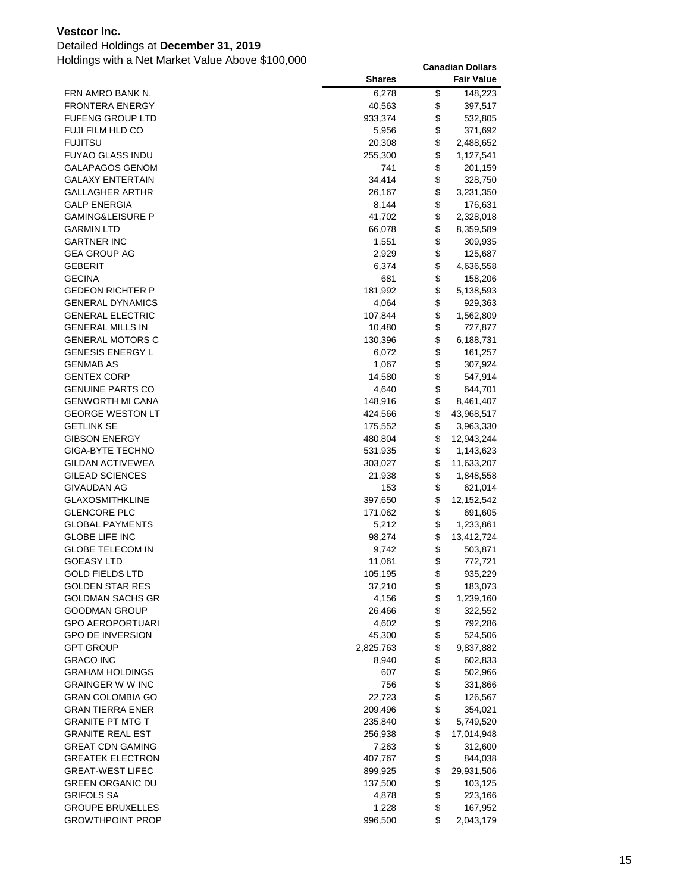**Vestcor Inc.**

Detailed Holdings at **December 31, 2019**

Holdings with a Net Market Value Above $100,000

| | Shares | Canadian Dollars Fair Value |
|---|---:|---:|
| FRN AMRO BANK N. | 6,278 | $ 148,223 |
| FRONTERA ENERGY | 40,563 | $ 397,517 |
| FUFENG GROUP LTD | 933,374 | $ 532,805 |
| FUJI FILM HLD CO | 5,956 | $ 371,692 |
| FUJITSU | 20,308 | $ 2,488,652 |
| FUYAO GLASS INDU | 255,300 | $ 1,127,541 |
| GALAPAGOS GENOM | 741 | $ 201,159 |
| GALAXY ENTERTAIN | 34,414 | $ 328,750 |
| GALLAGHER ARTHR | 26,167 | $ 3,231,350 |
| GALP ENERGIA | 8,144 | $ 176,631 |
| GAMING&LEISURE P | 41,702 | $ 2,328,018 |
| GARMIN LTD | 66,078 | $ 8,359,589 |
| GARTNER INC | 1,551 | $ 309,935 |
| GEA GROUP AG | 2,929 | $ 125,687 |
| GEBERIT | 6,374 | $ 4,636,558 |
| GECINA | 681 | $ 158,206 |
| GEDEON RICHTER P | 181,992 | $ 5,138,593 |
| GENERAL DYNAMICS | 4,064 | $ 929,363 |
| GENERAL ELECTRIC | 107,844 | $ 1,562,809 |
| GENERAL MILLS IN | 10,480 | $ 727,877 |
| GENERAL MOTORS C | 130,396 | $ 6,188,731 |
| GENESIS ENERGY L | 6,072 | $ 161,257 |
| GENMAB AS | 1,067 | $ 307,924 |
| GENTEX CORP | 14,580 | $ 547,914 |
| GENUINE PARTS CO | 4,640 | $ 644,701 |
| GENWORTH MI CANA | 148,916 | $ 8,461,407 |
| GEORGE WESTON LT | 424,566 | $ 43,968,517 |
| GETLINK SE | 175,552 | $ 3,963,330 |
| GIBSON ENERGY | 480,804 | $ 12,943,244 |
| GIGA-BYTE TECHNO | 531,935 | $ 1,143,623 |
| GILDAN ACTIVEWEA | 303,027 | $ 11,633,207 |
| GILEAD SCIENCES | 21,938 | $ 1,848,558 |
| GIVAUDAN AG | 153 | $ 621,014 |
| GLAXOSMITHKLINE | 397,650 | $ 12,152,542 |
| GLENCORE PLC | 171,062 | $ 691,605 |
| GLOBAL PAYMENTS | 5,212 | $ 1,233,861 |
| GLOBE LIFE INC | 98,274 | $ 13,412,724 |
| GLOBE TELECOM IN | 9,742 | $ 503,871 |
| GOEASY LTD | 11,061 | $ 772,721 |
| GOLD FIELDS LTD | 105,195 | $ 935,229 |
| GOLDEN STAR RES | 37,210 | $ 183,073 |
| GOLDMAN SACHS GR | 4,156 | $ 1,239,160 |
| GOODMAN GROUP | 26,466 | $ 322,552 |
| GPO AEROPORTUARI | 4,602 | $ 792,286 |
| GPO DE INVERSION | 45,300 | $ 524,506 |
| GPT GROUP | 2,825,763 | $ 9,837,882 |
| GRACO INC | 8,940 | $ 602,833 |
| GRAHAM HOLDINGS | 607 | $ 502,966 |
| GRAINGER W W INC | 756 | $ 331,866 |
| GRAN COLOMBIA GO | 22,723 | $ 126,567 |
| GRAN TIERRA ENER | 209,496 | $ 354,021 |
| GRANITE PT MTG T | 235,840 | $ 5,749,520 |
| GRANITE REAL EST | 256,938 | $ 17,014,948 |
| GREAT CDN GAMING | 7,263 | $ 312,600 |
| GREATEK ELECTRON | 407,767 | $ 844,038 |
| GREAT-WEST LIFEC | 899,925 | $ 29,931,506 |
| GREEN ORGANIC DU | 137,500 | $ 103,125 |
| GRIFOLS SA | 4,878 | $ 223,166 |
| GROUPE BRUXELLES | 1,228 | $ 167,952 |
| GROWTHPOINT PROP | 996,500 | $ 2,043,179 |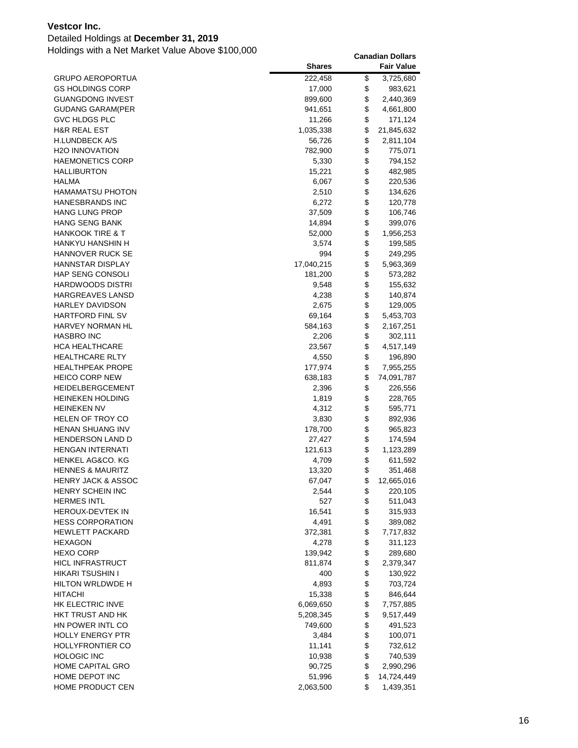**Vestcor Inc.**

Detailed Holdings at **December 31, 2019**

Holdings with a Net Market Value Above $100,000

| | Shares | Canadian Dollars Fair Value |
|---|---|---|
| GRUPO AEROPORTUA | 222,458 | $ 3,725,680 |
| GS HOLDINGS CORP | 17,000 | $ 983,621 |
| GUANGDONG INVEST | 899,600 | $ 2,440,369 |
| GUDANG GARAM(PER | 941,651 | $ 4,661,800 |
| GVC HLDGS PLC | 11,266 | $ 171,124 |
| H&R REAL EST | 1,035,338 | $ 21,845,632 |
| H.LUNDBECK A/S | 56,726 | $ 2,811,104 |
| H2O INNOVATION | 782,900 | $ 775,071 |
| HAEMONETICS CORP | 5,330 | $ 794,152 |
| HALLIBURTON | 15,221 | $ 482,985 |
| HALMA | 6,067 | $ 220,536 |
| HAMAMATSU PHOTON | 2,510 | $ 134,626 |
| HANESBRANDS INC | 6,272 | $ 120,778 |
| HANG LUNG PROP | 37,509 | $ 106,746 |
| HANG SENG BANK | 14,894 | $ 399,076 |
| HANKOOK TIRE & T | 52,000 | $ 1,956,253 |
| HANKYU HANSHIN H | 3,574 | $ 199,585 |
| HANNOVER RUCK SE | 994 | $ 249,295 |
| HANNSTAR DISPLAY | 17,040,215 | $ 5,963,369 |
| HAP SENG CONSOLI | 181,200 | $ 573,282 |
| HARDWOODS DISTRI | 9,548 | $ 155,632 |
| HARGREAVES LANSD | 4,238 | $ 140,874 |
| HARLEY DAVIDSON | 2,675 | $ 129,005 |
| HARTFORD FINL SV | 69,164 | $ 5,453,703 |
| HARVEY NORMAN HL | 584,163 | $ 2,167,251 |
| HASBRO INC | 2,206 | $ 302,111 |
| HCA HEALTHCARE | 23,567 | $ 4,517,149 |
| HEALTHCARE RLTY | 4,550 | $ 196,890 |
| HEALTHPEAK PROPE | 177,974 | $ 7,955,255 |
| HEICO CORP NEW | 638,183 | $ 74,091,787 |
| HEIDELBERGCEMENT | 2,396 | $ 226,556 |
| HEINEKEN HOLDING | 1,819 | $ 228,765 |
| HEINEKEN NV | 4,312 | $ 595,771 |
| HELEN OF TROY CO | 3,830 | $ 892,936 |
| HENAN SHUANG INV | 178,700 | $ 965,823 |
| HENDERSON LAND D | 27,427 | $ 174,594 |
| HENGAN INTERNATI | 121,613 | $ 1,123,289 |
| HENKEL AG&CO. KG | 4,709 | $ 611,592 |
| HENNES & MAURITZ | 13,320 | $ 351,468 |
| HENRY JACK & ASSOC | 67,047 | $ 12,665,016 |
| HENRY SCHEIN INC | 2,544 | $ 220,105 |
| HERMES INTL | 527 | $ 511,043 |
| HEROUX-DEVTEK IN | 16,541 | $ 315,933 |
| HESS CORPORATION | 4,491 | $ 389,082 |
| HEWLETT PACKARD | 372,381 | $ 7,717,832 |
| HEXAGON | 4,278 | $ 311,123 |
| HEXO CORP | 139,942 | $ 289,680 |
| HICL INFRASTRUCT | 811,874 | $ 2,379,347 |
| HIKARI TSUSHIN I | 400 | $ 130,922 |
| HILTON WRLDWDE H | 4,893 | $ 703,724 |
| HITACHI | 15,338 | $ 846,644 |
| HK ELECTRIC INVE | 6,069,650 | $ 7,757,885 |
| HKT TRUST AND HK | 5,208,345 | $ 9,517,449 |
| HN POWER INTL CO | 749,600 | $ 491,523 |
| HOLLY ENERGY PTR | 3,484 | $ 100,071 |
| HOLLYFRONTIER CO | 11,141 | $ 732,612 |
| HOLOGIC INC | 10,938 | $ 740,539 |
| HOME CAPITAL GRO | 90,725 | $ 2,990,296 |
| HOME DEPOT INC | 51,996 | $ 14,724,449 |
| HOME PRODUCT CEN | 2,063,500 | $ 1,439,351 |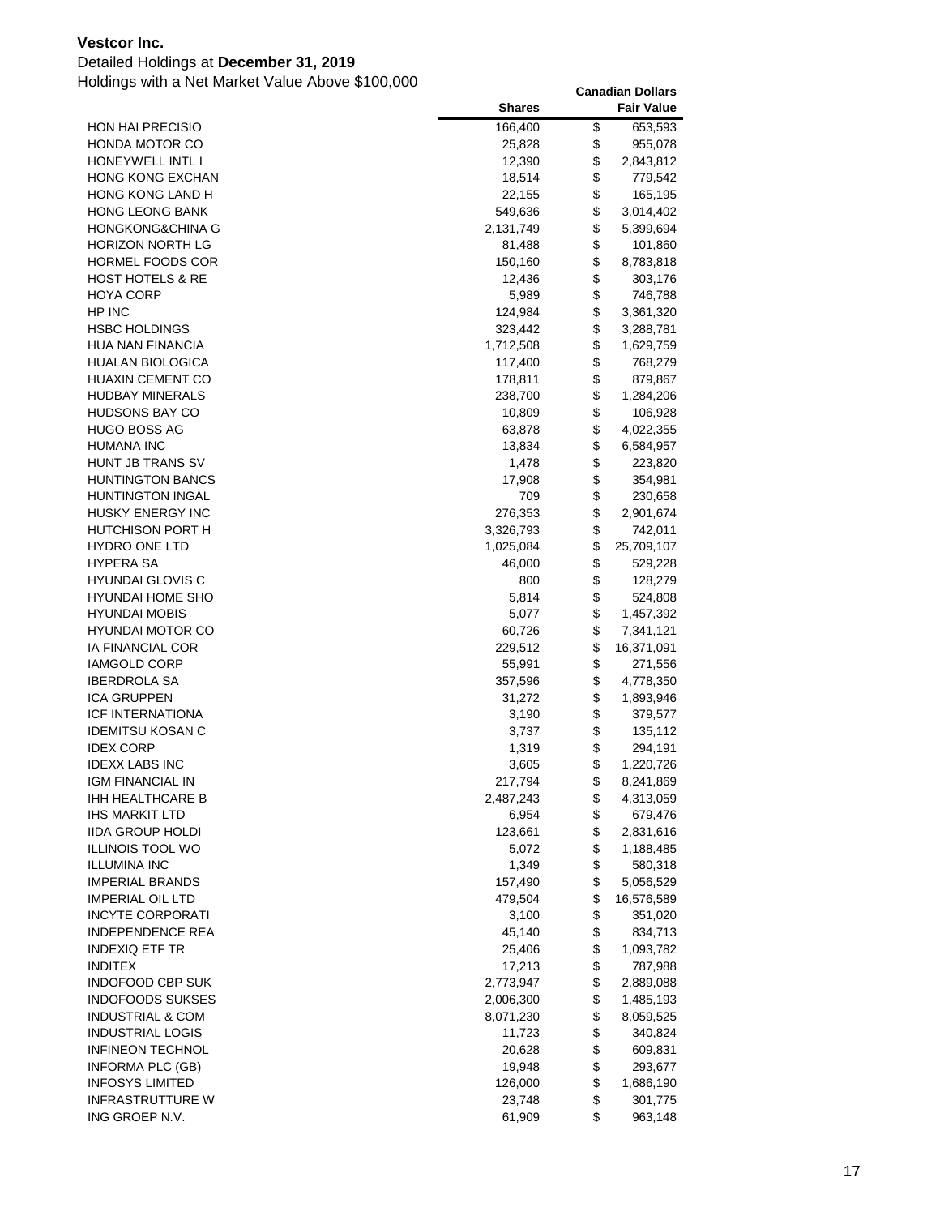**Vestcor Inc.**

Detailed Holdings at **December 31, 2019**

Holdings with a Net Market Value Above $100,000

| | Shares | Canadian Dollars Fair Value |
|---|---|---|
| HON HAI PRECISIO | 166,400 | $ 653,593 |
| HONDA MOTOR CO | 25,828 | $ 955,078 |
| HONEYWELL INTL I | 12,390 | $ 2,843,812 |
| HONG KONG EXCHAN | 18,514 | $ 779,542 |
| HONG KONG LAND H | 22,155 | $ 165,195 |
| HONG LEONG BANK | 549,636 | $ 3,014,402 |
| HONGKONG&CHINA G | 2,131,749 | $ 5,399,694 |
| HORIZON NORTH LG | 81,488 | $ 101,860 |
| HORMEL FOODS COR | 150,160 | $ 8,783,818 |
| HOST HOTELS & RE | 12,436 | $ 303,176 |
| HOYA CORP | 5,989 | $ 746,788 |
| HP INC | 124,984 | $ 3,361,320 |
| HSBC HOLDINGS | 323,442 | $ 3,288,781 |
| HUA NAN FINANCIA | 1,712,508 | $ 1,629,759 |
| HUALAN BIOLOGICA | 117,400 | $ 768,279 |
| HUAXIN CEMENT CO | 178,811 | $ 879,867 |
| HUDBAY MINERALS | 238,700 | $ 1,284,206 |
| HUDSONS BAY CO | 10,809 | $ 106,928 |
| HUGO BOSS AG | 63,878 | $ 4,022,355 |
| HUMANA INC | 13,834 | $ 6,584,957 |
| HUNT JB TRANS SV | 1,478 | $ 223,820 |
| HUNTINGTON BANCS | 17,908 | $ 354,981 |
| HUNTINGTON INGAL | 709 | $ 230,658 |
| HUSKY ENERGY INC | 276,353 | $ 2,901,674 |
| HUTCHISON PORT H | 3,326,793 | $ 742,011 |
| HYDRO ONE LTD | 1,025,084 | $ 25,709,107 |
| HYPERA SA | 46,000 | $ 529,228 |
| HYUNDAI GLOVIS C | 800 | $ 128,279 |
| HYUNDAI HOME SHO | 5,814 | $ 524,808 |
| HYUNDAI MOBIS | 5,077 | $ 1,457,392 |
| HYUNDAI MOTOR CO | 60,726 | $ 7,341,121 |
| IA FINANCIAL COR | 229,512 | $ 16,371,091 |
| IAMGOLD CORP | 55,991 | $ 271,556 |
| IBERDROLA SA | 357,596 | $ 4,778,350 |
| ICA GRUPPEN | 31,272 | $ 1,893,946 |
| ICF INTERNATIONA | 3,190 | $ 379,577 |
| IDEMITSU KOSAN C | 3,737 | $ 135,112 |
| IDEX CORP | 1,319 | $ 294,191 |
| IDEXX LABS INC | 3,605 | $ 1,220,726 |
| IGM FINANCIAL IN | 217,794 | $ 8,241,869 |
| IHH HEALTHCARE B | 2,487,243 | $ 4,313,059 |
| IHS MARKIT LTD | 6,954 | $ 679,476 |
| IIDA GROUP HOLDI | 123,661 | $ 2,831,616 |
| ILLINOIS TOOL WO | 5,072 | $ 1,188,485 |
| ILLUMINA INC | 1,349 | $ 580,318 |
| IMPERIAL BRANDS | 157,490 | $ 5,056,529 |
| IMPERIAL OIL LTD | 479,504 | $ 16,576,589 |
| INCYTE CORPORATI | 3,100 | $ 351,020 |
| INDEPENDENCE REA | 45,140 | $ 834,713 |
| INDEXIQ ETF TR | 25,406 | $ 1,093,782 |
| INDITEX | 17,213 | $ 787,988 |
| INDOFOOD CBP SUK | 2,773,947 | $ 2,889,088 |
| INDOFOODS SUKSES | 2,006,300 | $ 1,485,193 |
| INDUSTRIAL & COM | 8,071,230 | $ 8,059,525 |
| INDUSTRIAL LOGIS | 11,723 | $ 340,824 |
| INFINEON TECHNOL | 20,628 | $ 609,831 |
| INFORMA PLC (GB) | 19,948 | $ 293,677 |
| INFOSYS LIMITED | 126,000 | $ 1,686,190 |
| INFRASTRUTTURE W | 23,748 | $ 301,775 |
| ING GROEP N.V. | 61,909 | $ 963,148 |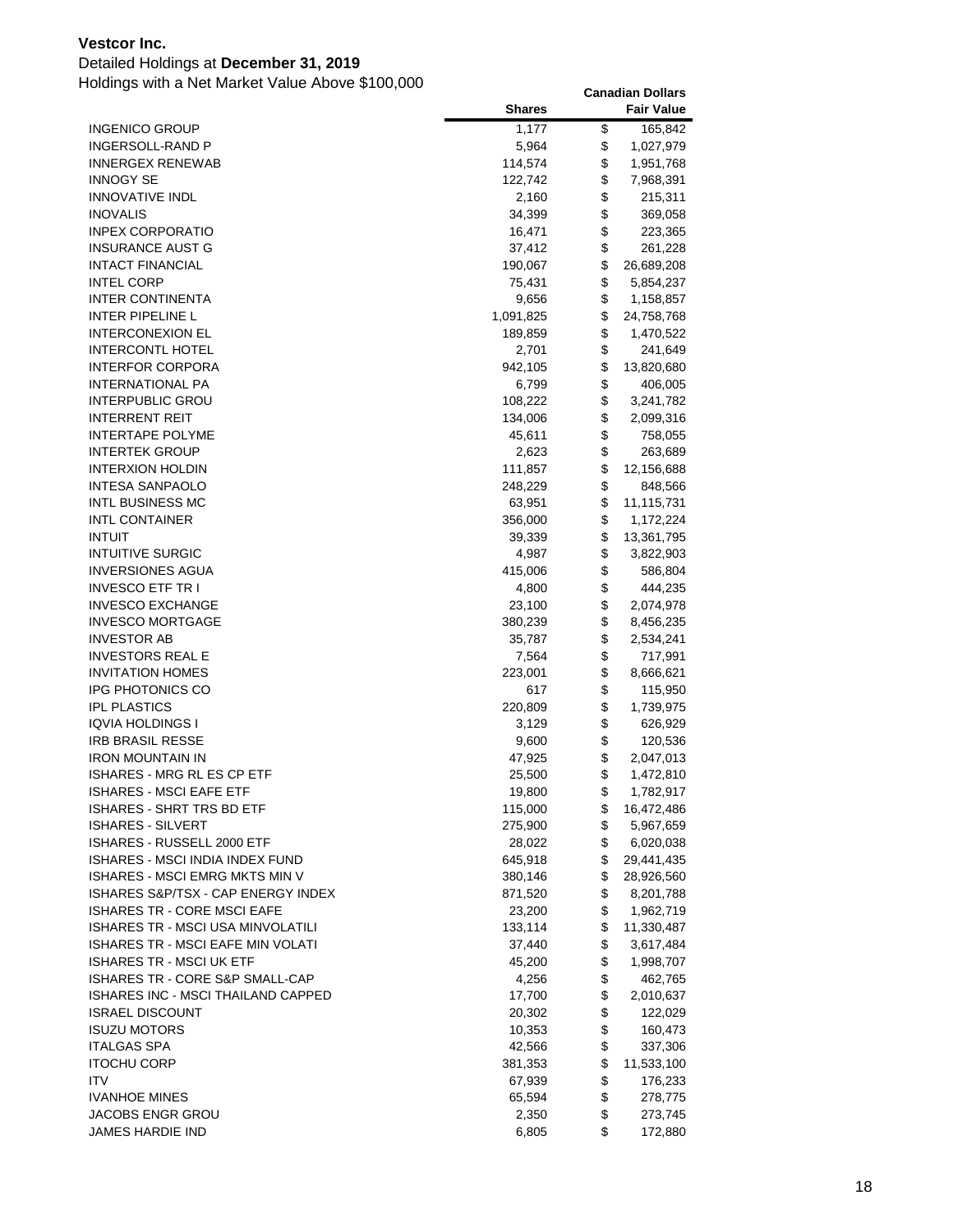**Vestcor Inc.**

Detailed Holdings at **December 31, 2019**

Holdings with a Net Market Value Above $100,000

| | Shares | Canadian Dollars Fair Value |
|---|---|---|
| INGENICO GROUP | 1,177 | $ 165,842 |
| INGERSOLL-RAND P | 5,964 | $ 1,027,979 |
| INNERGEX RENEWAB | 114,574 | $ 1,951,768 |
| INNOGY SE | 122,742 | $ 7,968,391 |
| INNOVATIVE INDL | 2,160 | $ 215,311 |
| INOVALIS | 34,399 | $ 369,058 |
| INPEX CORPORATIO | 16,471 | $ 223,365 |
| INSURANCE AUST G | 37,412 | $ 261,228 |
| INTACT FINANCIAL | 190,067 | $ 26,689,208 |
| INTEL CORP | 75,431 | $ 5,854,237 |
| INTER CONTINENTA | 9,656 | $ 1,158,857 |
| INTER PIPELINE L | 1,091,825 | $ 24,758,768 |
| INTERCONEXION EL | 189,859 | $ 1,470,522 |
| INTERCONTL HOTEL | 2,701 | $ 241,649 |
| INTERFOR CORPORA | 942,105 | $ 13,820,680 |
| INTERNATIONAL PA | 6,799 | $ 406,005 |
| INTERPUBLIC GROU | 108,222 | $ 3,241,782 |
| INTERRENT REIT | 134,006 | $ 2,099,316 |
| INTERTAPE POLYME | 45,611 | $ 758,055 |
| INTERTEK GROUP | 2,623 | $ 263,689 |
| INTERXION HOLDIN | 111,857 | $ 12,156,688 |
| INTESA SANPAOLO | 248,229 | $ 848,566 |
| INTL BUSINESS MC | 63,951 | $ 11,115,731 |
| INTL CONTAINER | 356,000 | $ 1,172,224 |
| INTUIT | 39,339 | $ 13,361,795 |
| INTUITIVE SURGIC | 4,987 | $ 3,822,903 |
| INVERSIONES AGUA | 415,006 | $ 586,804 |
| INVESCO ETF TR I | 4,800 | $ 444,235 |
| INVESCO EXCHANGE | 23,100 | $ 2,074,978 |
| INVESCO MORTGAGE | 380,239 | $ 8,456,235 |
| INVESTOR AB | 35,787 | $ 2,534,241 |
| INVESTORS REAL E | 7,564 | $ 717,991 |
| INVITATION HOMES | 223,001 | $ 8,666,621 |
| IPG PHOTONICS CO | 617 | $ 115,950 |
| IPL PLASTICS | 220,809 | $ 1,739,975 |
| IQVIA HOLDINGS I | 3,129 | $ 626,929 |
| IRB BRASIL RESSE | 9,600 | $ 120,536 |
| IRON MOUNTAIN IN | 47,925 | $ 2,047,013 |
| ISHARES - MRG RL ES CP ETF | 25,500 | $ 1,472,810 |
| ISHARES - MSCI EAFE ETF | 19,800 | $ 1,782,917 |
| ISHARES - SHRT TRS BD ETF | 115,000 | $ 16,472,486 |
| ISHARES - SILVERT | 275,900 | $ 5,967,659 |
| ISHARES - RUSSELL 2000 ETF | 28,022 | $ 6,020,038 |
| ISHARES - MSCI INDIA INDEX FUND | 645,918 | $ 29,441,435 |
| ISHARES - MSCI EMRG MKTS MIN V | 380,146 | $ 28,926,560 |
| ISHARES S&P/TSX - CAP ENERGY INDEX | 871,520 | $ 8,201,788 |
| ISHARES TR - CORE MSCI EAFE | 23,200 | $ 1,962,719 |
| ISHARES TR - MSCI USA MINVOLATILI | 133,114 | $ 11,330,487 |
| ISHARES TR - MSCI EAFE MIN VOLATI | 37,440 | $ 3,617,484 |
| ISHARES TR - MSCI UK ETF | 45,200 | $ 1,998,707 |
| ISHARES TR - CORE S&P SMALL-CAP | 4,256 | $ 462,765 |
| ISHARES INC - MSCI THAILAND CAPPED | 17,700 | $ 2,010,637 |
| ISRAEL DISCOUNT | 20,302 | $ 122,029 |
| ISUZU MOTORS | 10,353 | $ 160,473 |
| ITALGAS SPA | 42,566 | $ 337,306 |
| ITOCHU CORP | 381,353 | $ 11,533,100 |
| ITV | 67,939 | $ 176,233 |
| IVANHOE MINES | 65,594 | $ 278,775 |
| JACOBS ENGR GROU | 2,350 | $ 273,745 |
| JAMES HARDIE IND | 6,805 | $ 172,880 |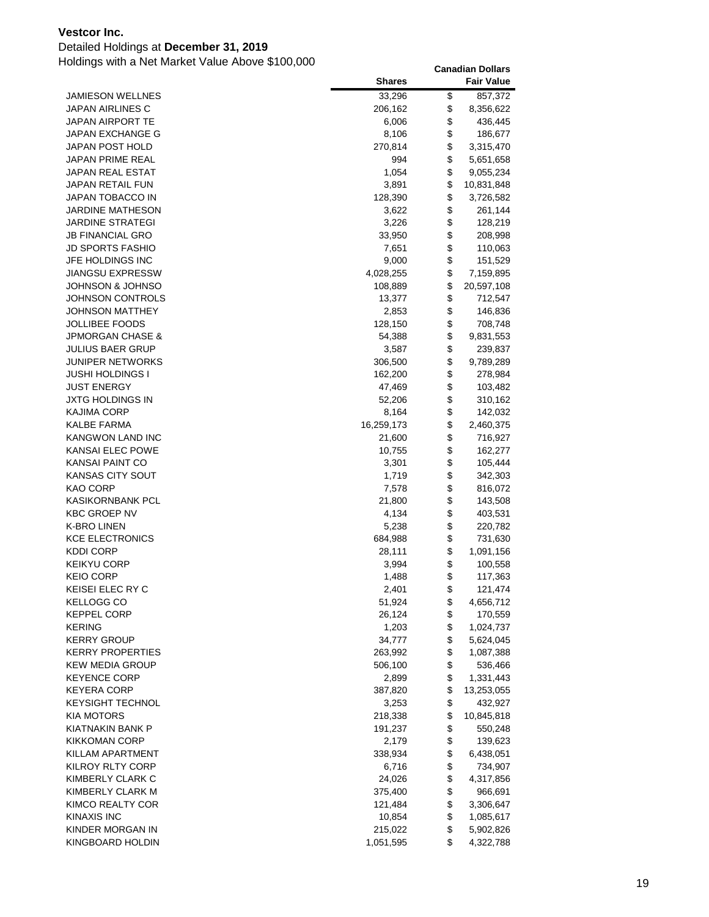**Vestcor Inc.**

Detailed Holdings at **December 31, 2019**

Holdings with a Net Market Value Above $100,000

| | Shares | Canadian Dollars Fair Value |
|---|---|---|
| JAMIESON WELLNES | 33,296 | $ 857,372 |
| JAPAN AIRLINES C | 206,162 | $ 8,356,622 |
| JAPAN AIRPORT TE | 6,006 | $ 436,445 |
| JAPAN EXCHANGE G | 8,106 | $ 186,677 |
| JAPAN POST HOLD | 270,814 | $ 3,315,470 |
| JAPAN PRIME REAL | 994 | $ 5,651,658 |
| JAPAN REAL ESTAT | 1,054 | $ 9,055,234 |
| JAPAN RETAIL FUN | 3,891 | $ 10,831,848 |
| JAPAN TOBACCO IN | 128,390 | $ 3,726,582 |
| JARDINE MATHESON | 3,622 | $ 261,144 |
| JARDINE STRATEGI | 3,226 | $ 128,219 |
| JB FINANCIAL GRO | 33,950 | $ 208,998 |
| JD SPORTS FASHIO | 7,651 | $ 110,063 |
| JFE HOLDINGS INC | 9,000 | $ 151,529 |
| JIANGSU EXPRESSW | 4,028,255 | $ 7,159,895 |
| JOHNSON & JOHNSO | 108,889 | $ 20,597,108 |
| JOHNSON CONTROLS | 13,377 | $ 712,547 |
| JOHNSON MATTHEY | 2,853 | $ 146,836 |
| JOLLIBEE FOODS | 128,150 | $ 708,748 |
| JPMORGAN CHASE & | 54,388 | $ 9,831,553 |
| JULIUS BAER GRUP | 3,587 | $ 239,837 |
| JUNIPER NETWORKS | 306,500 | $ 9,789,289 |
| JUSHI HOLDINGS I | 162,200 | $ 278,984 |
| JUST ENERGY | 47,469 | $ 103,482 |
| JXTG HOLDINGS IN | 52,206 | $ 310,162 |
| KAJIMA CORP | 8,164 | $ 142,032 |
| KALBE FARMA | 16,259,173 | $ 2,460,375 |
| KANGWON LAND INC | 21,600 | $ 716,927 |
| KANSAI ELEC POWE | 10,755 | $ 162,277 |
| KANSAI PAINT CO | 3,301 | $ 105,444 |
| KANSAS CITY SOUT | 1,719 | $ 342,303 |
| KAO CORP | 7,578 | $ 816,072 |
| KASIKORNBANK PCL | 21,800 | $ 143,508 |
| KBC GROEP NV | 4,134 | $ 403,531 |
| K-BRO LINEN | 5,238 | $ 220,782 |
| KCE ELECTRONICS | 684,988 | $ 731,630 |
| KDDI CORP | 28,111 | $ 1,091,156 |
| KEIKYU CORP | 3,994 | $ 100,558 |
| KEIO CORP | 1,488 | $ 117,363 |
| KEISEI ELEC RY C | 2,401 | $ 121,474 |
| KELLOGG CO | 51,924 | $ 4,656,712 |
| KEPPEL CORP | 26,124 | $ 170,559 |
| KERING | 1,203 | $ 1,024,737 |
| KERRY GROUP | 34,777 | $ 5,624,045 |
| KERRY PROPERTIES | 263,992 | $ 1,087,388 |
| KEW MEDIA GROUP | 506,100 | $ 536,466 |
| KEYENCE CORP | 2,899 | $ 1,331,443 |
| KEYERA CORP | 387,820 | $ 13,253,055 |
| KEYSIGHT TECHNOL | 3,253 | $ 432,927 |
| KIA MOTORS | 218,338 | $ 10,845,818 |
| KIATNAKIN BANK P | 191,237 | $ 550,248 |
| KIKKOMAN CORP | 2,179 | $ 139,623 |
| KILLAM APARTMENT | 338,934 | $ 6,438,051 |
| KILROY RLTY CORP | 6,716 | $ 734,907 |
| KIMBERLY CLARK C | 24,026 | $ 4,317,856 |
| KIMBERLY CLARK M | 375,400 | $ 966,691 |
| KIMCO REALTY COR | 121,484 | $ 3,306,647 |
| KINAXIS INC | 10,854 | $ 1,085,617 |
| KINDER MORGAN IN | 215,022 | $ 5,902,826 |
| KINGBOARD HOLDIN | 1,051,595 | $ 4,322,788 |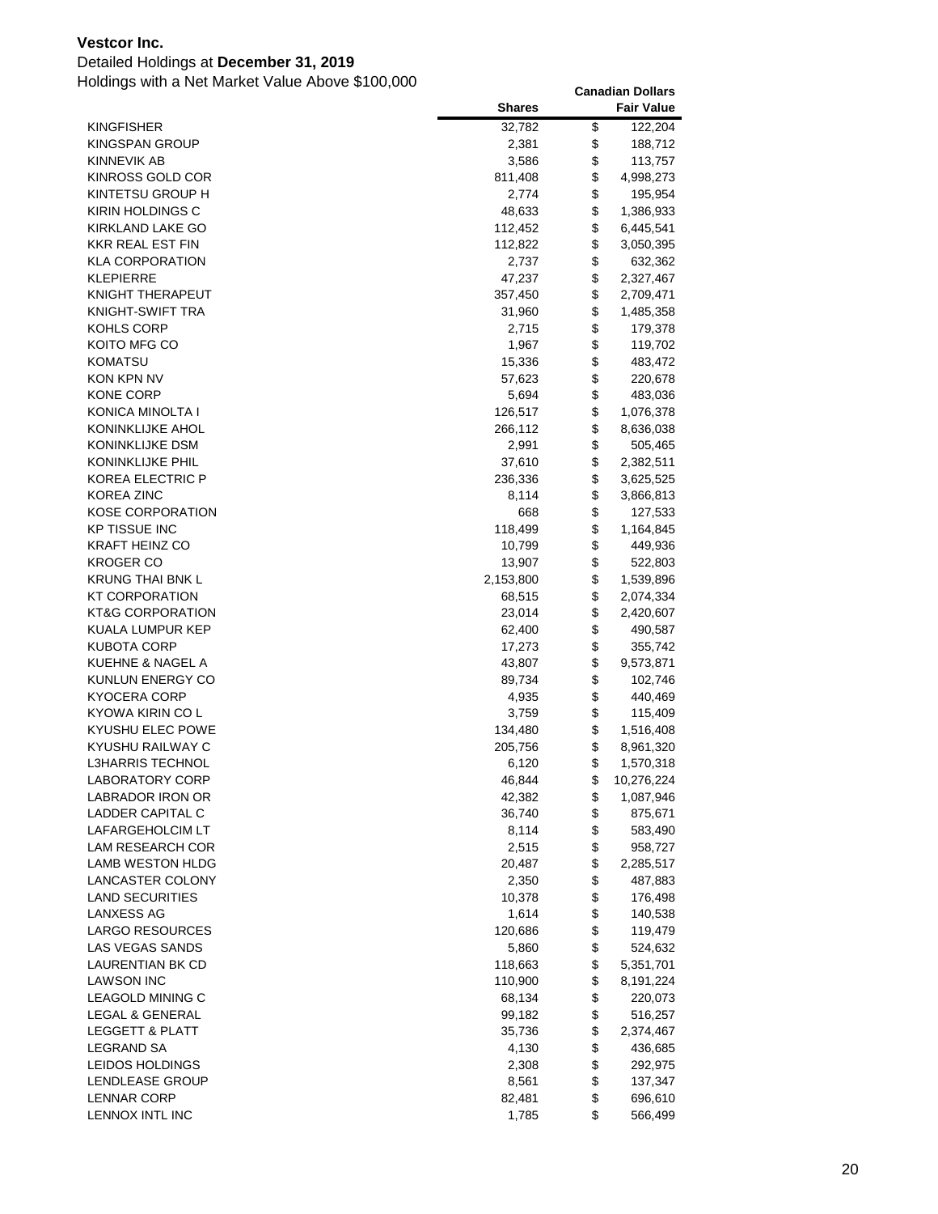**Vestcor Inc.**

Detailed Holdings at **December 31, 2019**

Holdings with a Net Market Value Above $100,000

| | Shares | Canadian Dollars Fair Value |
|---|---|---|
| KINGFISHER | 32,782 | $ 122,204 |
| KINGSPAN GROUP | 2,381 | $ 188,712 |
| KINNEVIK AB | 3,586 | $ 113,757 |
| KINROSS GOLD COR | 811,408 | $ 4,998,273 |
| KINTETSU GROUP H | 2,774 | $ 195,954 |
| KIRIN HOLDINGS C | 48,633 | $ 1,386,933 |
| KIRKLAND LAKE GO | 112,452 | $ 6,445,541 |
| KKR REAL EST FIN | 112,822 | $ 3,050,395 |
| KLA CORPORATION | 2,737 | $ 632,362 |
| KLEPIERRE | 47,237 | $ 2,327,467 |
| KNIGHT THERAPEUT | 357,450 | $ 2,709,471 |
| KNIGHT-SWIFT TRA | 31,960 | $ 1,485,358 |
| KOHLS CORP | 2,715 | $ 179,378 |
| KOITO MFG CO | 1,967 | $ 119,702 |
| KOMATSU | 15,336 | $ 483,472 |
| KON KPN NV | 57,623 | $ 220,678 |
| KONE CORP | 5,694 | $ 483,036 |
| KONICA MINOLTA I | 126,517 | $ 1,076,378 |
| KONINKLIJKE AHOL | 266,112 | $ 8,636,038 |
| KONINKLIJKE DSM | 2,991 | $ 505,465 |
| KONINKLIJKE PHIL | 37,610 | $ 2,382,511 |
| KOREA ELECTRIC P | 236,336 | $ 3,625,525 |
| KOREA ZINC | 8,114 | $ 3,866,813 |
| KOSE CORPORATION | 668 | $ 127,533 |
| KP TISSUE INC | 118,499 | $ 1,164,845 |
| KRAFT HEINZ CO | 10,799 | $ 449,936 |
| KROGER CO | 13,907 | $ 522,803 |
| KRUNG THAI BNK L | 2,153,800 | $ 1,539,896 |
| KT CORPORATION | 68,515 | $ 2,074,334 |
| KT&G CORPORATION | 23,014 | $ 2,420,607 |
| KUALA LUMPUR KEP | 62,400 | $ 490,587 |
| KUBOTA CORP | 17,273 | $ 355,742 |
| KUEHNE & NAGEL A | 43,807 | $ 9,573,871 |
| KUNLUN ENERGY CO | 89,734 | $ 102,746 |
| KYOCERA CORP | 4,935 | $ 440,469 |
| KYOWA KIRIN CO L | 3,759 | $ 115,409 |
| KYUSHU ELEC POWE | 134,480 | $ 1,516,408 |
| KYUSHU RAILWAY C | 205,756 | $ 8,961,320 |
| L3HARRIS TECHNOL | 6,120 | $ 1,570,318 |
| LABORATORY CORP | 46,844 | $ 10,276,224 |
| LABRADOR IRON OR | 42,382 | $ 1,087,946 |
| LADDER CAPITAL C | 36,740 | $ 875,671 |
| LAFARGEHOLCIM LT | 8,114 | $ 583,490 |
| LAM RESEARCH COR | 2,515 | $ 958,727 |
| LAMB WESTON HLDG | 20,487 | $ 2,285,517 |
| LANCASTER COLONY | 2,350 | $ 487,883 |
| LAND SECURITIES | 10,378 | $ 176,498 |
| LANXESS AG | 1,614 | $ 140,538 |
| LARGO RESOURCES | 120,686 | $ 119,479 |
| LAS VEGAS SANDS | 5,860 | $ 524,632 |
| LAURENTIAN BK CD | 118,663 | $ 5,351,701 |
| LAWSON INC | 110,900 | $ 8,191,224 |
| LEAGOLD MINING C | 68,134 | $ 220,073 |
| LEGAL & GENERAL | 99,182 | $ 516,257 |
| LEGGETT & PLATT | 35,736 | $ 2,374,467 |
| LEGRAND SA | 4,130 | $ 436,685 |
| LEIDOS HOLDINGS | 2,308 | $ 292,975 |
| LENDLEASE GROUP | 8,561 | $ 137,347 |
| LENNAR CORP | 82,481 | $ 696,610 |
| LENNOX INTL INC | 1,785 | $ 566,499 |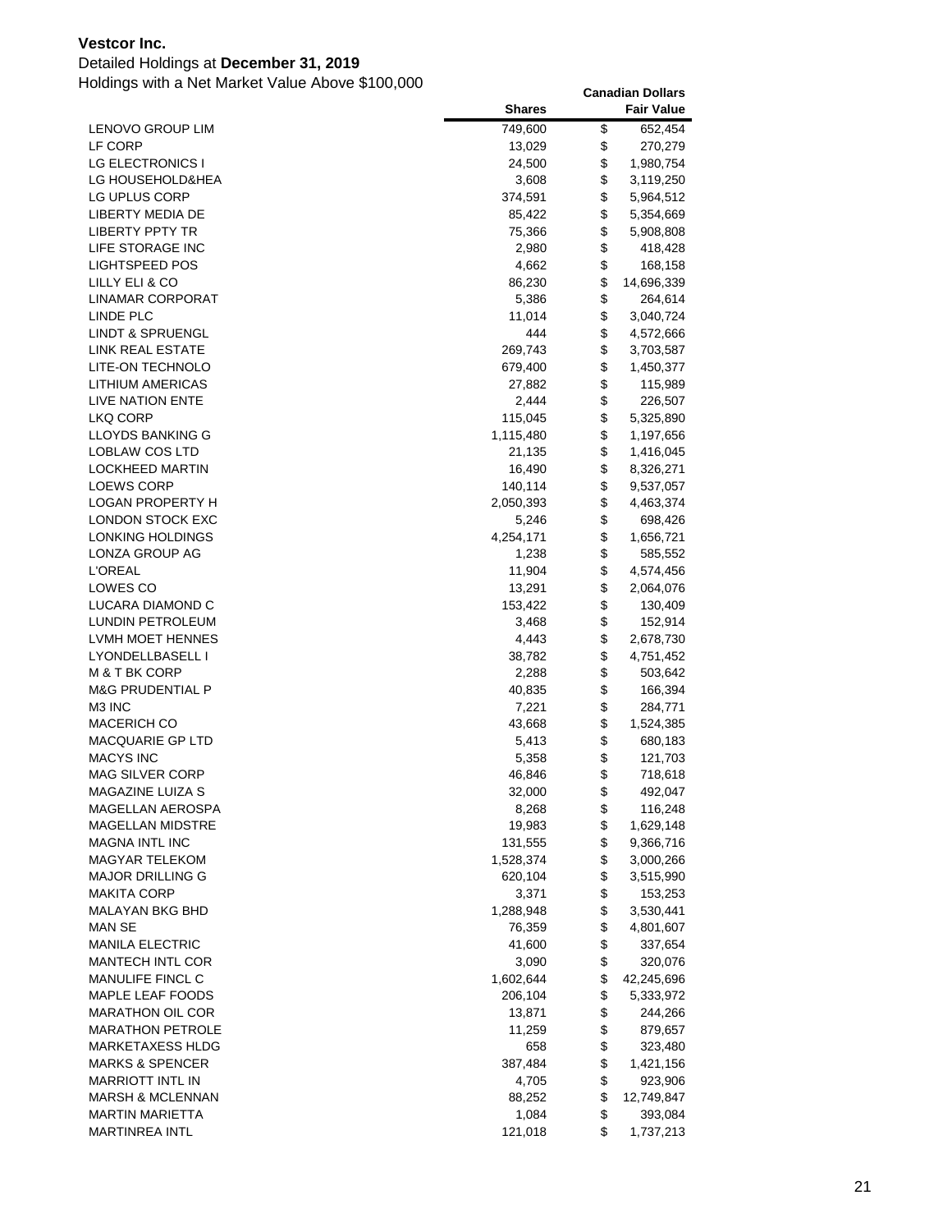**Vestcor Inc.**

Detailed Holdings at **December 31, 2019**

Holdings with a Net Market Value Above $100,000

| | Shares | Canadian Dollars Fair Value |
|---|---|---|
| LENOVO GROUP LIM | 749,600 | $ 652,454 |
| LF CORP | 13,029 | $ 270,279 |
| LG ELECTRONICS I | 24,500 | $ 1,980,754 |
| LG HOUSEHOLD&HEA | 3,608 | $ 3,119,250 |
| LG UPLUS CORP | 374,591 | $ 5,964,512 |
| LIBERTY MEDIA DE | 85,422 | $ 5,354,669 |
| LIBERTY PPTY TR | 75,366 | $ 5,908,808 |
| LIFE STORAGE INC | 2,980 | $ 418,428 |
| LIGHTSPEED POS | 4,662 | $ 168,158 |
| LILLY ELI & CO | 86,230 | $ 14,696,339 |
| LINAMAR CORPORAT | 5,386 | $ 264,614 |
| LINDE PLC | 11,014 | $ 3,040,724 |
| LINDT & SPRUENGL | 444 | $ 4,572,666 |
| LINK REAL ESTATE | 269,743 | $ 3,703,587 |
| LITE-ON TECHNOLO | 679,400 | $ 1,450,377 |
| LITHIUM AMERICAS | 27,882 | $ 115,989 |
| LIVE NATION ENTE | 2,444 | $ 226,507 |
| LKQ CORP | 115,045 | $ 5,325,890 |
| LLOYDS BANKING G | 1,115,480 | $ 1,197,656 |
| LOBLAW COS LTD | 21,135 | $ 1,416,045 |
| LOCKHEED MARTIN | 16,490 | $ 8,326,271 |
| LOEWS CORP | 140,114 | $ 9,537,057 |
| LOGAN PROPERTY H | 2,050,393 | $ 4,463,374 |
| LONDON STOCK EXC | 5,246 | $ 698,426 |
| LONKING HOLDINGS | 4,254,171 | $ 1,656,721 |
| LONZA GROUP AG | 1,238 | $ 585,552 |
| L'OREAL | 11,904 | $ 4,574,456 |
| LOWES CO | 13,291 | $ 2,064,076 |
| LUCARA DIAMOND C | 153,422 | $ 130,409 |
| LUNDIN PETROLEUM | 3,468 | $ 152,914 |
| LVMH MOET HENNES | 4,443 | $ 2,678,730 |
| LYONDELLBASELL I | 38,782 | $ 4,751,452 |
| M & T BK CORP | 2,288 | $ 503,642 |
| M&G PRUDENTIAL P | 40,835 | $ 166,394 |
| M3 INC | 7,221 | $ 284,771 |
| MACERICH CO | 43,668 | $ 1,524,385 |
| MACQUARIE GP LTD | 5,413 | $ 680,183 |
| MACYS INC | 5,358 | $ 121,703 |
| MAG SILVER CORP | 46,846 | $ 718,618 |
| MAGAZINE LUIZA S | 32,000 | $ 492,047 |
| MAGELLAN AEROSPA | 8,268 | $ 116,248 |
| MAGELLAN MIDSTRE | 19,983 | $ 1,629,148 |
| MAGNA INTL INC | 131,555 | $ 9,366,716 |
| MAGYAR TELEKOM | 1,528,374 | $ 3,000,266 |
| MAJOR DRILLING G | 620,104 | $ 3,515,990 |
| MAKITA CORP | 3,371 | $ 153,253 |
| MALAYAN BKG BHD | 1,288,948 | $ 3,530,441 |
| MAN SE | 76,359 | $ 4,801,607 |
| MANILA ELECTRIC | 41,600 | $ 337,654 |
| MANTECH INTL COR | 3,090 | $ 320,076 |
| MANULIFE FINCL C | 1,602,644 | $ 42,245,696 |
| MAPLE LEAF FOODS | 206,104 | $ 5,333,972 |
| MARATHON OIL COR | 13,871 | $ 244,266 |
| MARATHON PETROLE | 11,259 | $ 879,657 |
| MARKETAXESS HLDG | 658 | $ 323,480 |
| MARKS & SPENCER | 387,484 | $ 1,421,156 |
| MARRIOTT INTL IN | 4,705 | $ 923,906 |
| MARSH & MCLENNAN | 88,252 | $ 12,749,847 |
| MARTIN MARIETTA | 1,084 | $ 393,084 |
| MARTINREA INTL | 121,018 | $ 1,737,213 |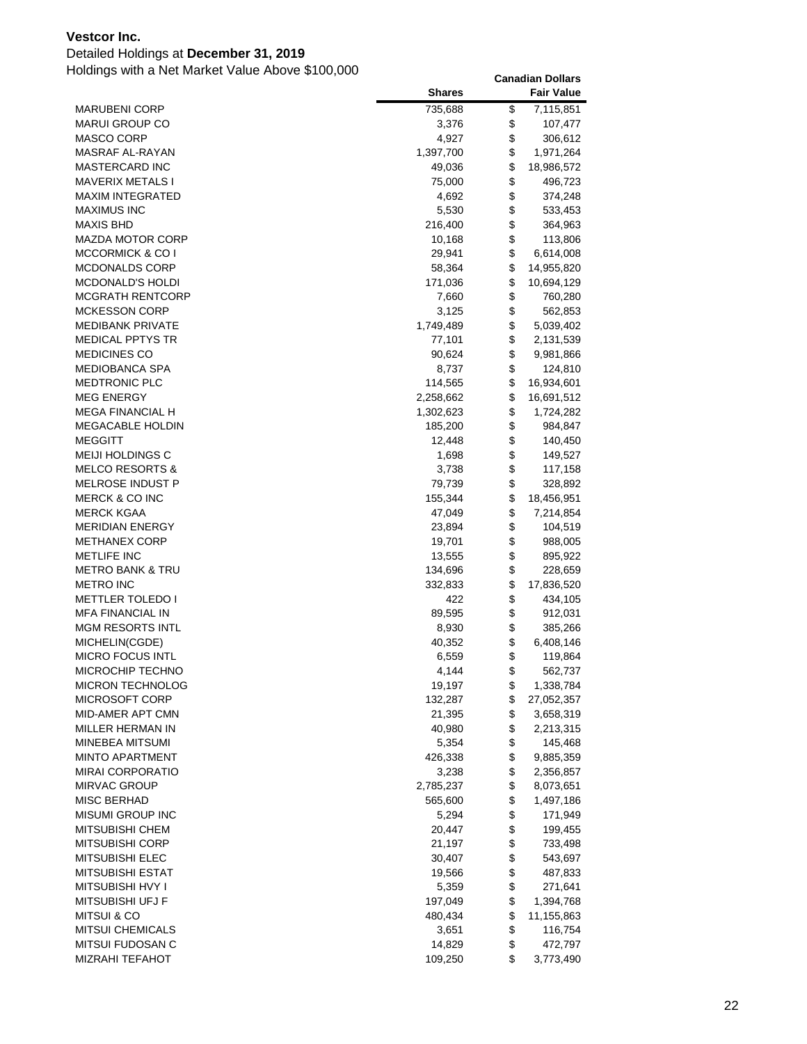**Vestcor Inc.**

Detailed Holdings at **December 31, 2019**

Holdings with a Net Market Value Above $100,000

| | Shares | Canadian Dollars Fair Value |
|---|---|---|
| MARUBENI CORP | 735,688 | $ 7,115,851 |
| MARUI GROUP CO | 3,376 | $ 107,477 |
| MASCO CORP | 4,927 | $ 306,612 |
| MASRAF AL-RAYAN | 1,397,700 | $ 1,971,264 |
| MASTERCARD INC | 49,036 | $ 18,986,572 |
| MAVERIX METALS I | 75,000 | $ 496,723 |
| MAXIM INTEGRATED | 4,692 | $ 374,248 |
| MAXIMUS INC | 5,530 | $ 533,453 |
| MAXIS BHD | 216,400 | $ 364,963 |
| MAZDA MOTOR CORP | 10,168 | $ 113,806 |
| MCCORMICK & CO I | 29,941 | $ 6,614,008 |
| MCDONALDS CORP | 58,364 | $ 14,955,820 |
| MCDONALD'S HOLDI | 171,036 | $ 10,694,129 |
| MCGRATH RENTCORP | 7,660 | $ 760,280 |
| MCKESSON CORP | 3,125 | $ 562,853 |
| MEDIBANK PRIVATE | 1,749,489 | $ 5,039,402 |
| MEDICAL PPTYS TR | 77,101 | $ 2,131,539 |
| MEDICINES CO | 90,624 | $ 9,981,866 |
| MEDIOBANCA SPA | 8,737 | $ 124,810 |
| MEDTRONIC PLC | 114,565 | $ 16,934,601 |
| MEG ENERGY | 2,258,662 | $ 16,691,512 |
| MEGA FINANCIAL H | 1,302,623 | $ 1,724,282 |
| MEGACABLE HOLDIN | 185,200 | $ 984,847 |
| MEGGITT | 12,448 | $ 140,450 |
| MEIJI HOLDINGS C | 1,698 | $ 149,527 |
| MELCO RESORTS & | 3,738 | $ 117,158 |
| MELROSE INDUST P | 79,739 | $ 328,892 |
| MERCK & CO INC | 155,344 | $ 18,456,951 |
| MERCK KGAA | 47,049 | $ 7,214,854 |
| MERIDIAN ENERGY | 23,894 | $ 104,519 |
| METHANEX CORP | 19,701 | $ 988,005 |
| METLIFE INC | 13,555 | $ 895,922 |
| METRO BANK & TRU | 134,696 | $ 228,659 |
| METRO INC | 332,833 | $ 17,836,520 |
| METTLER TOLEDO I | 422 | $ 434,105 |
| MFA FINANCIAL IN | 89,595 | $ 912,031 |
| MGM RESORTS INTL | 8,930 | $ 385,266 |
| MICHELIN(CGDE) | 40,352 | $ 6,408,146 |
| MICRO FOCUS INTL | 6,559 | $ 119,864 |
| MICROCHIP TECHNO | 4,144 | $ 562,737 |
| MICRON TECHNOLOG | 19,197 | $ 1,338,784 |
| MICROSOFT CORP | 132,287 | $ 27,052,357 |
| MID-AMER APT CMN | 21,395 | $ 3,658,319 |
| MILLER HERMAN IN | 40,980 | $ 2,213,315 |
| MINEBEA MITSUMI | 5,354 | $ 145,468 |
| MINTO APARTMENT | 426,338 | $ 9,885,359 |
| MIRAI CORPORATIO | 3,238 | $ 2,356,857 |
| MIRVAC GROUP | 2,785,237 | $ 8,073,651 |
| MISC BERHAD | 565,600 | $ 1,497,186 |
| MISUMI GROUP INC | 5,294 | $ 171,949 |
| MITSUBISHI CHEM | 20,447 | $ 199,455 |
| MITSUBISHI CORP | 21,197 | $ 733,498 |
| MITSUBISHI ELEC | 30,407 | $ 543,697 |
| MITSUBISHI ESTAT | 19,566 | $ 487,833 |
| MITSUBISHI HVY I | 5,359 | $ 271,641 |
| MITSUBISHI UFJ F | 197,049 | $ 1,394,768 |
| MITSUI & CO | 480,434 | $ 11,155,863 |
| MITSUI CHEMICALS | 3,651 | $ 116,754 |
| MITSUI FUDOSAN C | 14,829 | $ 472,797 |
| MIZRAHI TEFAHOT | 109,250 | $ 3,773,490 |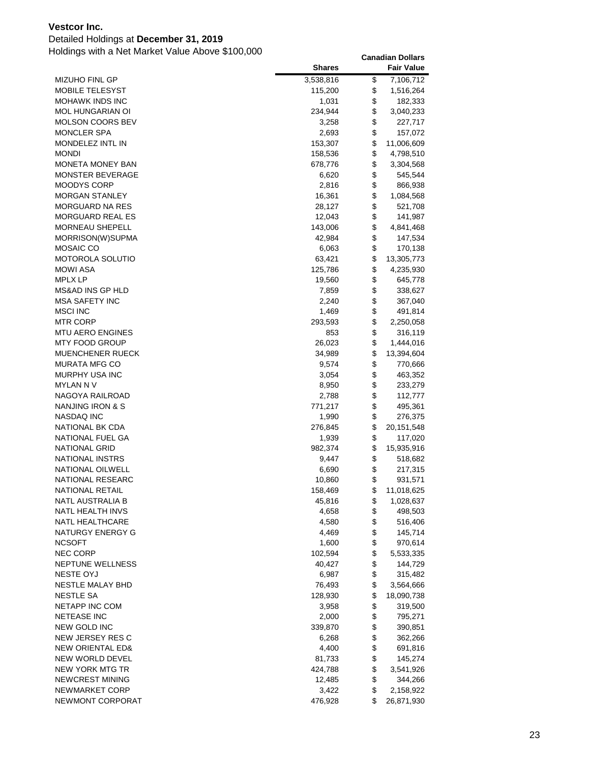**Vestcor Inc.**

Detailed Holdings at **December 31, 2019**

Holdings with a Net Market Value Above $100,000

| | Shares | Canadian Dollars Fair Value |
|---|---|---|
| MIZUHO FINL GP | 3,538,816 | $ 7,106,712 |
| MOBILE TELESYST | 115,200 | $ 1,516,264 |
| MOHAWK INDS INC | 1,031 | $ 182,333 |
| MOL HUNGARIAN OI | 234,944 | $ 3,040,233 |
| MOLSON COORS BEV | 3,258 | $ 227,717 |
| MONCLER SPA | 2,693 | $ 157,072 |
| MONDELEZ INTL IN | 153,307 | $ 11,006,609 |
| MONDI | 158,536 | $ 4,798,510 |
| MONETA MONEY BAN | 678,776 | $ 3,304,568 |
| MONSTER BEVERAGE | 6,620 | $ 545,544 |
| MOODYS CORP | 2,816 | $ 866,938 |
| MORGAN STANLEY | 16,361 | $ 1,084,568 |
| MORGUARD NA RES | 28,127 | $ 521,708 |
| MORGUARD REAL ES | 12,043 | $ 141,987 |
| MORNEAU SHEPELL | 143,006 | $ 4,841,468 |
| MORRISON(W)SUPMA | 42,984 | $ 147,534 |
| MOSAIC CO | 6,063 | $ 170,138 |
| MOTOROLA SOLUTIO | 63,421 | $ 13,305,773 |
| MOWI ASA | 125,786 | $ 4,235,930 |
| MPLX LP | 19,560 | $ 645,778 |
| MS&AD INS GP HLD | 7,859 | $ 338,627 |
| MSA SAFETY INC | 2,240 | $ 367,040 |
| MSCI INC | 1,469 | $ 491,814 |
| MTR CORP | 293,593 | $ 2,250,058 |
| MTU AERO ENGINES | 853 | $ 316,119 |
| MTY FOOD GROUP | 26,023 | $ 1,444,016 |
| MUENCHENER RUECK | 34,989 | $ 13,394,604 |
| MURATA MFG CO | 9,574 | $ 770,666 |
| MURPHY USA INC | 3,054 | $ 463,352 |
| MYLAN N V | 8,950 | $ 233,279 |
| NAGOYA RAILROAD | 2,788 | $ 112,777 |
| NANJING IRON & S | 771,217 | $ 495,361 |
| NASDAQ INC | 1,990 | $ 276,375 |
| NATIONAL BK CDA | 276,845 | $ 20,151,548 |
| NATIONAL FUEL GA | 1,939 | $ 117,020 |
| NATIONAL GRID | 982,374 | $ 15,935,916 |
| NATIONAL INSTRS | 9,447 | $ 518,682 |
| NATIONAL OILWELL | 6,690 | $ 217,315 |
| NATIONAL RESEARC | 10,860 | $ 931,571 |
| NATIONAL RETAIL | 158,469 | $ 11,018,625 |
| NATL AUSTRALIA B | 45,816 | $ 1,028,637 |
| NATL HEALTH INVS | 4,658 | $ 498,503 |
| NATL HEALTHCARE | 4,580 | $ 516,406 |
| NATURGY ENERGY G | 4,469 | $ 145,714 |
| NCSOFT | 1,600 | $ 970,614 |
| NEC CORP | 102,594 | $ 5,533,335 |
| NEPTUNE WELLNESS | 40,427 | $ 144,729 |
| NESTE OYJ | 6,987 | $ 315,482 |
| NESTLE MALAY BHD | 76,493 | $ 3,564,666 |
| NESTLE SA | 128,930 | $ 18,090,738 |
| NETAPP INC COM | 3,958 | $ 319,500 |
| NETEASE INC | 2,000 | $ 795,271 |
| NEW GOLD INC | 339,870 | $ 390,851 |
| NEW JERSEY RES C | 6,268 | $ 362,266 |
| NEW ORIENTAL ED& | 4,400 | $ 691,816 |
| NEW WORLD DEVEL | 81,733 | $ 145,274 |
| NEW YORK MTG TR | 424,788 | $ 3,541,926 |
| NEWCREST MINING | 12,485 | $ 344,266 |
| NEWMARKET CORP | 3,422 | $ 2,158,922 |
| NEWMONT CORPORAT | 476,928 | $ 26,871,930 |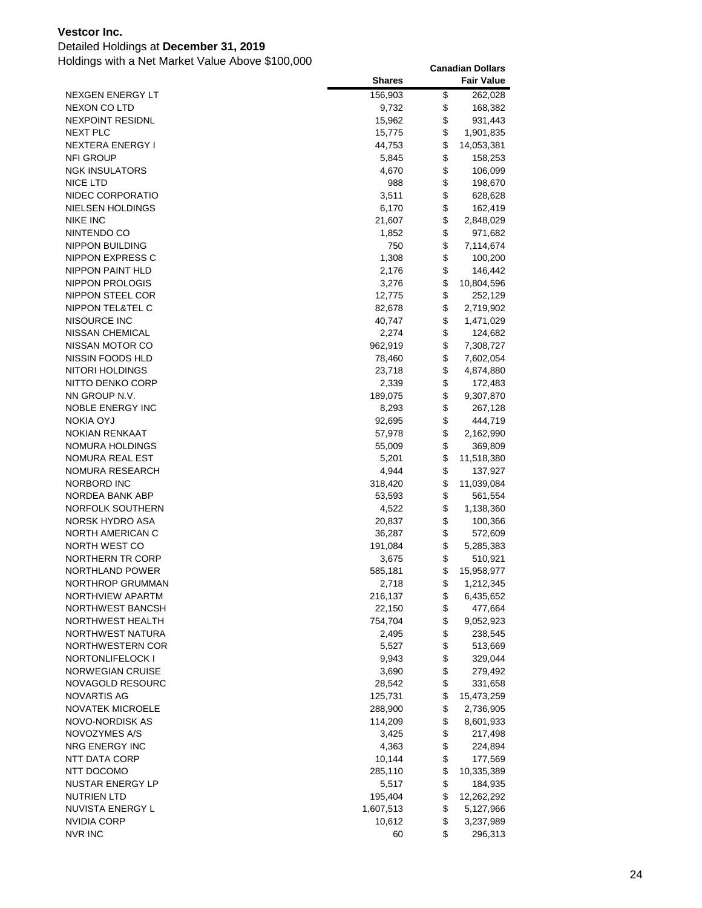**Vestcor Inc.**

Detailed Holdings at **December 31, 2019**

Holdings with a Net Market Value Above $100,000

| | Shares | Canadian Dollars Fair Value |
|---|---|---|
| NEXGEN ENERGY LT | 156,903 | $ 262,028 |
| NEXON CO LTD | 9,732 | $ 168,382 |
| NEXPOINT RESIDNL | 15,962 | $ 931,443 |
| NEXT PLC | 15,775 | $ 1,901,835 |
| NEXTERA ENERGY I | 44,753 | $ 14,053,381 |
| NFI GROUP | 5,845 | $ 158,253 |
| NGK INSULATORS | 4,670 | $ 106,099 |
| NICE LTD | 988 | $ 198,670 |
| NIDEC CORPORATIO | 3,511 | $ 628,628 |
| NIELSEN HOLDINGS | 6,170 | $ 162,419 |
| NIKE INC | 21,607 | $ 2,848,029 |
| NINTENDO CO | 1,852 | $ 971,682 |
| NIPPON BUILDING | 750 | $ 7,114,674 |
| NIPPON EXPRESS C | 1,308 | $ 100,200 |
| NIPPON PAINT HLD | 2,176 | $ 146,442 |
| NIPPON PROLOGIS | 3,276 | $ 10,804,596 |
| NIPPON STEEL COR | 12,775 | $ 252,129 |
| NIPPON TEL&TEL C | 82,678 | $ 2,719,902 |
| NISOURCE INC | 40,747 | $ 1,471,029 |
| NISSAN CHEMICAL | 2,274 | $ 124,682 |
| NISSAN MOTOR CO | 962,919 | $ 7,308,727 |
| NISSIN FOODS HLD | 78,460 | $ 7,602,054 |
| NITORI HOLDINGS | 23,718 | $ 4,874,880 |
| NITTO DENKO CORP | 2,339 | $ 172,483 |
| NN GROUP N.V. | 189,075 | $ 9,307,870 |
| NOBLE ENERGY INC | 8,293 | $ 267,128 |
| NOKIA OYJ | 92,695 | $ 444,719 |
| NOKIAN RENKAAT | 57,978 | $ 2,162,990 |
| NOMURA HOLDINGS | 55,009 | $ 369,809 |
| NOMURA REAL EST | 5,201 | $ 11,518,380 |
| NOMURA RESEARCH | 4,944 | $ 137,927 |
| NORBORD INC | 318,420 | $ 11,039,084 |
| NORDEA BANK ABP | 53,593 | $ 561,554 |
| NORFOLK SOUTHERN | 4,522 | $ 1,138,360 |
| NORSK HYDRO ASA | 20,837 | $ 100,366 |
| NORTH AMERICAN C | 36,287 | $ 572,609 |
| NORTH WEST CO | 191,084 | $ 5,285,383 |
| NORTHERN TR CORP | 3,675 | $ 510,921 |
| NORTHLAND POWER | 585,181 | $ 15,958,977 |
| NORTHROP GRUMMAN | 2,718 | $ 1,212,345 |
| NORTHVIEW APARTM | 216,137 | $ 6,435,652 |
| NORTHWEST BANCSH | 22,150 | $ 477,664 |
| NORTHWEST HEALTH | 754,704 | $ 9,052,923 |
| NORTHWEST NATURA | 2,495 | $ 238,545 |
| NORTHWESTERN COR | 5,527 | $ 513,669 |
| NORTONLIFELOCK I | 9,943 | $ 329,044 |
| NORWEGIAN CRUISE | 3,690 | $ 279,492 |
| NOVAGOLD RESOURC | 28,542 | $ 331,658 |
| NOVARTIS AG | 125,731 | $ 15,473,259 |
| NOVATEK MICROELE | 288,900 | $ 2,736,905 |
| NOVO-NORDISK AS | 114,209 | $ 8,601,933 |
| NOVOZYMES A/S | 3,425 | $ 217,498 |
| NRG ENERGY INC | 4,363 | $ 224,894 |
| NTT DATA CORP | 10,144 | $ 177,569 |
| NTT DOCOMO | 285,110 | $ 10,335,389 |
| NUSTAR ENERGY LP | 5,517 | $ 184,935 |
| NUTRIEN LTD | 195,404 | $ 12,262,292 |
| NUVISTA ENERGY L | 1,607,513 | $ 5,127,966 |
| NVIDIA CORP | 10,612 | $ 3,237,989 |
| NVR INC | 60 | $ 296,313 |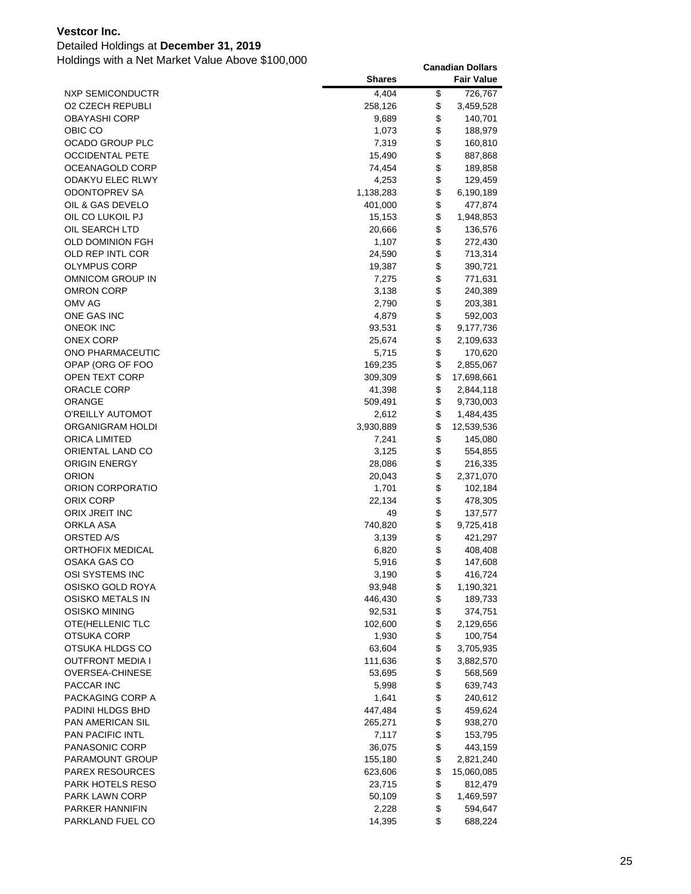**Vestcor Inc.**

Detailed Holdings at **December 31, 2019**

Holdings with a Net Market Value Above $100,000

| | Shares | Canadian Dollars Fair Value |
|---|---|---|
| NXP SEMICONDUCTR | 4,404 | $ 726,767 |
| O2 CZECH REPUBLI | 258,126 | $ 3,459,528 |
| OBAYASHI CORP | 9,689 | $ 140,701 |
| OBIC CO | 1,073 | $ 188,979 |
| OCADO GROUP PLC | 7,319 | $ 160,810 |
| OCCIDENTAL PETE | 15,490 | $ 887,868 |
| OCEANAGOLD CORP | 74,454 | $ 189,858 |
| ODAKYU ELEC RLWY | 4,253 | $ 129,459 |
| ODONTOPREV SA | 1,138,283 | $ 6,190,189 |
| OIL & GAS DEVELO | 401,000 | $ 477,874 |
| OIL CO LUKOIL PJ | 15,153 | $ 1,948,853 |
| OIL SEARCH LTD | 20,666 | $ 136,576 |
| OLD DOMINION FGH | 1,107 | $ 272,430 |
| OLD REP INTL COR | 24,590 | $ 713,314 |
| OLYMPUS CORP | 19,387 | $ 390,721 |
| OMNICOM GROUP IN | 7,275 | $ 771,631 |
| OMRON CORP | 3,138 | $ 240,389 |
| OMV AG | 2,790 | $ 203,381 |
| ONE GAS INC | 4,879 | $ 592,003 |
| ONEOK INC | 93,531 | $ 9,177,736 |
| ONEX CORP | 25,674 | $ 2,109,633 |
| ONO PHARMACEUTIC | 5,715 | $ 170,620 |
| OPAP (ORG OF FOO | 169,235 | $ 2,855,067 |
| OPEN TEXT CORP | 309,309 | $ 17,698,661 |
| ORACLE CORP | 41,398 | $ 2,844,118 |
| ORANGE | 509,491 | $ 9,730,003 |
| O'REILLY AUTOMOT | 2,612 | $ 1,484,435 |
| ORGANIGRAM HOLDI | 3,930,889 | $ 12,539,536 |
| ORICA LIMITED | 7,241 | $ 145,080 |
| ORIENTAL LAND CO | 3,125 | $ 554,855 |
| ORIGIN ENERGY | 28,086 | $ 216,335 |
| ORION | 20,043 | $ 2,371,070 |
| ORION CORPORATIO | 1,701 | $ 102,184 |
| ORIX CORP | 22,134 | $ 478,305 |
| ORIX JREIT INC | 49 | $ 137,577 |
| ORKLA ASA | 740,820 | $ 9,725,418 |
| ORSTED A/S | 3,139 | $ 421,297 |
| ORTHOFIX MEDICAL | 6,820 | $ 408,408 |
| OSAKA GAS CO | 5,916 | $ 147,608 |
| OSI SYSTEMS INC | 3,190 | $ 416,724 |
| OSISKO GOLD ROYA | 93,948 | $ 1,190,321 |
| OSISKO METALS IN | 446,430 | $ 189,733 |
| OSISKO MINING | 92,531 | $ 374,751 |
| OTE(HELLENIC TLC | 102,600 | $ 2,129,656 |
| OTSUKA CORP | 1,930 | $ 100,754 |
| OTSUKA HLDGS CO | 63,604 | $ 3,705,935 |
| OUTFRONT MEDIA I | 111,636 | $ 3,882,570 |
| OVERSEA-CHINESE | 53,695 | $ 568,569 |
| PACCAR INC | 5,998 | $ 639,743 |
| PACKAGING CORP A | 1,641 | $ 240,612 |
| PADINI HLDGS BHD | 447,484 | $ 459,624 |
| PAN AMERICAN SIL | 265,271 | $ 938,270 |
| PAN PACIFIC INTL | 7,117 | $ 153,795 |
| PANASONIC CORP | 36,075 | $ 443,159 |
| PARAMOUNT GROUP | 155,180 | $ 2,821,240 |
| PAREX RESOURCES | 623,606 | $ 15,060,085 |
| PARK HOTELS RESO | 23,715 | $ 812,479 |
| PARK LAWN CORP | 50,109 | $ 1,469,597 |
| PARKER HANNIFIN | 2,228 | $ 594,647 |
| PARKLAND FUEL CO | 14,395 | $ 688,224 |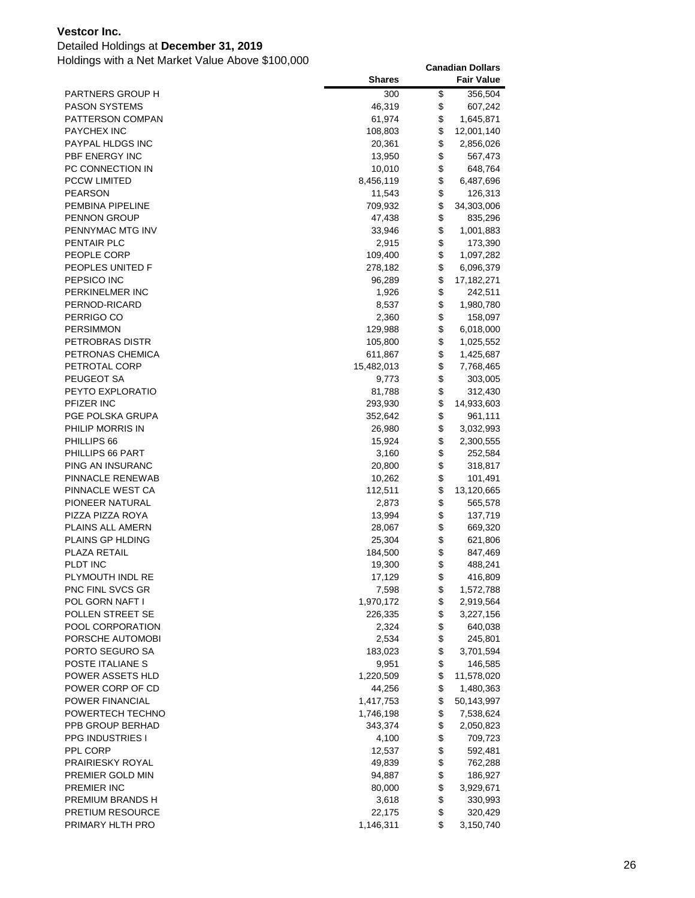**Vestcor Inc.**

Detailed Holdings at **December 31, 2019**

Holdings with a Net Market Value Above $100,000

| | Shares | Canadian Dollars Fair Value |
|---|---|---|
| PARTNERS GROUP H | 300 | $ 356,504 |
| PASON SYSTEMS | 46,319 | $ 607,242 |
| PATTERSON COMPAN | 61,974 | $ 1,645,871 |
| PAYCHEX INC | 108,803 | $ 12,001,140 |
| PAYPAL HLDGS INC | 20,361 | $ 2,856,026 |
| PBF ENERGY INC | 13,950 | $ 567,473 |
| PC CONNECTION IN | 10,010 | $ 648,764 |
| PCCW LIMITED | 8,456,119 | $ 6,487,696 |
| PEARSON | 11,543 | $ 126,313 |
| PEMBINA PIPELINE | 709,932 | $ 34,303,006 |
| PENNON GROUP | 47,438 | $ 835,296 |
| PENNYMAC MTG INV | 33,946 | $ 1,001,883 |
| PENTAIR PLC | 2,915 | $ 173,390 |
| PEOPLE CORP | 109,400 | $ 1,097,282 |
| PEOPLES UNITED F | 278,182 | $ 6,096,379 |
| PEPSICO INC | 96,289 | $ 17,182,271 |
| PERKINELMER INC | 1,926 | $ 242,511 |
| PERNOD-RICARD | 8,537 | $ 1,980,780 |
| PERRIGO CO | 2,360 | $ 158,097 |
| PERSIMMON | 129,988 | $ 6,018,000 |
| PETROBRAS DISTR | 105,800 | $ 1,025,552 |
| PETRONAS CHEMICA | 611,867 | $ 1,425,687 |
| PETROTAL CORP | 15,482,013 | $ 7,768,465 |
| PEUGEOT SA | 9,773 | $ 303,005 |
| PEYTO EXPLORATIO | 81,788 | $ 312,430 |
| PFIZER INC | 293,930 | $ 14,933,603 |
| PGE POLSKA GRUPA | 352,642 | $ 961,111 |
| PHILIP MORRIS IN | 26,980 | $ 3,032,993 |
| PHILLIPS 66 | 15,924 | $ 2,300,555 |
| PHILLIPS 66 PART | 3,160 | $ 252,584 |
| PING AN INSURANC | 20,800 | $ 318,817 |
| PINNACLE RENEWAB | 10,262 | $ 101,491 |
| PINNACLE WEST CA | 112,511 | $ 13,120,665 |
| PIONEER NATURAL | 2,873 | $ 565,578 |
| PIZZA PIZZA ROYA | 13,994 | $ 137,719 |
| PLAINS ALL AMERN | 28,067 | $ 669,320 |
| PLAINS GP HLDING | 25,304 | $ 621,806 |
| PLAZA RETAIL | 184,500 | $ 847,469 |
| PLDT INC | 19,300 | $ 488,241 |
| PLYMOUTH INDL RE | 17,129 | $ 416,809 |
| PNC FINL SVCS GR | 7,598 | $ 1,572,788 |
| POL GORN NAFT I | 1,970,172 | $ 2,919,564 |
| POLLEN STREET SE | 226,335 | $ 3,227,156 |
| POOL CORPORATION | 2,324 | $ 640,038 |
| PORSCHE AUTOMOBI | 2,534 | $ 245,801 |
| PORTO SEGURO SA | 183,023 | $ 3,701,594 |
| POSTE ITALIANE S | 9,951 | $ 146,585 |
| POWER ASSETS HLD | 1,220,509 | $ 11,578,020 |
| POWER CORP OF CD | 44,256 | $ 1,480,363 |
| POWER FINANCIAL | 1,417,753 | $ 50,143,997 |
| POWERTECH TECHNO | 1,746,198 | $ 7,538,624 |
| PPB GROUP BERHAD | 343,374 | $ 2,050,823 |
| PPG INDUSTRIES I | 4,100 | $ 709,723 |
| PPL CORP | 12,537 | $ 592,481 |
| PRAIRIESKY ROYAL | 49,839 | $ 762,288 |
| PREMIER GOLD MIN | 94,887 | $ 186,927 |
| PREMIER INC | 80,000 | $ 3,929,671 |
| PREMIUM BRANDS H | 3,618 | $ 330,993 |
| PRETIUM RESOURCE | 22,175 | $ 320,429 |
| PRIMARY HLTH PRO | 1,146,311 | $ 3,150,740 |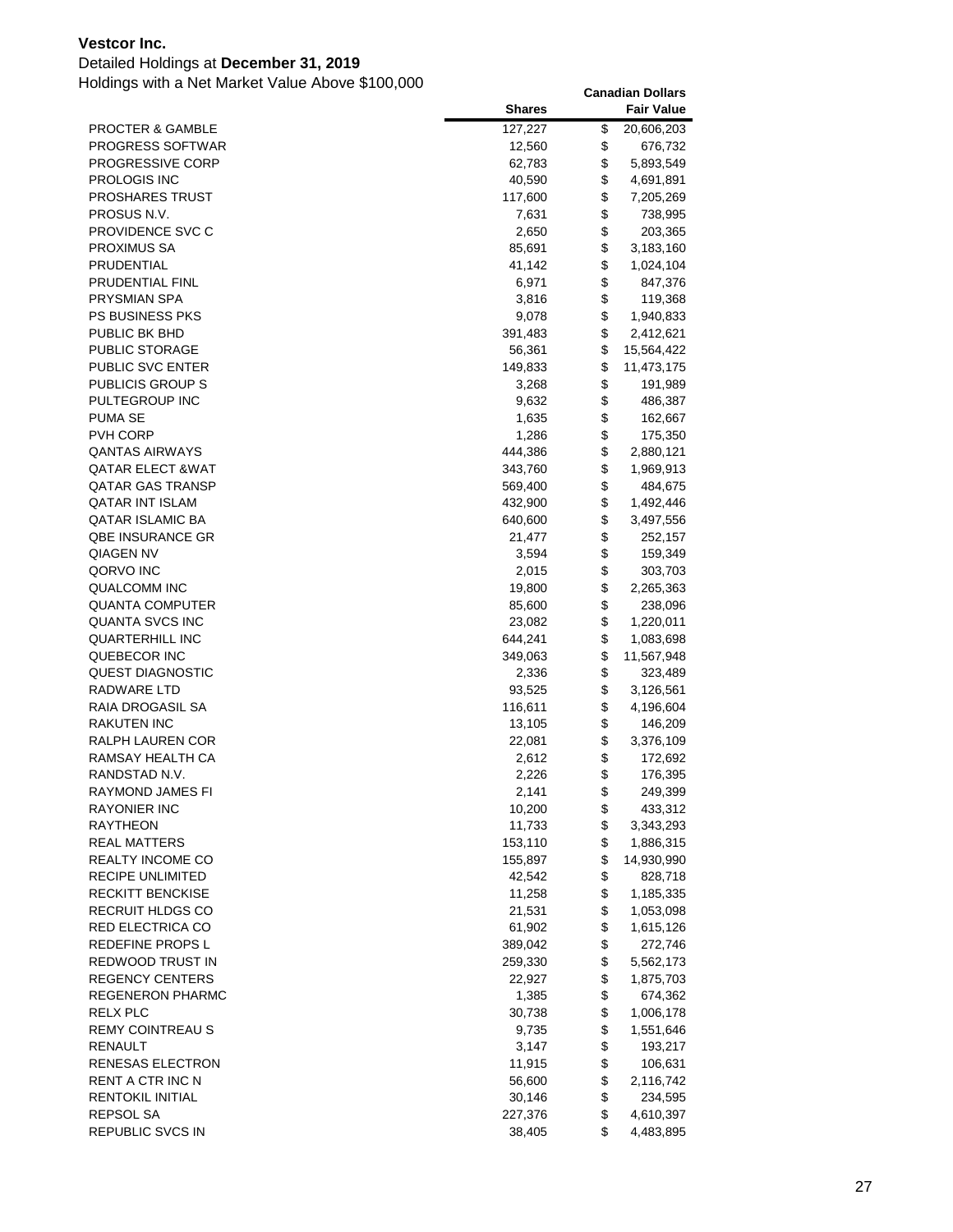**Vestcor Inc.**

Detailed Holdings at **December 31, 2019**

Holdings with a Net Market Value Above $100,000

| | Shares | Canadian Dollars Fair Value |
|---|---|---|
| PROCTER & GAMBLE | 127,227 | $ 20,606,203 |
| PROGRESS SOFTWAR | 12,560 | $ 676,732 |
| PROGRESSIVE CORP | 62,783 | $ 5,893,549 |
| PROLOGIS INC | 40,590 | $ 4,691,891 |
| PROSHARES TRUST | 117,600 | $ 7,205,269 |
| PROSUS N.V. | 7,631 | $ 738,995 |
| PROVIDENCE SVC C | 2,650 | $ 203,365 |
| PROXIMUS SA | 85,691 | $ 3,183,160 |
| PRUDENTIAL | 41,142 | $ 1,024,104 |
| PRUDENTIAL FINL | 6,971 | $ 847,376 |
| PRYSMIAN SPA | 3,816 | $ 119,368 |
| PS BUSINESS PKS | 9,078 | $ 1,940,833 |
| PUBLIC BK BHD | 391,483 | $ 2,412,621 |
| PUBLIC STORAGE | 56,361 | $ 15,564,422 |
| PUBLIC SVC ENTER | 149,833 | $ 11,473,175 |
| PUBLICIS GROUP S | 3,268 | $ 191,989 |
| PULTEGROUP INC | 9,632 | $ 486,387 |
| PUMA SE | 1,635 | $ 162,667 |
| PVH CORP | 1,286 | $ 175,350 |
| QANTAS AIRWAYS | 444,386 | $ 2,880,121 |
| QATAR ELECT &WAT | 343,760 | $ 1,969,913 |
| QATAR GAS TRANSP | 569,400 | $ 484,675 |
| QATAR INT ISLAM | 432,900 | $ 1,492,446 |
| QATAR ISLAMIC BA | 640,600 | $ 3,497,556 |
| QBE INSURANCE GR | 21,477 | $ 252,157 |
| QIAGEN NV | 3,594 | $ 159,349 |
| QORVO INC | 2,015 | $ 303,703 |
| QUALCOMM INC | 19,800 | $ 2,265,363 |
| QUANTA COMPUTER | 85,600 | $ 238,096 |
| QUANTA SVCS INC | 23,082 | $ 1,220,011 |
| QUARTERHILL INC | 644,241 | $ 1,083,698 |
| QUEBECOR INC | 349,063 | $ 11,567,948 |
| QUEST DIAGNOSTIC | 2,336 | $ 323,489 |
| RADWARE LTD | 93,525 | $ 3,126,561 |
| RAIA DROGASIL SA | 116,611 | $ 4,196,604 |
| RAKUTEN INC | 13,105 | $ 146,209 |
| RALPH LAUREN COR | 22,081 | $ 3,376,109 |
| RAMSAY HEALTH CA | 2,612 | $ 172,692 |
| RANDSTAD N.V. | 2,226 | $ 176,395 |
| RAYMOND JAMES FI | 2,141 | $ 249,399 |
| RAYONIER INC | 10,200 | $ 433,312 |
| RAYTHEON | 11,733 | $ 3,343,293 |
| REAL MATTERS | 153,110 | $ 1,886,315 |
| REALTY INCOME CO | 155,897 | $ 14,930,990 |
| RECIPE UNLIMITED | 42,542 | $ 828,718 |
| RECKITT BENCKISE | 11,258 | $ 1,185,335 |
| RECRUIT HLDGS CO | 21,531 | $ 1,053,098 |
| RED ELECTRICA CO | 61,902 | $ 1,615,126 |
| REDEFINE PROPS L | 389,042 | $ 272,746 |
| REDWOOD TRUST IN | 259,330 | $ 5,562,173 |
| REGENCY CENTERS | 22,927 | $ 1,875,703 |
| REGENERON PHARMC | 1,385 | $ 674,362 |
| RELX PLC | 30,738 | $ 1,006,178 |
| REMY COINTREAU S | 9,735 | $ 1,551,646 |
| RENAULT | 3,147 | $ 193,217 |
| RENESAS ELECTRON | 11,915 | $ 106,631 |
| RENT A CTR INC N | 56,600 | $ 2,116,742 |
| RENTOKIL INITIAL | 30,146 | $ 234,595 |
| REPSOL SA | 227,376 | $ 4,610,397 |
| REPUBLIC SVCS IN | 38,405 | $ 4,483,895 |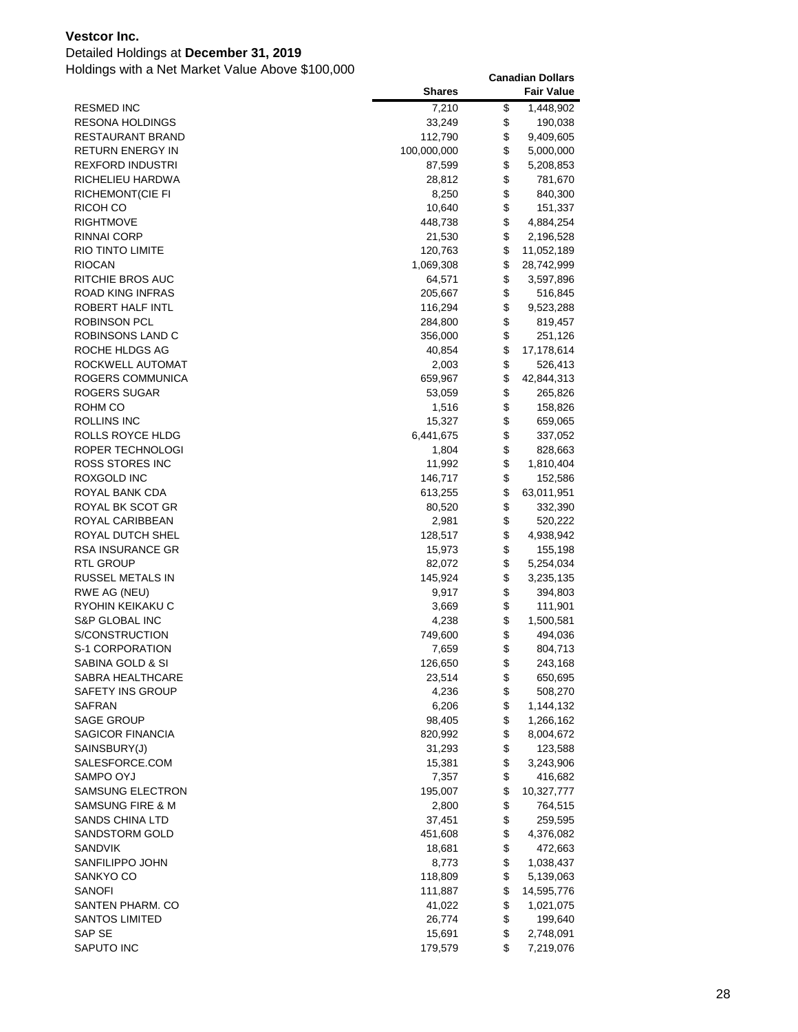**Vestcor Inc.**

Detailed Holdings at **December 31, 2019**

Holdings with a Net Market Value Above $100,000

| | Shares | Canadian Dollars Fair Value |
|---|---|---|
| RESMED INC | 7,210 | $ 1,448,902 |
| RESONA HOLDINGS | 33,249 | $ 190,038 |
| RESTAURANT BRAND | 112,790 | $ 9,409,605 |
| RETURN ENERGY IN | 100,000,000 | $ 5,000,000 |
| REXFORD INDUSTRI | 87,599 | $ 5,208,853 |
| RICHELIEU HARDWA | 28,812 | $ 781,670 |
| RICHEMONT(CIE FI | 8,250 | $ 840,300 |
| RICOH CO | 10,640 | $ 151,337 |
| RIGHTMOVE | 448,738 | $ 4,884,254 |
| RINNAI CORP | 21,530 | $ 2,196,528 |
| RIO TINTO LIMITE | 120,763 | $ 11,052,189 |
| RIOCAN | 1,069,308 | $ 28,742,999 |
| RITCHIE BROS AUC | 64,571 | $ 3,597,896 |
| ROAD KING INFRAS | 205,667 | $ 516,845 |
| ROBERT HALF INTL | 116,294 | $ 9,523,288 |
| ROBINSON PCL | 284,800 | $ 819,457 |
| ROBINSONS LAND C | 356,000 | $ 251,126 |
| ROCHE HLDGS AG | 40,854 | $ 17,178,614 |
| ROCKWELL AUTOMAT | 2,003 | $ 526,413 |
| ROGERS COMMUNICA | 659,967 | $ 42,844,313 |
| ROGERS SUGAR | 53,059 | $ 265,826 |
| ROHM CO | 1,516 | $ 158,826 |
| ROLLINS INC | 15,327 | $ 659,065 |
| ROLLS ROYCE HLDG | 6,441,675 | $ 337,052 |
| ROPER TECHNOLOGI | 1,804 | $ 828,663 |
| ROSS STORES INC | 11,992 | $ 1,810,404 |
| ROXGOLD INC | 146,717 | $ 152,586 |
| ROYAL BANK CDA | 613,255 | $ 63,011,951 |
| ROYAL BK SCOT GR | 80,520 | $ 332,390 |
| ROYAL CARIBBEAN | 2,981 | $ 520,222 |
| ROYAL DUTCH SHEL | 128,517 | $ 4,938,942 |
| RSA INSURANCE GR | 15,973 | $ 155,198 |
| RTL GROUP | 82,072 | $ 5,254,034 |
| RUSSEL METALS IN | 145,924 | $ 3,235,135 |
| RWE AG (NEU) | 9,917 | $ 394,803 |
| RYOHIN KEIKAKU C | 3,669 | $ 111,901 |
| S&P GLOBAL INC | 4,238 | $ 1,500,581 |
| S/CONSTRUCTION | 749,600 | $ 494,036 |
| S-1 CORPORATION | 7,659 | $ 804,713 |
| SABINA GOLD & SI | 126,650 | $ 243,168 |
| SABRA HEALTHCARE | 23,514 | $ 650,695 |
| SAFETY INS GROUP | 4,236 | $ 508,270 |
| SAFRAN | 6,206 | $ 1,144,132 |
| SAGE GROUP | 98,405 | $ 1,266,162 |
| SAGICOR FINANCIA | 820,992 | $ 8,004,672 |
| SAINSBURY(J) | 31,293 | $ 123,588 |
| SALESFORCE.COM | 15,381 | $ 3,243,906 |
| SAMPO OYJ | 7,357 | $ 416,682 |
| SAMSUNG ELECTRON | 195,007 | $ 10,327,777 |
| SAMSUNG FIRE & M | 2,800 | $ 764,515 |
| SANDS CHINA LTD | 37,451 | $ 259,595 |
| SANDSTORM GOLD | 451,608 | $ 4,376,082 |
| SANDVIK | 18,681 | $ 472,663 |
| SANFILIPPO JOHN | 8,773 | $ 1,038,437 |
| SANKYO CO | 118,809 | $ 5,139,063 |
| SANOFI | 111,887 | $ 14,595,776 |
| SANTEN PHARM. CO | 41,022 | $ 1,021,075 |
| SANTOS LIMITED | 26,774 | $ 199,640 |
| SAP SE | 15,691 | $ 2,748,091 |
| SAPUTO INC | 179,579 | $ 7,219,076 |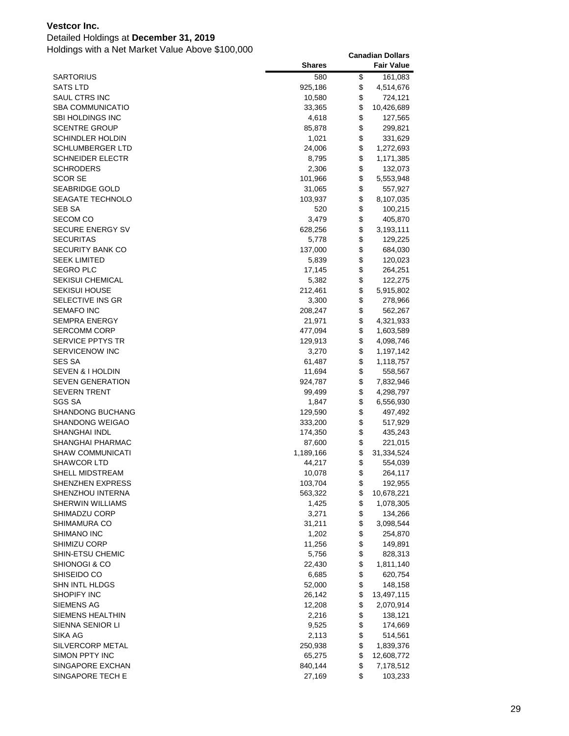**Vestcor Inc.**

Detailed Holdings at **December 31, 2019**

Holdings with a Net Market Value Above $100,000

| | Shares | Canadian Dollars Fair Value |
|---|---|---|
| SARTORIUS | 580 | $ 161,083 |
| SATS LTD | 925,186 | $ 4,514,676 |
| SAUL CTRS INC | 10,580 | $ 724,121 |
| SBA COMMUNICATIO | 33,365 | $ 10,426,689 |
| SBI HOLDINGS INC | 4,618 | $ 127,565 |
| SCENTRE GROUP | 85,878 | $ 299,821 |
| SCHINDLER HOLDIN | 1,021 | $ 331,629 |
| SCHLUMBERGER LTD | 24,006 | $ 1,272,693 |
| SCHNEIDER ELECTR | 8,795 | $ 1,171,385 |
| SCHRODERS | 2,306 | $ 132,073 |
| SCOR SE | 101,966 | $ 5,553,948 |
| SEABRIDGE GOLD | 31,065 | $ 557,927 |
| SEAGATE TECHNOLO | 103,937 | $ 8,107,035 |
| SEB SA | 520 | $ 100,215 |
| SECOM CO | 3,479 | $ 405,870 |
| SECURE ENERGY SV | 628,256 | $ 3,193,111 |
| SECURITAS | 5,778 | $ 129,225 |
| SECURITY BANK CO | 137,000 | $ 684,030 |
| SEEK LIMITED | 5,839 | $ 120,023 |
| SEGRO PLC | 17,145 | $ 264,251 |
| SEKISUI CHEMICAL | 5,382 | $ 122,275 |
| SEKISUI HOUSE | 212,461 | $ 5,915,802 |
| SELECTIVE INS GR | 3,300 | $ 278,966 |
| SEMAFO INC | 208,247 | $ 562,267 |
| SEMPRA ENERGY | 21,971 | $ 4,321,933 |
| SERCOMM CORP | 477,094 | $ 1,603,589 |
| SERVICE PPTYS TR | 129,913 | $ 4,098,746 |
| SERVICENOW INC | 3,270 | $ 1,197,142 |
| SES SA | 61,487 | $ 1,118,757 |
| SEVEN & I HOLDIN | 11,694 | $ 558,567 |
| SEVEN GENERATION | 924,787 | $ 7,832,946 |
| SEVERN TRENT | 99,499 | $ 4,298,797 |
| SGS SA | 1,847 | $ 6,556,930 |
| SHANDONG BUCHANG | 129,590 | $ 497,492 |
| SHANDONG WEIGAO | 333,200 | $ 517,929 |
| SHANGHAI INDL | 174,350 | $ 435,243 |
| SHANGHAI PHARMAC | 87,600 | $ 221,015 |
| SHAW COMMUNICATI | 1,189,166 | $ 31,334,524 |
| SHAWCOR LTD | 44,217 | $ 554,039 |
| SHELL MIDSTREAM | 10,078 | $ 264,117 |
| SHENZHEN EXPRESS | 103,704 | $ 192,955 |
| SHENZHOU INTERNA | 563,322 | $ 10,678,221 |
| SHERWIN WILLIAMS | 1,425 | $ 1,078,305 |
| SHIMADZU CORP | 3,271 | $ 134,266 |
| SHIMAMURA CO | 31,211 | $ 3,098,544 |
| SHIMANO INC | 1,202 | $ 254,870 |
| SHIMIZU CORP | 11,256 | $ 149,891 |
| SHIN-ETSU CHEMIC | 5,756 | $ 828,313 |
| SHIONOGI & CO | 22,430 | $ 1,811,140 |
| SHISEIDO CO | 6,685 | $ 620,754 |
| SHN INTL HLDGS | 52,000 | $ 148,158 |
| SHOPIFY INC | 26,142 | $ 13,497,115 |
| SIEMENS AG | 12,208 | $ 2,070,914 |
| SIEMENS HEALTHIN | 2,216 | $ 138,121 |
| SIENNA SENIOR LI | 9,525 | $ 174,669 |
| SIKA AG | 2,113 | $ 514,561 |
| SILVERCORP METAL | 250,938 | $ 1,839,376 |
| SIMON PPTY INC | 65,275 | $ 12,608,772 |
| SINGAPORE EXCHAN | 840,144 | $ 7,178,512 |
| SINGAPORE TECH E | 27,169 | $ 103,233 |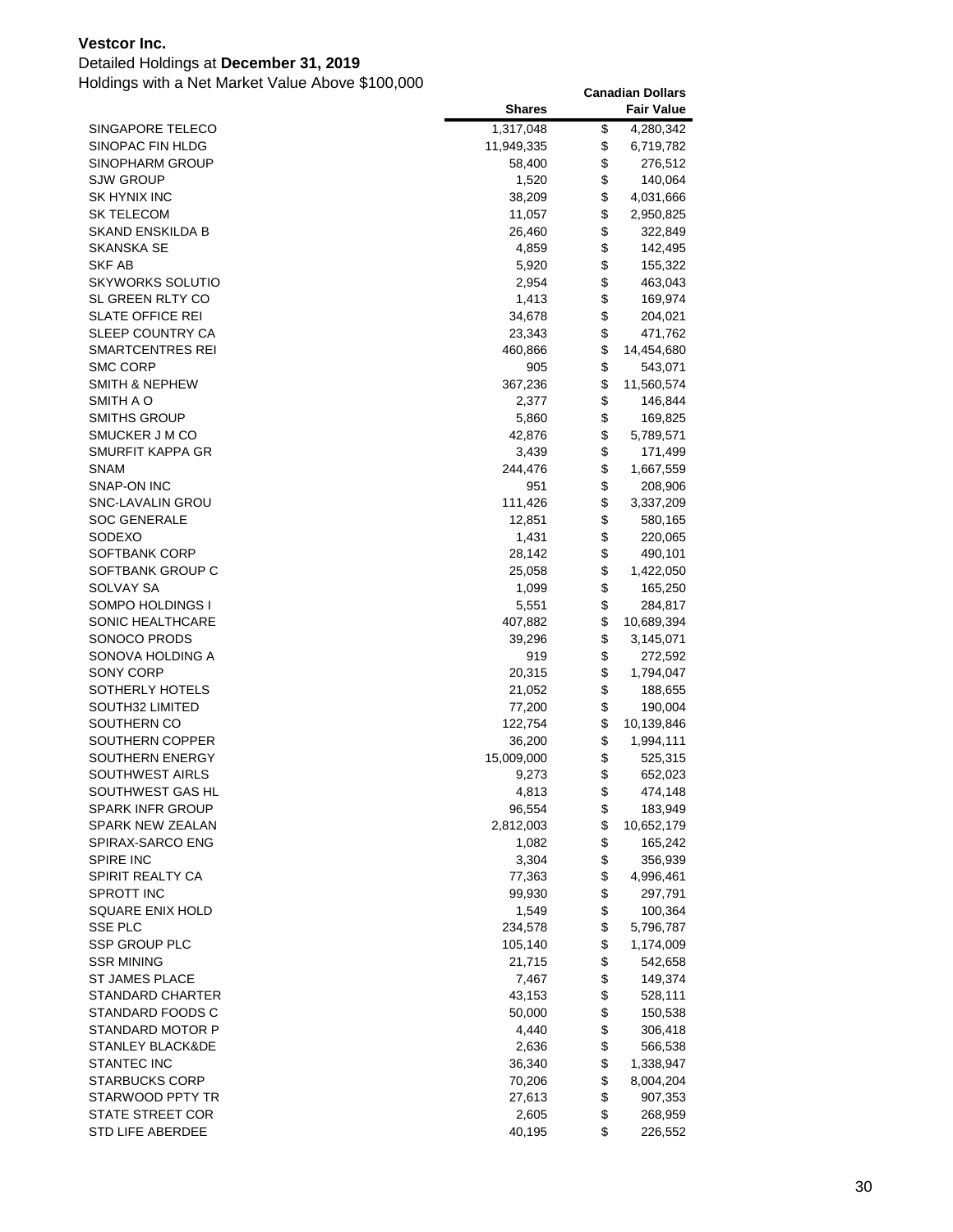**Vestcor Inc.**

Detailed Holdings at **December 31, 2019**

Holdings with a Net Market Value Above $100,000

| | Shares | Canadian Dollars Fair Value |
|---|---|---|
| SINGAPORE TELECO | 1,317,048 | $ 4,280,342 |
| SINOPAC FIN HLDG | 11,949,335 | $ 6,719,782 |
| SINOPHARM GROUP | 58,400 | $ 276,512 |
| SJW GROUP | 1,520 | $ 140,064 |
| SK HYNIX INC | 38,209 | $ 4,031,666 |
| SK TELECOM | 11,057 | $ 2,950,825 |
| SKAND ENSKILDA B | 26,460 | $ 322,849 |
| SKANSKA SE | 4,859 | $ 142,495 |
| SKF AB | 5,920 | $ 155,322 |
| SKYWORKS SOLUTIO | 2,954 | $ 463,043 |
| SL GREEN RLTY CO | 1,413 | $ 169,974 |
| SLATE OFFICE REI | 34,678 | $ 204,021 |
| SLEEP COUNTRY CA | 23,343 | $ 471,762 |
| SMARTCENTRES REI | 460,866 | $ 14,454,680 |
| SMC CORP | 905 | $ 543,071 |
| SMITH & NEPHEW | 367,236 | $ 11,560,574 |
| SMITH A O | 2,377 | $ 146,844 |
| SMITHS GROUP | 5,860 | $ 169,825 |
| SMUCKER J M CO | 42,876 | $ 5,789,571 |
| SMURFIT KAPPA GR | 3,439 | $ 171,499 |
| SNAM | 244,476 | $ 1,667,559 |
| SNAP-ON INC | 951 | $ 208,906 |
| SNC-LAVALIN GROU | 111,426 | $ 3,337,209 |
| SOC GENERALE | 12,851 | $ 580,165 |
| SODEXO | 1,431 | $ 220,065 |
| SOFTBANK CORP | 28,142 | $ 490,101 |
| SOFTBANK GROUP C | 25,058 | $ 1,422,050 |
| SOLVAY SA | 1,099 | $ 165,250 |
| SOMPO HOLDINGS I | 5,551 | $ 284,817 |
| SONIC HEALTHCARE | 407,882 | $ 10,689,394 |
| SONOCO PRODS | 39,296 | $ 3,145,071 |
| SONOVA HOLDING A | 919 | $ 272,592 |
| SONY CORP | 20,315 | $ 1,794,047 |
| SOTHERLY HOTELS | 21,052 | $ 188,655 |
| SOUTH32 LIMITED | 77,200 | $ 190,004 |
| SOUTHERN CO | 122,754 | $ 10,139,846 |
| SOUTHERN COPPER | 36,200 | $ 1,994,111 |
| SOUTHERN ENERGY | 15,009,000 | $ 525,315 |
| SOUTHWEST AIRLS | 9,273 | $ 652,023 |
| SOUTHWEST GAS HL | 4,813 | $ 474,148 |
| SPARK INFR GROUP | 96,554 | $ 183,949 |
| SPARK NEW ZEALAN | 2,812,003 | $ 10,652,179 |
| SPIRAX-SARCO ENG | 1,082 | $ 165,242 |
| SPIRE INC | 3,304 | $ 356,939 |
| SPIRIT REALTY CA | 77,363 | $ 4,996,461 |
| SPROTT INC | 99,930 | $ 297,791 |
| SQUARE ENIX HOLD | 1,549 | $ 100,364 |
| SSE PLC | 234,578 | $ 5,796,787 |
| SSP GROUP PLC | 105,140 | $ 1,174,009 |
| SSR MINING | 21,715 | $ 542,658 |
| ST JAMES PLACE | 7,467 | $ 149,374 |
| STANDARD CHARTER | 43,153 | $ 528,111 |
| STANDARD FOODS C | 50,000 | $ 150,538 |
| STANDARD MOTOR P | 4,440 | $ 306,418 |
| STANLEY BLACK&DE | 2,636 | $ 566,538 |
| STANTEC INC | 36,340 | $ 1,338,947 |
| STARBUCKS CORP | 70,206 | $ 8,004,204 |
| STARWOOD PPTY TR | 27,613 | $ 907,353 |
| STATE STREET COR | 2,605 | $ 268,959 |
| STD LIFE ABERDEE | 40,195 | $ 226,552 |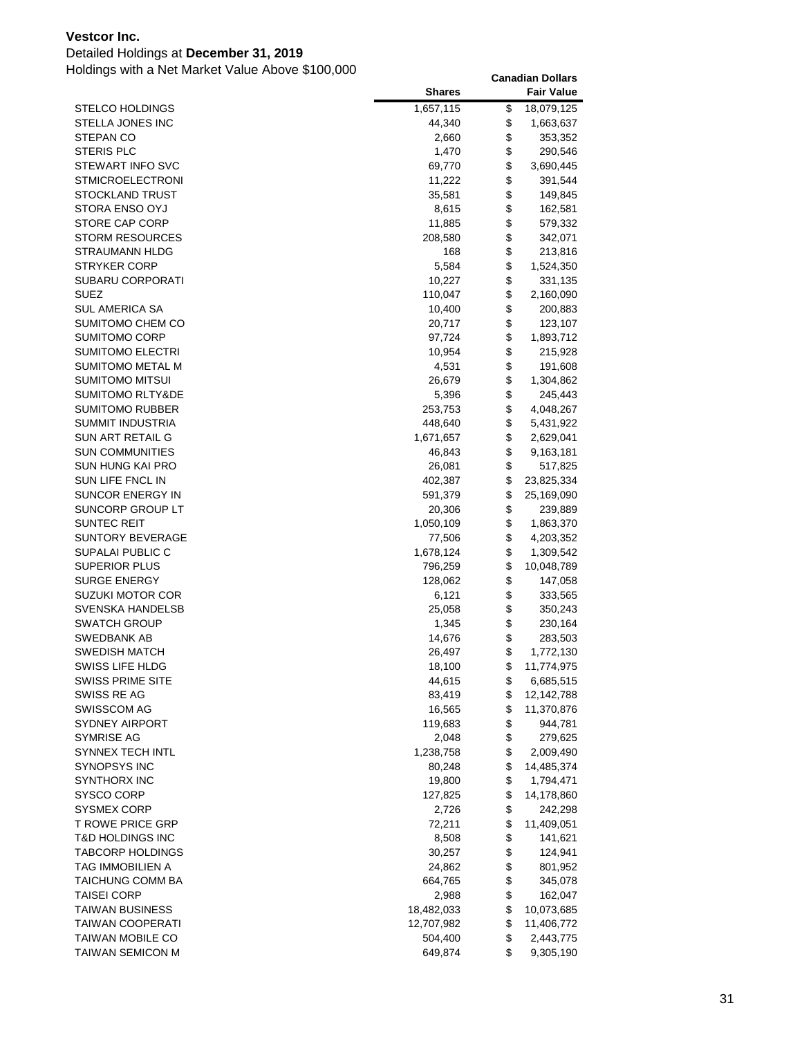**Vestcor Inc.**

Detailed Holdings at **December 31, 2019**

Holdings with a Net Market Value Above $100,000

| | Shares | Canadian Dollars Fair Value |
|---|---|---|
| STELCO HOLDINGS | 1,657,115 | $ 18,079,125 |
| STELLA JONES INC | 44,340 | $ 1,663,637 |
| STEPAN CO | 2,660 | $ 353,352 |
| STERIS PLC | 1,470 | $ 290,546 |
| STEWART INFO SVC | 69,770 | $ 3,690,445 |
| STMICROELECTRONI | 11,222 | $ 391,544 |
| STOCKLAND TRUST | 35,581 | $ 149,845 |
| STORA ENSO OYJ | 8,615 | $ 162,581 |
| STORE CAP CORP | 11,885 | $ 579,332 |
| STORM RESOURCES | 208,580 | $ 342,071 |
| STRAUMANN HLDG | 168 | $ 213,816 |
| STRYKER CORP | 5,584 | $ 1,524,350 |
| SUBARU CORPORATI | 10,227 | $ 331,135 |
| SUEZ | 110,047 | $ 2,160,090 |
| SUL AMERICA SA | 10,400 | $ 200,883 |
| SUMITOMO CHEM CO | 20,717 | $ 123,107 |
| SUMITOMO CORP | 97,724 | $ 1,893,712 |
| SUMITOMO ELECTRI | 10,954 | $ 215,928 |
| SUMITOMO METAL M | 4,531 | $ 191,608 |
| SUMITOMO MITSUI | 26,679 | $ 1,304,862 |
| SUMITOMO RLTY&DE | 5,396 | $ 245,443 |
| SUMITOMO RUBBER | 253,753 | $ 4,048,267 |
| SUMMIT INDUSTRIA | 448,640 | $ 5,431,922 |
| SUN ART RETAIL G | 1,671,657 | $ 2,629,041 |
| SUN COMMUNITIES | 46,843 | $ 9,163,181 |
| SUN HUNG KAI PRO | 26,081 | $ 517,825 |
| SUN LIFE FNCL IN | 402,387 | $ 23,825,334 |
| SUNCOR ENERGY IN | 591,379 | $ 25,169,090 |
| SUNCORP GROUP LT | 20,306 | $ 239,889 |
| SUNTEC REIT | 1,050,109 | $ 1,863,370 |
| SUNTORY BEVERAGE | 77,506 | $ 4,203,352 |
| SUPALAI PUBLIC C | 1,678,124 | $ 1,309,542 |
| SUPERIOR PLUS | 796,259 | $ 10,048,789 |
| SURGE ENERGY | 128,062 | $ 147,058 |
| SUZUKI MOTOR COR | 6,121 | $ 333,565 |
| SVENSKA HANDELSB | 25,058 | $ 350,243 |
| SWATCH GROUP | 1,345 | $ 230,164 |
| SWEDBANK AB | 14,676 | $ 283,503 |
| SWEDISH MATCH | 26,497 | $ 1,772,130 |
| SWISS LIFE HLDG | 18,100 | $ 11,774,975 |
| SWISS PRIME SITE | 44,615 | $ 6,685,515 |
| SWISS RE AG | 83,419 | $ 12,142,788 |
| SWISSCOM AG | 16,565 | $ 11,370,876 |
| SYDNEY AIRPORT | 119,683 | $ 944,781 |
| SYMRISE AG | 2,048 | $ 279,625 |
| SYNNEX TECH INTL | 1,238,758 | $ 2,009,490 |
| SYNOPSYS INC | 80,248 | $ 14,485,374 |
| SYNTHORX INC | 19,800 | $ 1,794,471 |
| SYSCO CORP | 127,825 | $ 14,178,860 |
| SYSMEX CORP | 2,726 | $ 242,298 |
| T ROWE PRICE GRP | 72,211 | $ 11,409,051 |
| T&D HOLDINGS INC | 8,508 | $ 141,621 |
| TABCORP HOLDINGS | 30,257 | $ 124,941 |
| TAG IMMOBILIEN A | 24,862 | $ 801,952 |
| TAICHUNG COMM BA | 664,765 | $ 345,078 |
| TAISEI CORP | 2,988 | $ 162,047 |
| TAIWAN BUSINESS | 18,482,033 | $ 10,073,685 |
| TAIWAN COOPERATI | 12,707,982 | $ 11,406,772 |
| TAIWAN MOBILE CO | 504,400 | $ 2,443,775 |
| TAIWAN SEMICON M | 649,874 | $ 9,305,190 |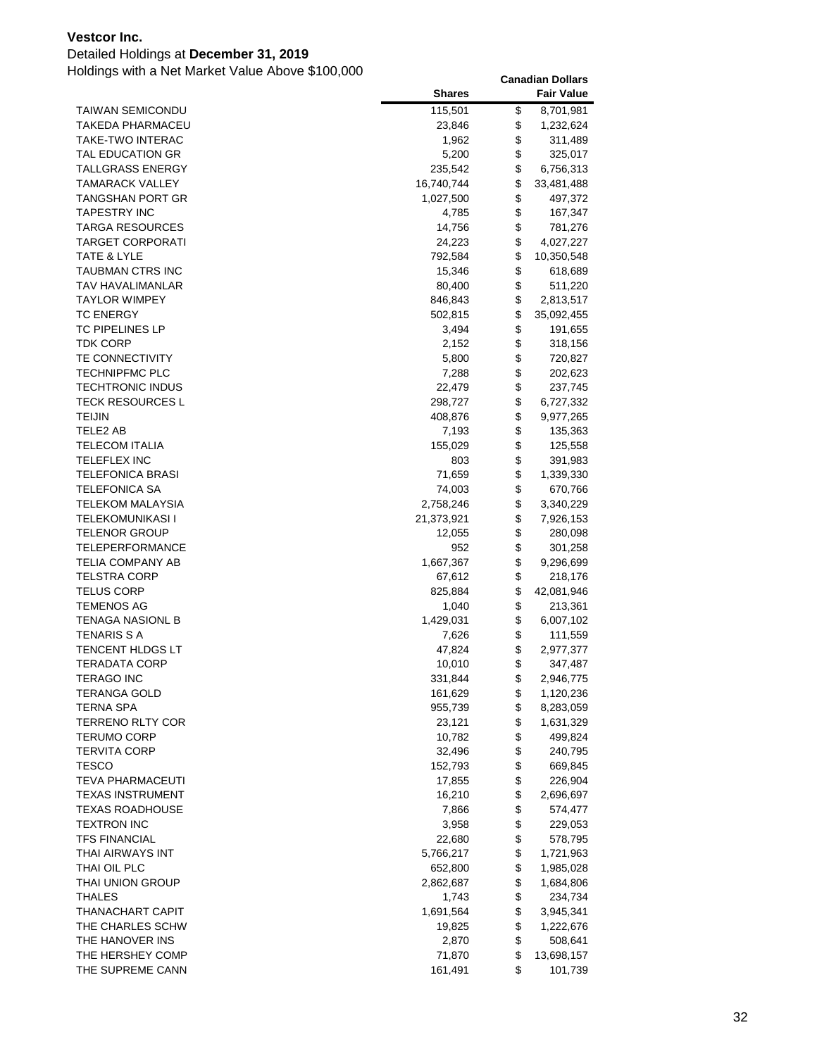**Vestcor Inc.**

Detailed Holdings at **December 31, 2019**

Holdings with a Net Market Value Above $100,000

| | Shares | Canadian Dollars Fair Value |
|---|---|---|
| TAIWAN SEMICONDU | 115,501 | $ 8,701,981 |
| TAKEDA PHARMACEU | 23,846 | $ 1,232,624 |
| TAKE-TWO INTERAC | 1,962 | $ 311,489 |
| TAL EDUCATION GR | 5,200 | $ 325,017 |
| TALLGRASS ENERGY | 235,542 | $ 6,756,313 |
| TAMARACK VALLEY | 16,740,744 | $ 33,481,488 |
| TANGSHAN PORT GR | 1,027,500 | $ 497,372 |
| TAPESTRY INC | 4,785 | $ 167,347 |
| TARGA RESOURCES | 14,756 | $ 781,276 |
| TARGET CORPORATI | 24,223 | $ 4,027,227 |
| TATE & LYLE | 792,584 | $ 10,350,548 |
| TAUBMAN CTRS INC | 15,346 | $ 618,689 |
| TAV HAVALIMANLAR | 80,400 | $ 511,220 |
| TAYLOR WIMPEY | 846,843 | $ 2,813,517 |
| TC ENERGY | 502,815 | $ 35,092,455 |
| TC PIPELINES LP | 3,494 | $ 191,655 |
| TDK CORP | 2,152 | $ 318,156 |
| TE CONNECTIVITY | 5,800 | $ 720,827 |
| TECHNIPFMC PLC | 7,288 | $ 202,623 |
| TECHTRONIC INDUS | 22,479 | $ 237,745 |
| TECK RESOURCES L | 298,727 | $ 6,727,332 |
| TEIJIN | 408,876 | $ 9,977,265 |
| TELE2 AB | 7,193 | $ 135,363 |
| TELECOM ITALIA | 155,029 | $ 125,558 |
| TELEFLEX INC | 803 | $ 391,983 |
| TELEFONICA BRASI | 71,659 | $ 1,339,330 |
| TELEFONICA SA | 74,003 | $ 670,766 |
| TELEKOM MALAYSIA | 2,758,246 | $ 3,340,229 |
| TELEKOMUNIKASI I | 21,373,921 | $ 7,926,153 |
| TELENOR GROUP | 12,055 | $ 280,098 |
| TELEPERFORMANCE | 952 | $ 301,258 |
| TELIA COMPANY AB | 1,667,367 | $ 9,296,699 |
| TELSTRA CORP | 67,612 | $ 218,176 |
| TELUS CORP | 825,884 | $ 42,081,946 |
| TEMENOS AG | 1,040 | $ 213,361 |
| TENAGA NASIONL B | 1,429,031 | $ 6,007,102 |
| TENARIS S A | 7,626 | $ 111,559 |
| TENCENT HLDGS LT | 47,824 | $ 2,977,377 |
| TERADATA CORP | 10,010 | $ 347,487 |
| TERAGO INC | 331,844 | $ 2,946,775 |
| TERANGA GOLD | 161,629 | $ 1,120,236 |
| TERNA SPA | 955,739 | $ 8,283,059 |
| TERRENO RLTY COR | 23,121 | $ 1,631,329 |
| TERUMO CORP | 10,782 | $ 499,824 |
| TERVITA CORP | 32,496 | $ 240,795 |
| TESCO | 152,793 | $ 669,845 |
| TEVA PHARMACEUTI | 17,855 | $ 226,904 |
| TEXAS INSTRUMENT | 16,210 | $ 2,696,697 |
| TEXAS ROADHOUSE | 7,866 | $ 574,477 |
| TEXTRON INC | 3,958 | $ 229,053 |
| TFS FINANCIAL | 22,680 | $ 578,795 |
| THAI AIRWAYS INT | 5,766,217 | $ 1,721,963 |
| THAI OIL PLC | 652,800 | $ 1,985,028 |
| THAI UNION GROUP | 2,862,687 | $ 1,684,806 |
| THALES | 1,743 | $ 234,734 |
| THANACHART CAPIT | 1,691,564 | $ 3,945,341 |
| THE CHARLES SCHW | 19,825 | $ 1,222,676 |
| THE HANOVER INS | 2,870 | $ 508,641 |
| THE HERSHEY COMP | 71,870 | $ 13,698,157 |
| THE SUPREME CANN | 161,491 | $ 101,739 |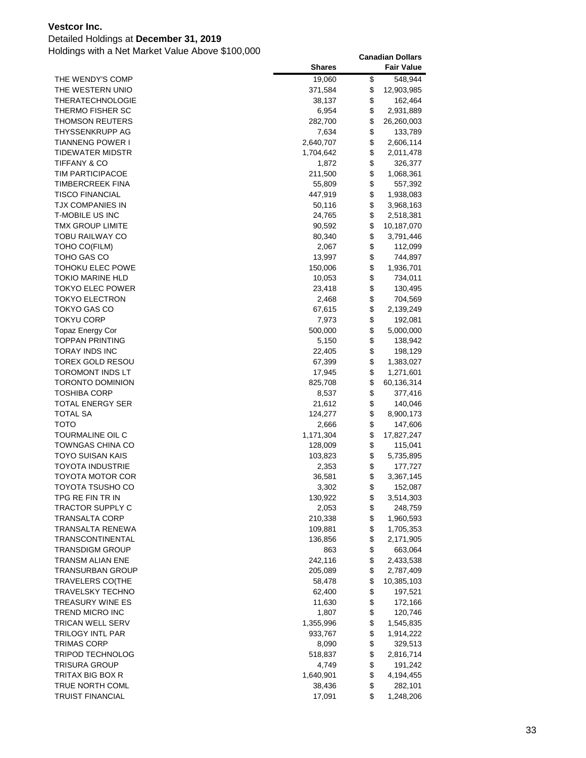**Vestcor Inc.**

Detailed Holdings at **December 31, 2019**

Holdings with a Net Market Value Above $100,000

| | Shares | Canadian Dollars Fair Value |
|---|---|---|
| THE WENDY'S COMP | 19,060 | $ 548,944 |
| THE WESTERN UNIO | 371,584 | $ 12,903,985 |
| THERATECHNOLOGIE | 38,137 | $ 162,464 |
| THERMO FISHER SC | 6,954 | $ 2,931,889 |
| THOMSON REUTERS | 282,700 | $ 26,260,003 |
| THYSSENKRUPP AG | 7,634 | $ 133,789 |
| TIANNENG POWER I | 2,640,707 | $ 2,606,114 |
| TIDEWATER MIDSTR | 1,704,642 | $ 2,011,478 |
| TIFFANY & CO | 1,872 | $ 326,377 |
| TIM PARTICIPACOE | 211,500 | $ 1,068,361 |
| TIMBERCREEK FINA | 55,809 | $ 557,392 |
| TISCO FINANCIAL | 447,919 | $ 1,938,083 |
| TJX COMPANIES IN | 50,116 | $ 3,968,163 |
| T-MOBILE US INC | 24,765 | $ 2,518,381 |
| TMX GROUP LIMITE | 90,592 | $ 10,187,070 |
| TOBU RAILWAY CO | 80,340 | $ 3,791,446 |
| TOHO CO(FILM) | 2,067 | $ 112,099 |
| TOHO GAS CO | 13,997 | $ 744,897 |
| TOHOKU ELEC POWE | 150,006 | $ 1,936,701 |
| TOKIO MARINE HLD | 10,053 | $ 734,011 |
| TOKYO ELEC POWER | 23,418 | $ 130,495 |
| TOKYO ELECTRON | 2,468 | $ 704,569 |
| TOKYO GAS CO | 67,615 | $ 2,139,249 |
| TOKYU CORP | 7,973 | $ 192,081 |
| Topaz Energy Cor | 500,000 | $ 5,000,000 |
| TOPPAN PRINTING | 5,150 | $ 138,942 |
| TORAY INDS INC | 22,405 | $ 198,129 |
| TOREX GOLD RESOU | 67,399 | $ 1,383,027 |
| TOROMONT INDS LT | 17,945 | $ 1,271,601 |
| TORONTO DOMINION | 825,708 | $ 60,136,314 |
| TOSHIBA CORP | 8,537 | $ 377,416 |
| TOTAL ENERGY SER | 21,612 | $ 140,046 |
| TOTAL SA | 124,277 | $ 8,900,173 |
| TOTO | 2,666 | $ 147,606 |
| TOURMALINE OIL C | 1,171,304 | $ 17,827,247 |
| TOWNGAS CHINA CO | 128,009 | $ 115,041 |
| TOYO SUISAN KAIS | 103,823 | $ 5,735,895 |
| TOYOTA INDUSTRIE | 2,353 | $ 177,727 |
| TOYOTA MOTOR COR | 36,581 | $ 3,367,145 |
| TOYOTA TSUSHO CO | 3,302 | $ 152,087 |
| TPG RE FIN TR IN | 130,922 | $ 3,514,303 |
| TRACTOR SUPPLY C | 2,053 | $ 248,759 |
| TRANSALTA CORP | 210,338 | $ 1,960,593 |
| TRANSALTA RENEWA | 109,881 | $ 1,705,353 |
| TRANSCONTINENTAL | 136,856 | $ 2,171,905 |
| TRANSDIGM GROUP | 863 | $ 663,064 |
| TRANSM ALIAN ENE | 242,116 | $ 2,433,538 |
| TRANSURBAN GROUP | 205,089 | $ 2,787,409 |
| TRAVELERS CO(THE | 58,478 | $ 10,385,103 |
| TRAVELSKY TECHNO | 62,400 | $ 197,521 |
| TREASURY WINE ES | 11,630 | $ 172,166 |
| TREND MICRO INC | 1,807 | $ 120,746 |
| TRICAN WELL SERV | 1,355,996 | $ 1,545,835 |
| TRILOGY INTL PAR | 933,767 | $ 1,914,222 |
| TRIMAS CORP | 8,090 | $ 329,513 |
| TRIPOD TECHNOLOG | 518,837 | $ 2,816,714 |
| TRISURA GROUP | 4,749 | $ 191,242 |
| TRITAX BIG BOX R | 1,640,901 | $ 4,194,455 |
| TRUE NORTH COML | 38,436 | $ 282,101 |
| TRUIST FINANCIAL | 17,091 | $ 1,248,206 |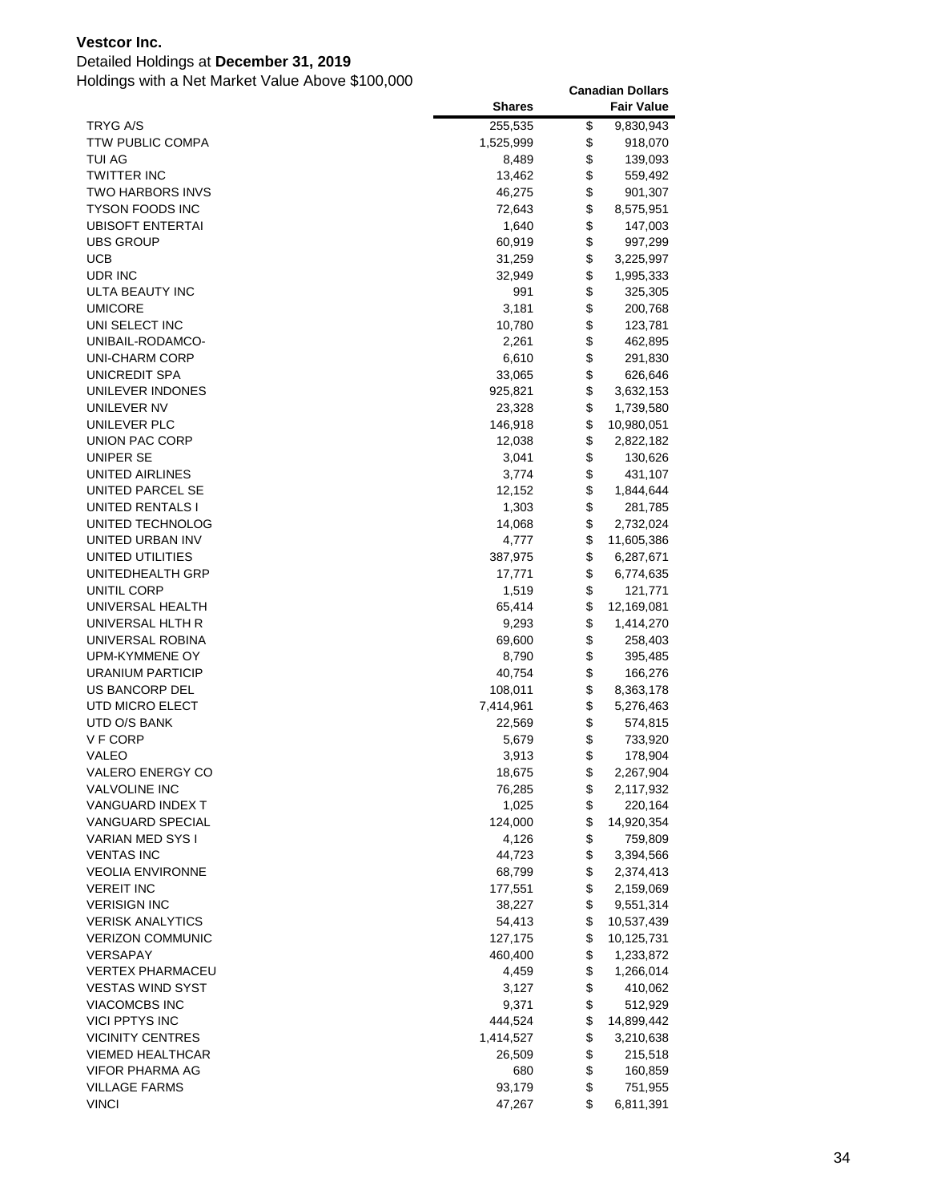**Vestcor Inc.**

Detailed Holdings at **December 31, 2019**

Holdings with a Net Market Value Above $100,000

| | Shares | Canadian Dollars Fair Value |
|---|---|---|
| TRYG A/S | 255,535 | $ 9,830,943 |
| TTW PUBLIC COMPA | 1,525,999 | $ 918,070 |
| TUI AG | 8,489 | $ 139,093 |
| TWITTER INC | 13,462 | $ 559,492 |
| TWO HARBORS INVS | 46,275 | $ 901,307 |
| TYSON FOODS INC | 72,643 | $ 8,575,951 |
| UBISOFT ENTERTAI | 1,640 | $ 147,003 |
| UBS GROUP | 60,919 | $ 997,299 |
| UCB | 31,259 | $ 3,225,997 |
| UDR INC | 32,949 | $ 1,995,333 |
| ULTA BEAUTY INC | 991 | $ 325,305 |
| UMICORE | 3,181 | $ 200,768 |
| UNI SELECT INC | 10,780 | $ 123,781 |
| UNIBAIL-RODAMCO- | 2,261 | $ 462,895 |
| UNI-CHARM CORP | 6,610 | $ 291,830 |
| UNICREDIT SPA | 33,065 | $ 626,646 |
| UNILEVER INDONES | 925,821 | $ 3,632,153 |
| UNILEVER NV | 23,328 | $ 1,739,580 |
| UNILEVER PLC | 146,918 | $ 10,980,051 |
| UNION PAC CORP | 12,038 | $ 2,822,182 |
| UNIPER SE | 3,041 | $ 130,626 |
| UNITED AIRLINES | 3,774 | $ 431,107 |
| UNITED PARCEL SE | 12,152 | $ 1,844,644 |
| UNITED RENTALS I | 1,303 | $ 281,785 |
| UNITED TECHNOLOG | 14,068 | $ 2,732,024 |
| UNITED URBAN INV | 4,777 | $ 11,605,386 |
| UNITED UTILITIES | 387,975 | $ 6,287,671 |
| UNITEDHEALTH GRP | 17,771 | $ 6,774,635 |
| UNITIL CORP | 1,519 | $ 121,771 |
| UNIVERSAL HEALTH | 65,414 | $ 12,169,081 |
| UNIVERSAL HLTH R | 9,293 | $ 1,414,270 |
| UNIVERSAL ROBINA | 69,600 | $ 258,403 |
| UPM-KYMMENE OY | 8,790 | $ 395,485 |
| URANIUM PARTICIP | 40,754 | $ 166,276 |
| US BANCORP DEL | 108,011 | $ 8,363,178 |
| UTD MICRO ELECT | 7,414,961 | $ 5,276,463 |
| UTD O/S BANK | 22,569 | $ 574,815 |
| V F CORP | 5,679 | $ 733,920 |
| VALEO | 3,913 | $ 178,904 |
| VALERO ENERGY CO | 18,675 | $ 2,267,904 |
| VALVOLINE INC | 76,285 | $ 2,117,932 |
| VANGUARD INDEX T | 1,025 | $ 220,164 |
| VANGUARD SPECIAL | 124,000 | $ 14,920,354 |
| VARIAN MED SYS I | 4,126 | $ 759,809 |
| VENTAS INC | 44,723 | $ 3,394,566 |
| VEOLIA ENVIRONNE | 68,799 | $ 2,374,413 |
| VEREIT INC | 177,551 | $ 2,159,069 |
| VERISIGN INC | 38,227 | $ 9,551,314 |
| VERISK ANALYTICS | 54,413 | $ 10,537,439 |
| VERIZON COMMUNIC | 127,175 | $ 10,125,731 |
| VERSAPAY | 460,400 | $ 1,233,872 |
| VERTEX PHARMACEU | 4,459 | $ 1,266,014 |
| VESTAS WIND SYST | 3,127 | $ 410,062 |
| VIACOMCBS INC | 9,371 | $ 512,929 |
| VICI PPTYS INC | 444,524 | $ 14,899,442 |
| VICINITY CENTRES | 1,414,527 | $ 3,210,638 |
| VIEMED HEALTHCAR | 26,509 | $ 215,518 |
| VIFOR PHARMA AG | 680 | $ 160,859 |
| VILLAGE FARMS | 93,179 | $ 751,955 |
| VINCI | 47,267 | $ 6,811,391 |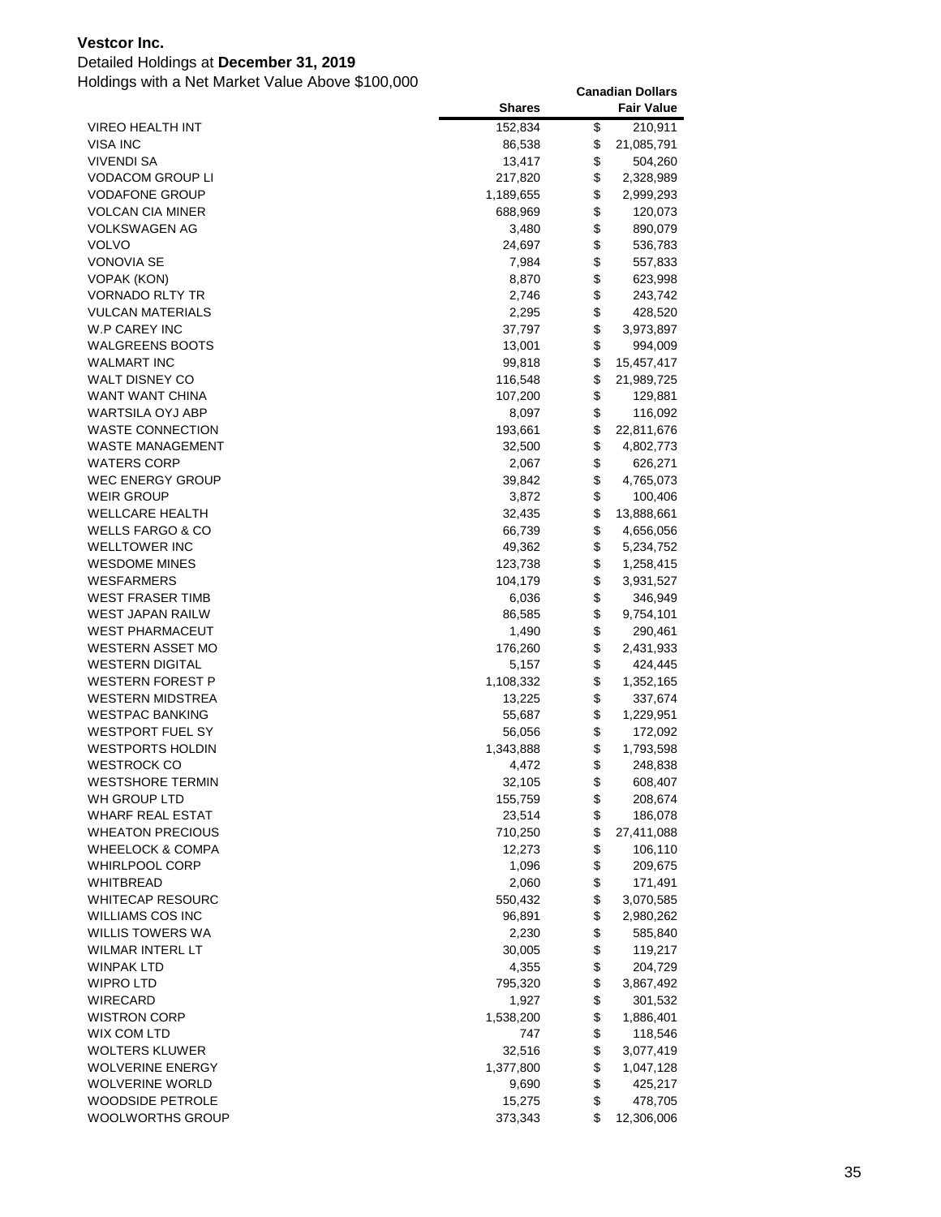**Vestcor Inc.**

Detailed Holdings at **December 31, 2019**

Holdings with a Net Market Value Above $100,000

| | Shares | Canadian Dollars Fair Value |
|---|---|---|
| VIREO HEALTH INT | 152,834 | $ 210,911 |
| VISA INC | 86,538 | $ 21,085,791 |
| VIVENDI SA | 13,417 | $ 504,260 |
| VODACOM GROUP LI | 217,820 | $ 2,328,989 |
| VODAFONE GROUP | 1,189,655 | $ 2,999,293 |
| VOLCAN CIA MINER | 688,969 | $ 120,073 |
| VOLKSWAGEN AG | 3,480 | $ 890,079 |
| VOLVO | 24,697 | $ 536,783 |
| VONOVIA SE | 7,984 | $ 557,833 |
| VOPAK (KON) | 8,870 | $ 623,998 |
| VORNADO RLTY TR | 2,746 | $ 243,742 |
| VULCAN MATERIALS | 2,295 | $ 428,520 |
| W.P CAREY INC | 37,797 | $ 3,973,897 |
| WALGREENS BOOTS | 13,001 | $ 994,009 |
| WALMART INC | 99,818 | $ 15,457,417 |
| WALT DISNEY CO | 116,548 | $ 21,989,725 |
| WANT WANT CHINA | 107,200 | $ 129,881 |
| WARTSILA OYJ ABP | 8,097 | $ 116,092 |
| WASTE CONNECTION | 193,661 | $ 22,811,676 |
| WASTE MANAGEMENT | 32,500 | $ 4,802,773 |
| WATERS CORP | 2,067 | $ 626,271 |
| WEC ENERGY GROUP | 39,842 | $ 4,765,073 |
| WEIR GROUP | 3,872 | $ 100,406 |
| WELLCARE HEALTH | 32,435 | $ 13,888,661 |
| WELLS FARGO & CO | 66,739 | $ 4,656,056 |
| WELLTOWER INC | 49,362 | $ 5,234,752 |
| WESDOME MINES | 123,738 | $ 1,258,415 |
| WESFARMERS | 104,179 | $ 3,931,527 |
| WEST FRASER TIMB | 6,036 | $ 346,949 |
| WEST JAPAN RAILW | 86,585 | $ 9,754,101 |
| WEST PHARMACEUT | 1,490 | $ 290,461 |
| WESTERN ASSET MO | 176,260 | $ 2,431,933 |
| WESTERN DIGITAL | 5,157 | $ 424,445 |
| WESTERN FOREST P | 1,108,332 | $ 1,352,165 |
| WESTERN MIDSTREA | 13,225 | $ 337,674 |
| WESTPAC BANKING | 55,687 | $ 1,229,951 |
| WESTPORT FUEL SY | 56,056 | $ 172,092 |
| WESTPORTS HOLDIN | 1,343,888 | $ 1,793,598 |
| WESTROCK CO | 4,472 | $ 248,838 |
| WESTSHORE TERMIN | 32,105 | $ 608,407 |
| WH GROUP LTD | 155,759 | $ 208,674 |
| WHARF REAL ESTAT | 23,514 | $ 186,078 |
| WHEATON PRECIOUS | 710,250 | $ 27,411,088 |
| WHEELOCK & COMPA | 12,273 | $ 106,110 |
| WHIRLPOOL CORP | 1,096 | $ 209,675 |
| WHITBREAD | 2,060 | $ 171,491 |
| WHITECAP RESOURC | 550,432 | $ 3,070,585 |
| WILLIAMS COS INC | 96,891 | $ 2,980,262 |
| WILLIS TOWERS WA | 2,230 | $ 585,840 |
| WILMAR INTERL LT | 30,005 | $ 119,217 |
| WINPAK LTD | 4,355 | $ 204,729 |
| WIPRO LTD | 795,320 | $ 3,867,492 |
| WIRECARD | 1,927 | $ 301,532 |
| WISTRON CORP | 1,538,200 | $ 1,886,401 |
| WIX COM LTD | 747 | $ 118,546 |
| WOLTERS KLUWER | 32,516 | $ 3,077,419 |
| WOLVERINE ENERGY | 1,377,800 | $ 1,047,128 |
| WOLVERINE WORLD | 9,690 | $ 425,217 |
| WOODSIDE PETROLE | 15,275 | $ 478,705 |
| WOOLWORTHS GROUP | 373,343 | $ 12,306,006 |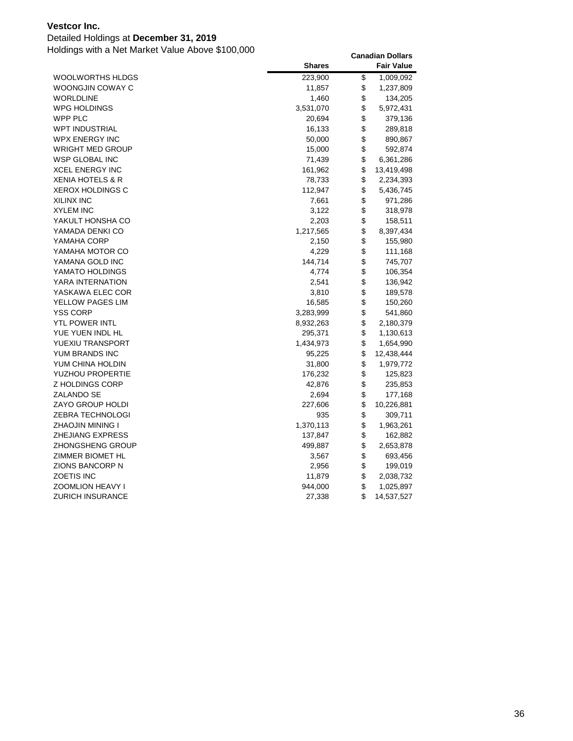**Vestcor Inc.**

Detailed Holdings at **December 31, 2019**

Holdings with a Net Market Value Above $100,000

| | Shares | Canadian Dollars Fair Value |
|---|---|---|
| WOOLWORTHS HLDGS | 223,900 | $ 1,009,092 |
| WOONGJIN COWAY C | 11,857 | $ 1,237,809 |
| WORLDLINE | 1,460 | $ 134,205 |
| WPG HOLDINGS | 3,531,070 | $ 5,972,431 |
| WPP PLC | 20,694 | $ 379,136 |
| WPT INDUSTRIAL | 16,133 | $ 289,818 |
| WPX ENERGY INC | 50,000 | $ 890,867 |
| WRIGHT MED GROUP | 15,000 | $ 592,874 |
| WSP GLOBAL INC | 71,439 | $ 6,361,286 |
| XCEL ENERGY INC | 161,962 | $ 13,419,498 |
| XENIA HOTELS & R | 78,733 | $ 2,234,393 |
| XEROX HOLDINGS C | 112,947 | $ 5,436,745 |
| XILINX INC | 7,661 | $ 971,286 |
| XYLEM INC | 3,122 | $ 318,978 |
| YAKULT HONSHA CO | 2,203 | $ 158,511 |
| YAMADA DENKI CO | 1,217,565 | $ 8,397,434 |
| YAMAHA CORP | 2,150 | $ 155,980 |
| YAMAHA MOTOR CO | 4,229 | $ 111,168 |
| YAMANA GOLD INC | 144,714 | $ 745,707 |
| YAMATO HOLDINGS | 4,774 | $ 106,354 |
| YARA INTERNATION | 2,541 | $ 136,942 |
| YASKAWA ELEC COR | 3,810 | $ 189,578 |
| YELLOW PAGES LIM | 16,585 | $ 150,260 |
| YSS CORP | 3,283,999 | $ 541,860 |
| YTL POWER INTL | 8,932,263 | $ 2,180,379 |
| YUE YUEN INDL HL | 295,371 | $ 1,130,613 |
| YUEXIU TRANSPORT | 1,434,973 | $ 1,654,990 |
| YUM BRANDS INC | 95,225 | $ 12,438,444 |
| YUM CHINA HOLDIN | 31,800 | $ 1,979,772 |
| YUZHOU PROPERTIE | 176,232 | $ 125,823 |
| Z HOLDINGS CORP | 42,876 | $ 235,853 |
| ZALANDO SE | 2,694 | $ 177,168 |
| ZAYO GROUP HOLDI | 227,606 | $ 10,226,881 |
| ZEBRA TECHNOLOGI | 935 | $ 309,711 |
| ZHAOJIN MINING I | 1,370,113 | $ 1,963,261 |
| ZHEJIANG EXPRESS | 137,847 | $ 162,882 |
| ZHONGSHENG GROUP | 499,887 | $ 2,653,878 |
| ZIMMER BIOMET HL | 3,567 | $ 693,456 |
| ZIONS BANCORP N | 2,956 | $ 199,019 |
| ZOETIS INC | 11,879 | $ 2,038,732 |
| ZOOMLION HEAVY I | 944,000 | $ 1,025,897 |
| ZURICH INSURANCE | 27,338 | $ 14,537,527 |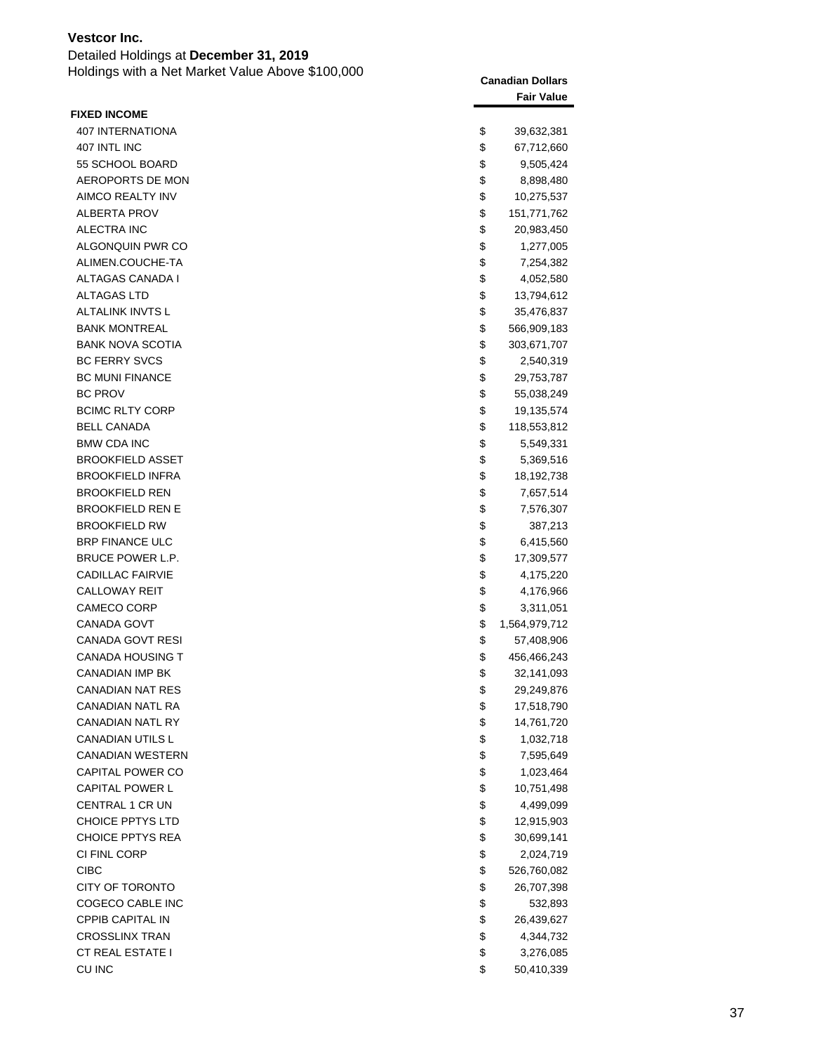**Vestcor Inc.**

Detailed Holdings at **December 31, 2019**

Holdings with a Net Market Value Above $100,000

| | Canadian Dollars Fair Value |
|---|---|
| **FIXED INCOME** | |
| 407 INTERNATIONA | $ 39,632,381 |
| 407 INTL INC | $ 67,712,660 |
| 55 SCHOOL BOARD | $ 9,505,424 |
| AEROPORTS DE MON | $ 8,898,480 |
| AIMCO REALTY INV | $ 10,275,537 |
| ALBERTA PROV | $ 151,771,762 |
| ALECTRA INC | $ 20,983,450 |
| ALGONQUIN PWR CO | $ 1,277,005 |
| ALIMEN.COUCHE-TA | $ 7,254,382 |
| ALTAGAS CANADA I | $ 4,052,580 |
| ALTAGAS LTD | $ 13,794,612 |
| ALTALINK INVTS L | $ 35,476,837 |
| BANK MONTREAL | $ 566,909,183 |
| BANK NOVA SCOTIA | $ 303,671,707 |
| BC FERRY SVCS | $ 2,540,319 |
| BC MUNI FINANCE | $ 29,753,787 |
| BC PROV | $ 55,038,249 |
| BCIMC RLTY CORP | $ 19,135,574 |
| BELL CANADA | $ 118,553,812 |
| BMW CDA INC | $ 5,549,331 |
| BROOKFIELD ASSET | $ 5,369,516 |
| BROOKFIELD INFRA | $ 18,192,738 |
| BROOKFIELD REN | $ 7,657,514 |
| BROOKFIELD REN E | $ 7,576,307 |
| BROOKFIELD RW | $ 387,213 |
| BRP FINANCE ULC | $ 6,415,560 |
| BRUCE POWER L.P. | $ 17,309,577 |
| CADILLAC FAIRVIE | $ 4,175,220 |
| CALLOWAY REIT | $ 4,176,966 |
| CAMECO CORP | $ 3,311,051 |
| CANADA GOVT | $ 1,564,979,712 |
| CANADA GOVT RESI | $ 57,408,906 |
| CANADA HOUSING T | $ 456,466,243 |
| CANADIAN IMP BK | $ 32,141,093 |
| CANADIAN NAT RES | $ 29,249,876 |
| CANADIAN NATL RA | $ 17,518,790 |
| CANADIAN NATL RY | $ 14,761,720 |
| CANADIAN UTILS L | $ 1,032,718 |
| CANADIAN WESTERN | $ 7,595,649 |
| CAPITAL POWER CO | $ 1,023,464 |
| CAPITAL POWER L | $ 10,751,498 |
| CENTRAL 1 CR UN | $ 4,499,099 |
| CHOICE PPTYS LTD | $ 12,915,903 |
| CHOICE PPTYS REA | $ 30,699,141 |
| CI FINL CORP | $ 2,024,719 |
| CIBC | $ 526,760,082 |
| CITY OF TORONTO | $ 26,707,398 |
| COGECO CABLE INC | $ 532,893 |
| CPPIB CAPITAL IN | $ 26,439,627 |
| CROSSLINX TRAN | $ 4,344,732 |
| CT REAL ESTATE I | $ 3,276,085 |
| CU INC | $ 50,410,339 |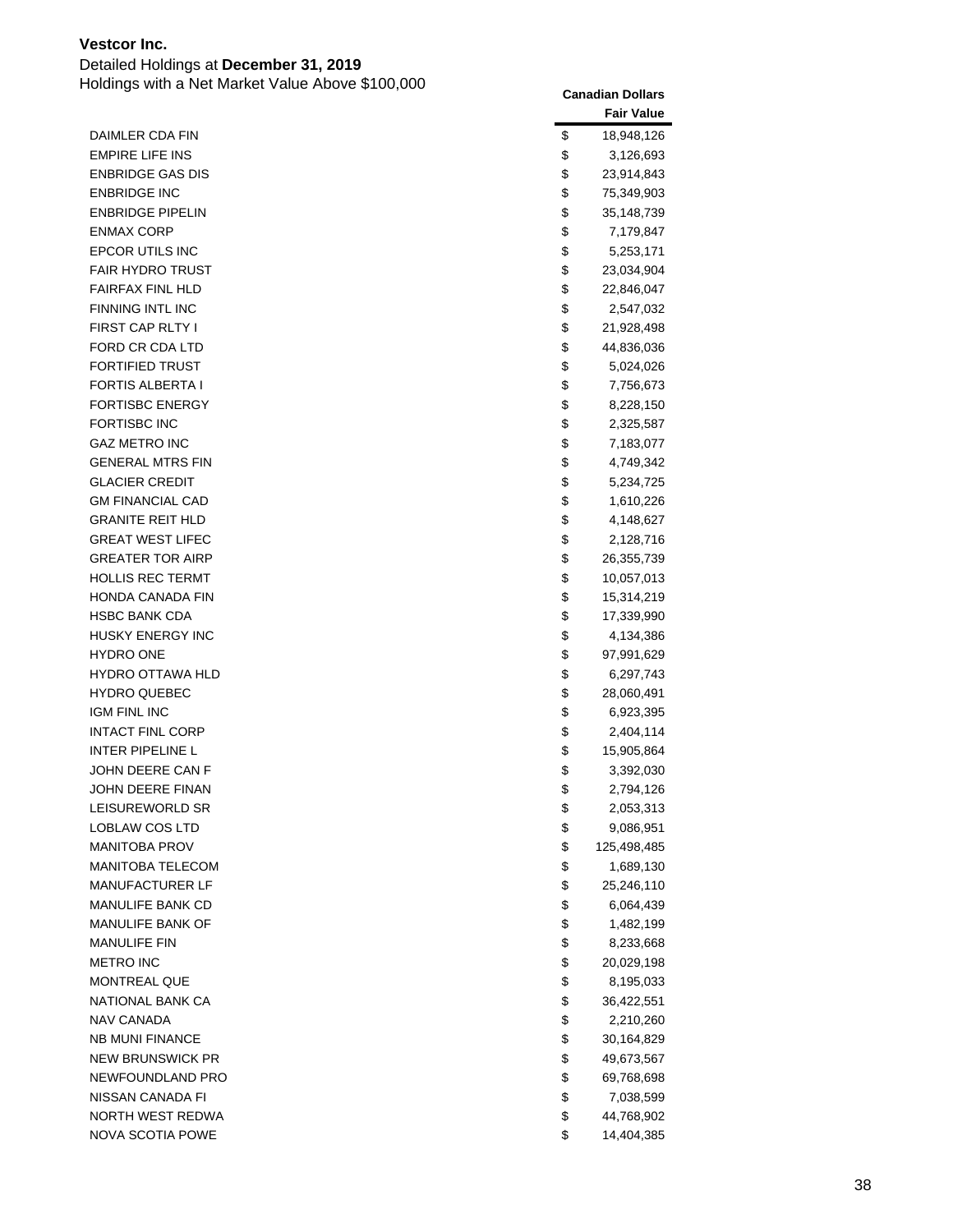**Vestcor Inc.**
Detailed Holdings at **December 31, 2019**
Holdings with a Net Market Value Above $100,000

| | Canadian Dollars Fair Value |
|---|---|
| DAIMLER CDA FIN | $ 18,948,126 |
| EMPIRE LIFE INS | $ 3,126,693 |
| ENBRIDGE GAS DIS | $ 23,914,843 |
| ENBRIDGE INC | $ 75,349,903 |
| ENBRIDGE PIPELIN | $ 35,148,739 |
| ENMAX CORP | $ 7,179,847 |
| EPCOR UTILS INC | $ 5,253,171 |
| FAIR HYDRO TRUST | $ 23,034,904 |
| FAIRFAX FINL HLD | $ 22,846,047 |
| FINNING INTL INC | $ 2,547,032 |
| FIRST CAP RLTY I | $ 21,928,498 |
| FORD CR CDA LTD | $ 44,836,036 |
| FORTIFIED TRUST | $ 5,024,026 |
| FORTIS ALBERTA I | $ 7,756,673 |
| FORTISBC ENERGY | $ 8,228,150 |
| FORTISBC INC | $ 2,325,587 |
| GAZ METRO INC | $ 7,183,077 |
| GENERAL MTRS FIN | $ 4,749,342 |
| GLACIER CREDIT | $ 5,234,725 |
| GM FINANCIAL CAD | $ 1,610,226 |
| GRANITE REIT HLD | $ 4,148,627 |
| GREAT WEST LIFEC | $ 2,128,716 |
| GREATER TOR AIRP | $ 26,355,739 |
| HOLLIS REC TERMT | $ 10,057,013 |
| HONDA CANADA FIN | $ 15,314,219 |
| HSBC BANK CDA | $ 17,339,990 |
| HUSKY ENERGY INC | $ 4,134,386 |
| HYDRO ONE | $ 97,991,629 |
| HYDRO OTTAWA HLD | $ 6,297,743 |
| HYDRO QUEBEC | $ 28,060,491 |
| IGM FINL INC | $ 6,923,395 |
| INTACT FINL CORP | $ 2,404,114 |
| INTER PIPELINE L | $ 15,905,864 |
| JOHN DEERE CAN F | $ 3,392,030 |
| JOHN DEERE FINAN | $ 2,794,126 |
| LEISUREWORLD SR | $ 2,053,313 |
| LOBLAW COS LTD | $ 9,086,951 |
| MANITOBA PROV | $ 125,498,485 |
| MANITOBA TELECOM | $ 1,689,130 |
| MANUFACTURER LF | $ 25,246,110 |
| MANULIFE BANK CD | $ 6,064,439 |
| MANULIFE BANK OF | $ 1,482,199 |
| MANULIFE FIN | $ 8,233,668 |
| METRO INC | $ 20,029,198 |
| MONTREAL QUE | $ 8,195,033 |
| NATIONAL BANK CA | $ 36,422,551 |
| NAV CANADA | $ 2,210,260 |
| NB MUNI FINANCE | $ 30,164,829 |
| NEW BRUNSWICK PR | $ 49,673,567 |
| NEWFOUNDLAND PRO | $ 69,768,698 |
| NISSAN CANADA FI | $ 7,038,599 |
| NORTH WEST REDWA | $ 44,768,902 |
| NOVA SCOTIA POWE | $ 14,404,385 |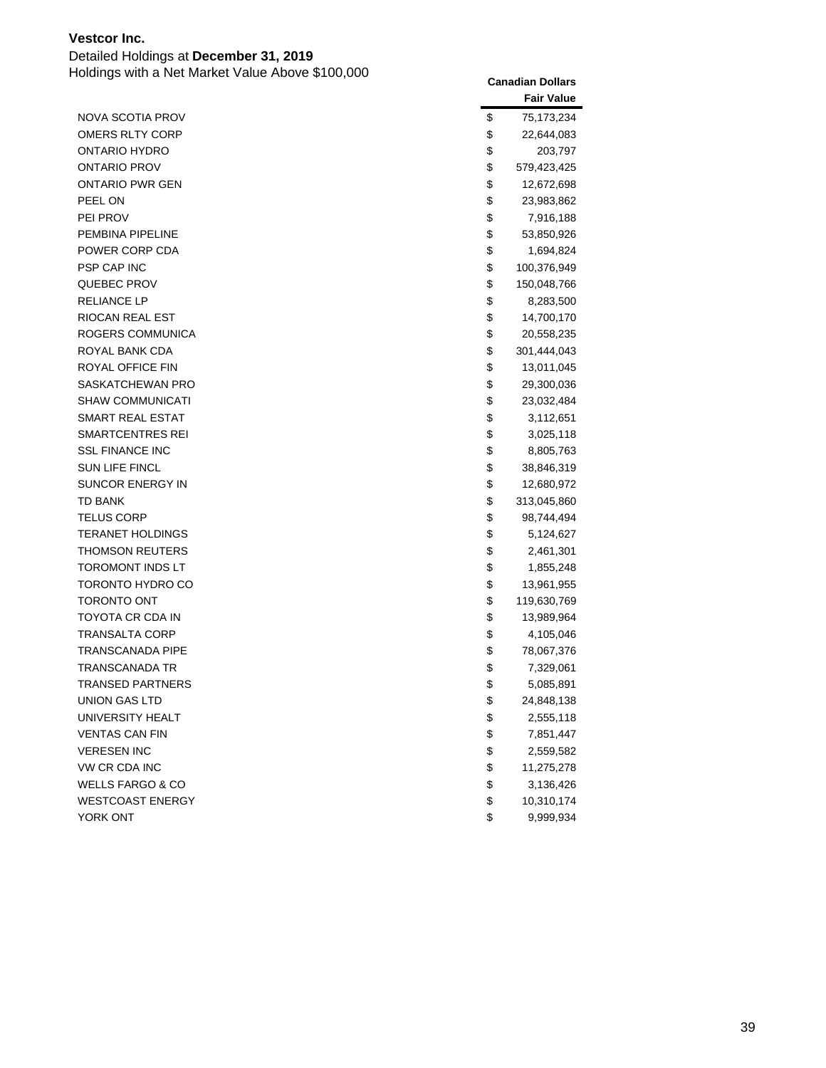**Vestcor Inc.**

Detailed Holdings at **December 31, 2019**

Holdings with a Net Market Value Above $100,000

| | Canadian Dollars Fair Value |
|---|---|
| NOVA SCOTIA PROV | $ 75,173,234 |
| OMERS RLTY CORP | $ 22,644,083 |
| ONTARIO HYDRO | $ 203,797 |
| ONTARIO PROV | $ 579,423,425 |
| ONTARIO PWR GEN | $ 12,672,698 |
| PEEL ON | $ 23,983,862 |
| PEI PROV | $ 7,916,188 |
| PEMBINA PIPELINE | $ 53,850,926 |
| POWER CORP CDA | $ 1,694,824 |
| PSP CAP INC | $ 100,376,949 |
| QUEBEC PROV | $ 150,048,766 |
| RELIANCE LP | $ 8,283,500 |
| RIOCAN REAL EST | $ 14,700,170 |
| ROGERS COMMUNICA | $ 20,558,235 |
| ROYAL BANK CDA | $ 301,444,043 |
| ROYAL OFFICE FIN | $ 13,011,045 |
| SASKATCHEWAN PRO | $ 29,300,036 |
| SHAW COMMUNICATI | $ 23,032,484 |
| SMART REAL ESTAT | $ 3,112,651 |
| SMARTCENTRES REI | $ 3,025,118 |
| SSL FINANCE INC | $ 8,805,763 |
| SUN LIFE FINCL | $ 38,846,319 |
| SUNCOR ENERGY IN | $ 12,680,972 |
| TD BANK | $ 313,045,860 |
| TELUS CORP | $ 98,744,494 |
| TERANET HOLDINGS | $ 5,124,627 |
| THOMSON REUTERS | $ 2,461,301 |
| TOROMONT INDS LT | $ 1,855,248 |
| TORONTO HYDRO CO | $ 13,961,955 |
| TORONTO ONT | $ 119,630,769 |
| TOYOTA CR CDA IN | $ 13,989,964 |
| TRANSALTA CORP | $ 4,105,046 |
| TRANSCANADA PIPE | $ 78,067,376 |
| TRANSCANADA TR | $ 7,329,061 |
| TRANSED PARTNERS | $ 5,085,891 |
| UNION GAS LTD | $ 24,848,138 |
| UNIVERSITY HEALT | $ 2,555,118 |
| VENTAS CAN FIN | $ 7,851,447 |
| VERESEN INC | $ 2,559,582 |
| VW CR CDA INC | $ 11,275,278 |
| WELLS FARGO & CO | $ 3,136,426 |
| WESTCOAST ENERGY | $ 10,310,174 |
| YORK ONT | $ 9,999,934 |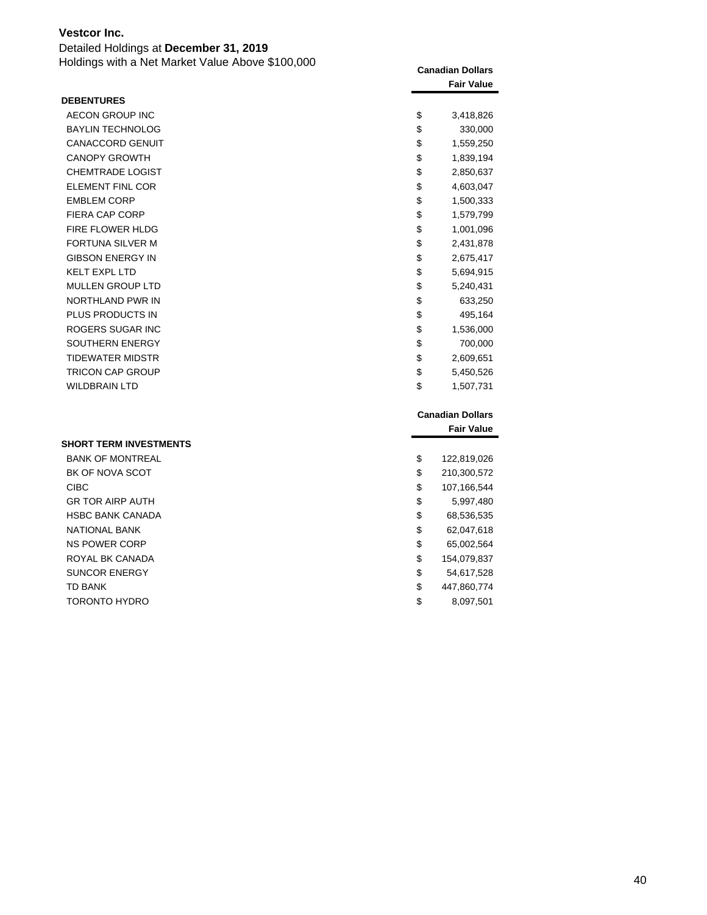**Vestcor Inc.**

Detailed Holdings at **December 31, 2019**

Holdings with a Net Market Value Above $100,000

| | Canadian Dollars Fair Value |
|---|---|
| **DEBENTURES** | |
| AECON GROUP INC | $ 3,418,826 |
| BAYLIN TECHNOLOG | $ 330,000 |
| CANACCORD GENUIT | $ 1,559,250 |
| CANOPY GROWTH | $ 1,839,194 |
| CHEMTRADE LOGIST | $ 2,850,637 |
| ELEMENT FINL COR | $ 4,603,047 |
| EMBLEM CORP | $ 1,500,333 |
| FIERA CAP CORP | $ 1,579,799 |
| FIRE FLOWER HLDG | $ 1,001,096 |
| FORTUNA SILVER M | $ 2,431,878 |
| GIBSON ENERGY IN | $ 2,675,417 |
| KELT EXPL LTD | $ 5,694,915 |
| MULLEN GROUP LTD | $ 5,240,431 |
| NORTHLAND PWR IN | $ 633,250 |
| PLUS PRODUCTS IN | $ 495,164 |
| ROGERS SUGAR INC | $ 1,536,000 |
| SOUTHERN ENERGY | $ 700,000 |
| TIDEWATER MIDSTR | $ 2,609,651 |
| TRICON CAP GROUP | $ 5,450,526 |
| WILDBRAIN LTD | $ 1,507,731 |

| | Canadian Dollars Fair Value |
|---|---|
| **SHORT TERM INVESTMENTS** | |
| BANK OF MONTREAL | $ 122,819,026 |
| BK OF NOVA SCOT | $ 210,300,572 |
| CIBC | $ 107,166,544 |
| GR TOR AIRP AUTH | $ 5,997,480 |
| HSBC BANK CANADA | $ 68,536,535 |
| NATIONAL BANK | $ 62,047,618 |
| NS POWER CORP | $ 65,002,564 |
| ROYAL BK CANADA | $ 154,079,837 |
| SUNCOR ENERGY | $ 54,617,528 |
| TD BANK | $ 447,860,774 |
| TORONTO HYDRO | $ 8,097,501 |